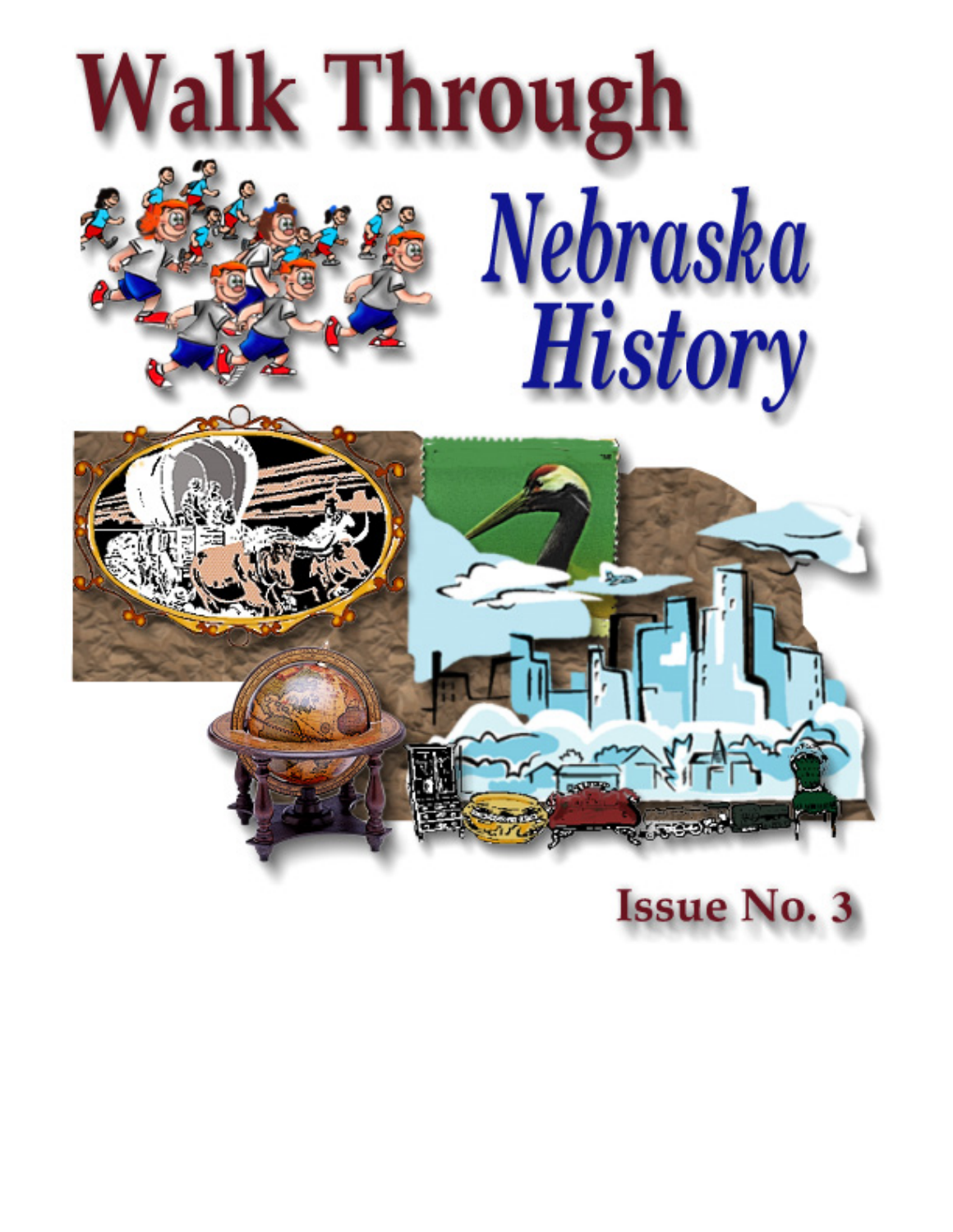# Walk Through Nebraska History

Issue No. 3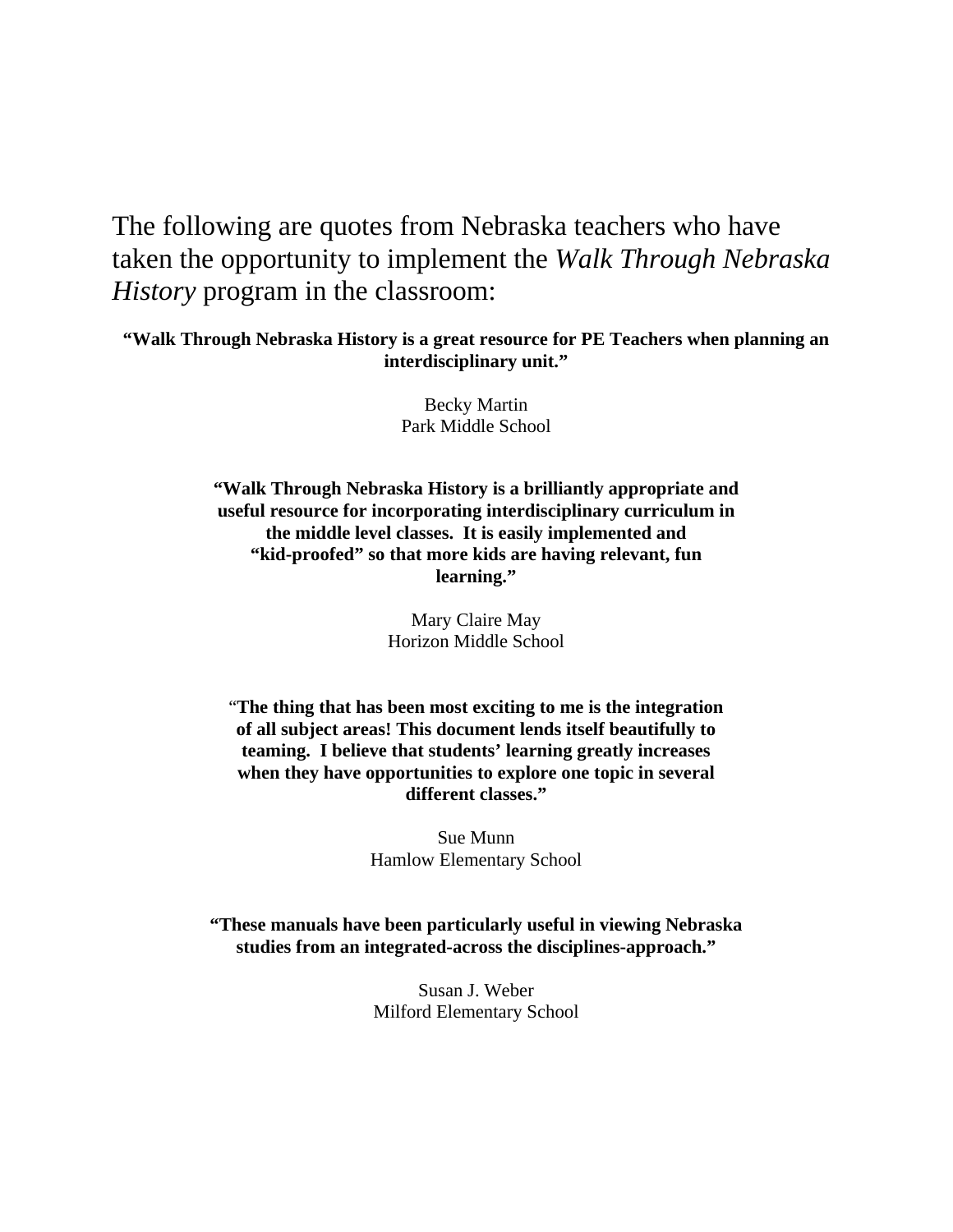The following are quotes from Nebraska teachers who have taken the opportunity to implement the *Walk Through Nebraska History* program in the classroom:

**"Walk Through Nebraska History is a great resource for PE Teachers when planning an interdisciplinary unit."**

Becky Martin
Park Middle School

**"Walk Through Nebraska History is a brilliantly appropriate and useful resource for incorporating interdisciplinary curriculum in the middle level classes. It is easily implemented and "kid-proofed" so that more kids are having relevant, fun learning."**

Mary Claire May
Horizon Middle School

"**The thing that has been most exciting to me is the integration of all subject areas! This document lends itself beautifully to teaming. I believe that students' learning greatly increases when they have opportunities to explore one topic in several different classes."**

Sue Munn
Hamlow Elementary School

**"These manuals have been particularly useful in viewing Nebraska studies from an integrated-across the disciplines-approach."**

Susan J. Weber
Milford Elementary School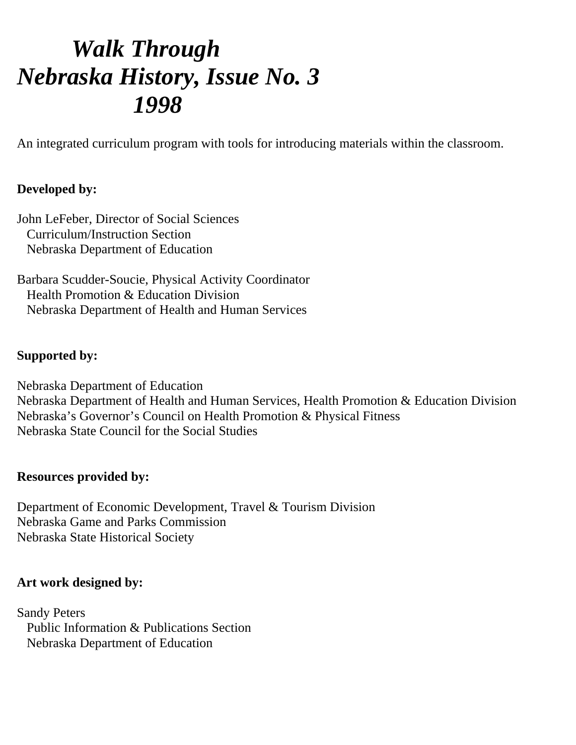# *Walk Through Nebraska History, Issue No. 3 1998*

An integrated curriculum program with tools for introducing materials within the classroom.

**Developed by:**

John LeFeber, Director of Social Sciences
Curriculum/Instruction Section
Nebraska Department of Education

Barbara Scudder-Soucie, Physical Activity Coordinator
Health Promotion & Education Division
Nebraska Department of Health and Human Services

**Supported by:**

Nebraska Department of Education
Nebraska Department of Health and Human Services, Health Promotion & Education Division
Nebraska's Governor's Council on Health Promotion & Physical Fitness
Nebraska State Council for the Social Studies

**Resources provided by:**

Department of Economic Development, Travel & Tourism Division
Nebraska Game and Parks Commission
Nebraska State Historical Society

**Art work designed by:**

Sandy Peters
Public Information & Publications Section
Nebraska Department of Education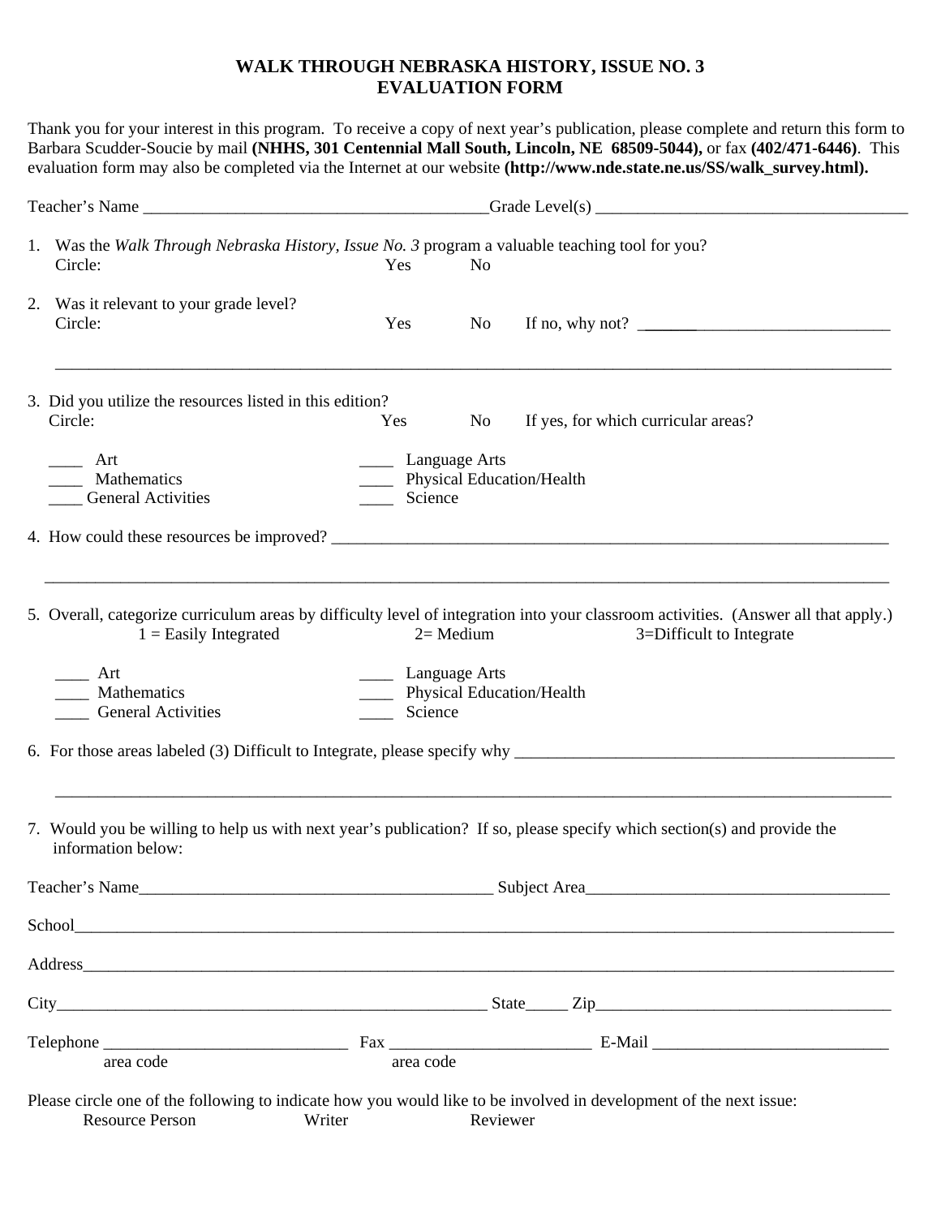# WALK THROUGH NEBRASKA HISTORY, ISSUE NO. 3
# EVALUATION FORM

Thank you for your interest in this program. To receive a copy of next year's publication, please complete and return this form to Barbara Scudder-Soucie by mail **(NHHS, 301 Centennial Mall South, Lincoln, NE 68509-5044),** or fax **(402/471-6446)**. This evaluation form may also be completed via the Internet at our website **(http://www.nde.state.ne.us/SS/walk_survey.html).**

Teacher's Name ________________________________________Grade Level(s) ____________________________________

1. Was the *Walk Through Nebraska History, Issue No. 3* program a valuable teaching tool for you?
   Circle: Yes No

2. Was it relevant to your grade level?
   Circle: Yes No If no, why not? ______________________________

   ______________________________________________________________________________________________

3. Did you utilize the resources listed in this edition?
   Circle: Yes No If yes, for which curricular areas?

   ____ Art ____ Language Arts
   ____ Mathematics ____ Physical Education/Health
   ____ General Activities ____ Science

4. How could these resources be improved? ______________________________________________________________

   ______________________________________________________________________________________________

5. Overall, categorize curriculum areas by difficulty level of integration into your classroom activities. (Answer all that apply.)
   1 = Easily Integrated 2= Medium 3=Difficult to Integrate

   ____ Art ____ Language Arts
   ____ Mathematics ____ Physical Education/Health
   ____ General Activities ____ Science

6. For those areas labeled (3) Difficult to Integrate, please specify why ____________________________________________

   ______________________________________________________________________________________________

7. Would you be willing to help us with next year's publication? If so, please specify which section(s) and provide the information below:

Teacher's Name_________________________________________ Subject Area___________________________________

School_________________________________________________________________________________________

Address________________________________________________________________________________________

City____________________________________________________ State_____ Zip___________________________________

Telephone ______________________________ Fax ________________________ E-Mail ____________________________
area code area code

Please circle one of the following to indicate how you would like to be involved in development of the next issue:
Resource Person Writer Reviewer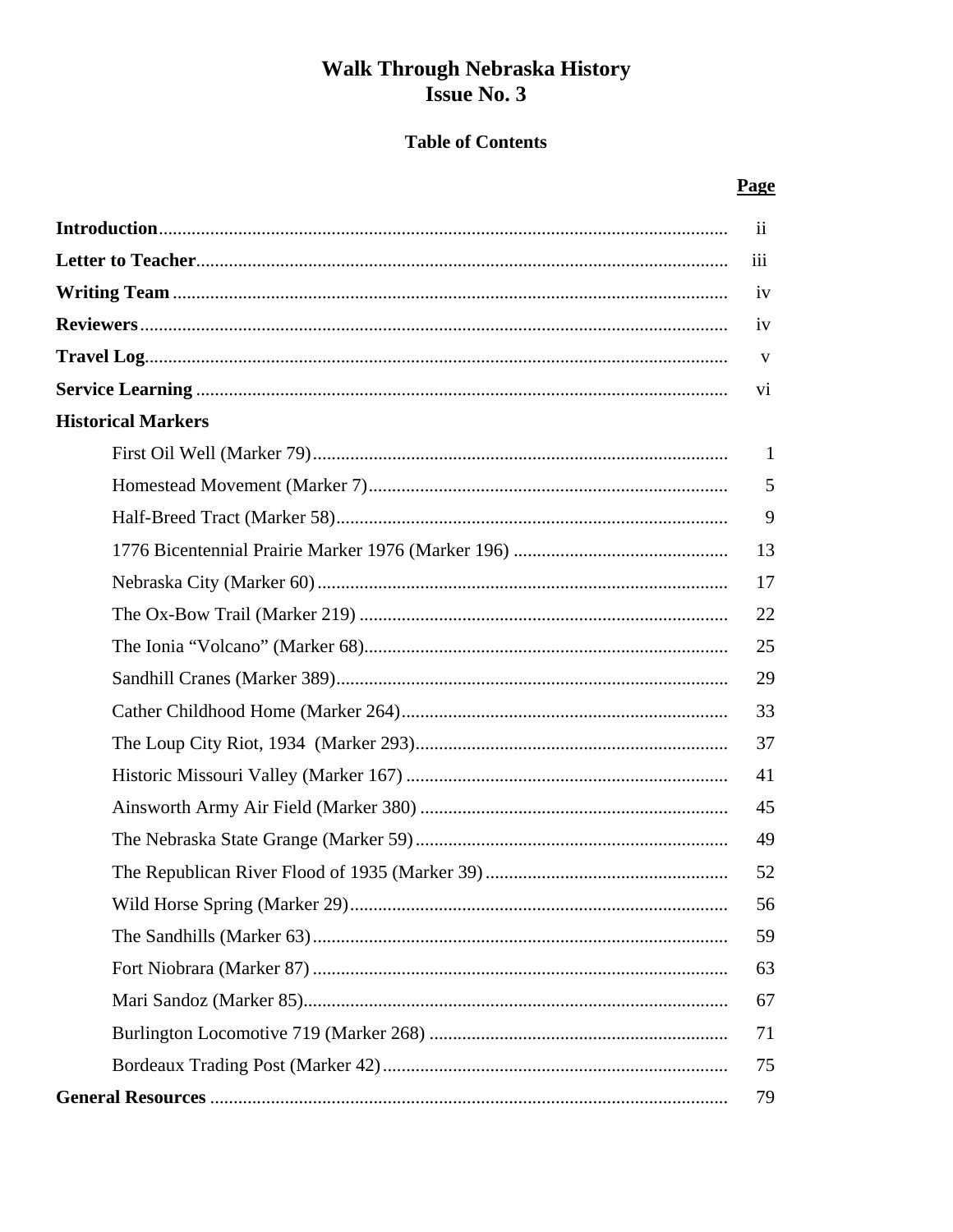# Walk Through Nebraska History
# Issue No. 3

## Table of Contents

| | Page |
|---|---|
| **Introduction** | ii |
| **Letter to Teacher** | iii |
| **Writing Team** | iv |
| **Reviewers** | iv |
| **Travel Log** | v |
| **Service Learning** | vi |
| **Historical Markers** | |
| First Oil Well (Marker 79) | 1 |
| Homestead Movement (Marker 7) | 5 |
| Half-Breed Tract (Marker 58) | 9 |
| 1776 Bicentennial Prairie Marker 1976 (Marker 196) | 13 |
| Nebraska City (Marker 60) | 17 |
| The Ox-Bow Trail (Marker 219) | 22 |
| The Ionia "Volcano" (Marker 68) | 25 |
| Sandhill Cranes (Marker 389) | 29 |
| Cather Childhood Home (Marker 264) | 33 |
| The Loup City Riot, 1934 (Marker 293) | 37 |
| Historic Missouri Valley (Marker 167) | 41 |
| Ainsworth Army Air Field (Marker 380) | 45 |
| The Nebraska State Grange (Marker 59) | 49 |
| The Republican River Flood of 1935 (Marker 39) | 52 |
| Wild Horse Spring (Marker 29) | 56 |
| The Sandhills (Marker 63) | 59 |
| Fort Niobrara (Marker 87) | 63 |
| Mari Sandoz (Marker 85) | 67 |
| Burlington Locomotive 719 (Marker 268) | 71 |
| Bordeaux Trading Post (Marker 42) | 75 |
| **General Resources** | 79 |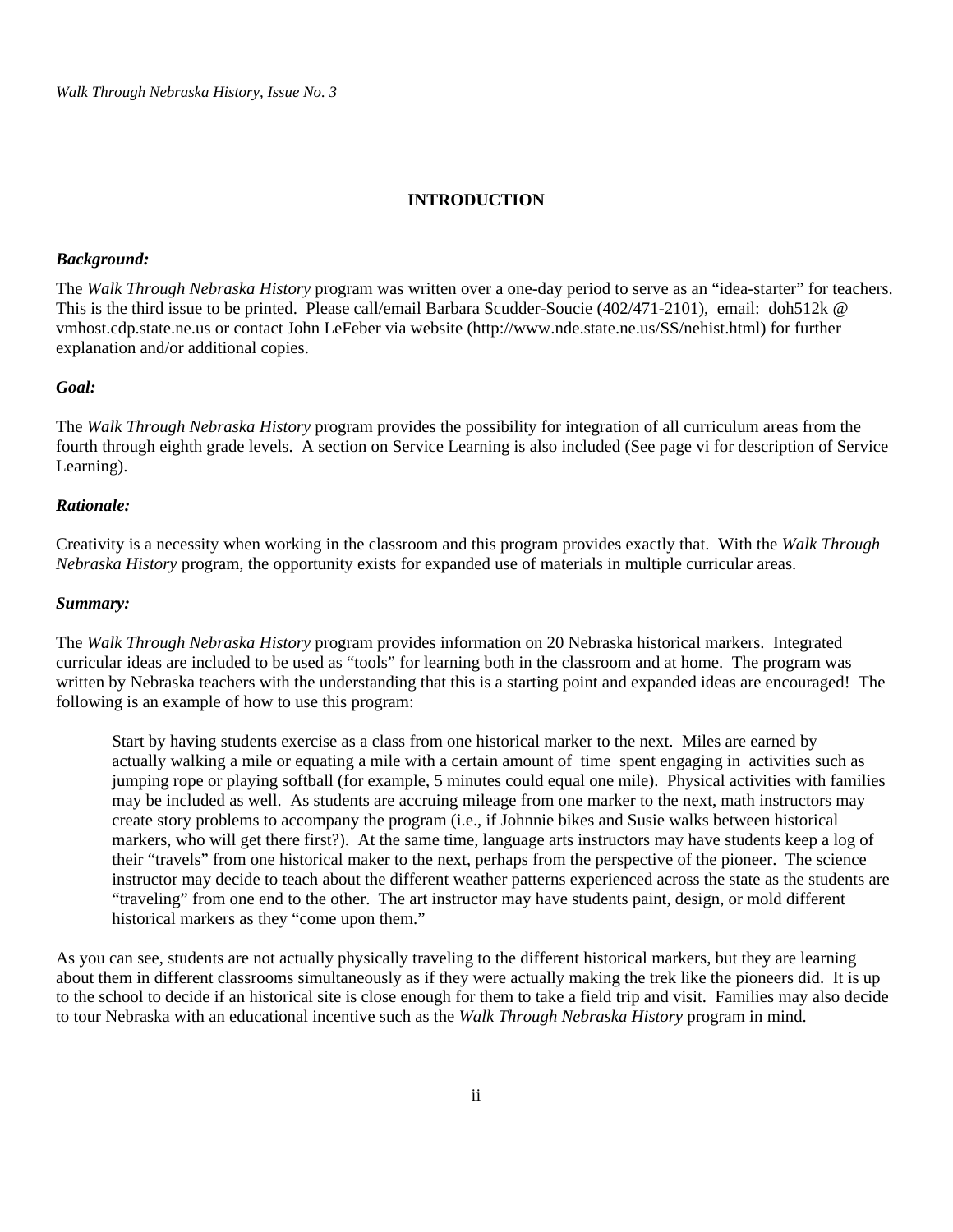# INTRODUCTION

***Background:***

The *Walk Through Nebraska History* program was written over a one-day period to serve as an "idea-starter" for teachers. This is the third issue to be printed. Please call/email Barbara Scudder-Soucie (402/471-2101), email: doh512k @ vmhost.cdp.state.ne.us or contact John LeFeber via website (http://www.nde.state.ne.us/SS/nehist.html) for further explanation and/or additional copies.

***Goal:***

The *Walk Through Nebraska History* program provides the possibility for integration of all curriculum areas from the fourth through eighth grade levels. A section on Service Learning is also included (See page vi for description of Service Learning).

***Rationale:***

Creativity is a necessity when working in the classroom and this program provides exactly that. With the *Walk Through Nebraska History* program, the opportunity exists for expanded use of materials in multiple curricular areas.

***Summary:***

The *Walk Through Nebraska History* program provides information on 20 Nebraska historical markers. Integrated curricular ideas are included to be used as "tools" for learning both in the classroom and at home. The program was written by Nebraska teachers with the understanding that this is a starting point and expanded ideas are encouraged! The following is an example of how to use this program:

> Start by having students exercise as a class from one historical marker to the next. Miles are earned by actually walking a mile or equating a mile with a certain amount of time spent engaging in activities such as jumping rope or playing softball (for example, 5 minutes could equal one mile). Physical activities with families may be included as well. As students are accruing mileage from one marker to the next, math instructors may create story problems to accompany the program (i.e., if Johnnie bikes and Susie walks between historical markers, who will get there first?). At the same time, language arts instructors may have students keep a log of their "travels" from one historical maker to the next, perhaps from the perspective of the pioneer. The science instructor may decide to teach about the different weather patterns experienced across the state as the students are "traveling" from one end to the other. The art instructor may have students paint, design, or mold different historical markers as they "come upon them."

As you can see, students are not actually physically traveling to the different historical markers, but they are learning about them in different classrooms simultaneously as if they were actually making the trek like the pioneers did. It is up to the school to decide if an historical site is close enough for them to take a field trip and visit. Families may also decide to tour Nebraska with an educational incentive such as the *Walk Through Nebraska History* program in mind.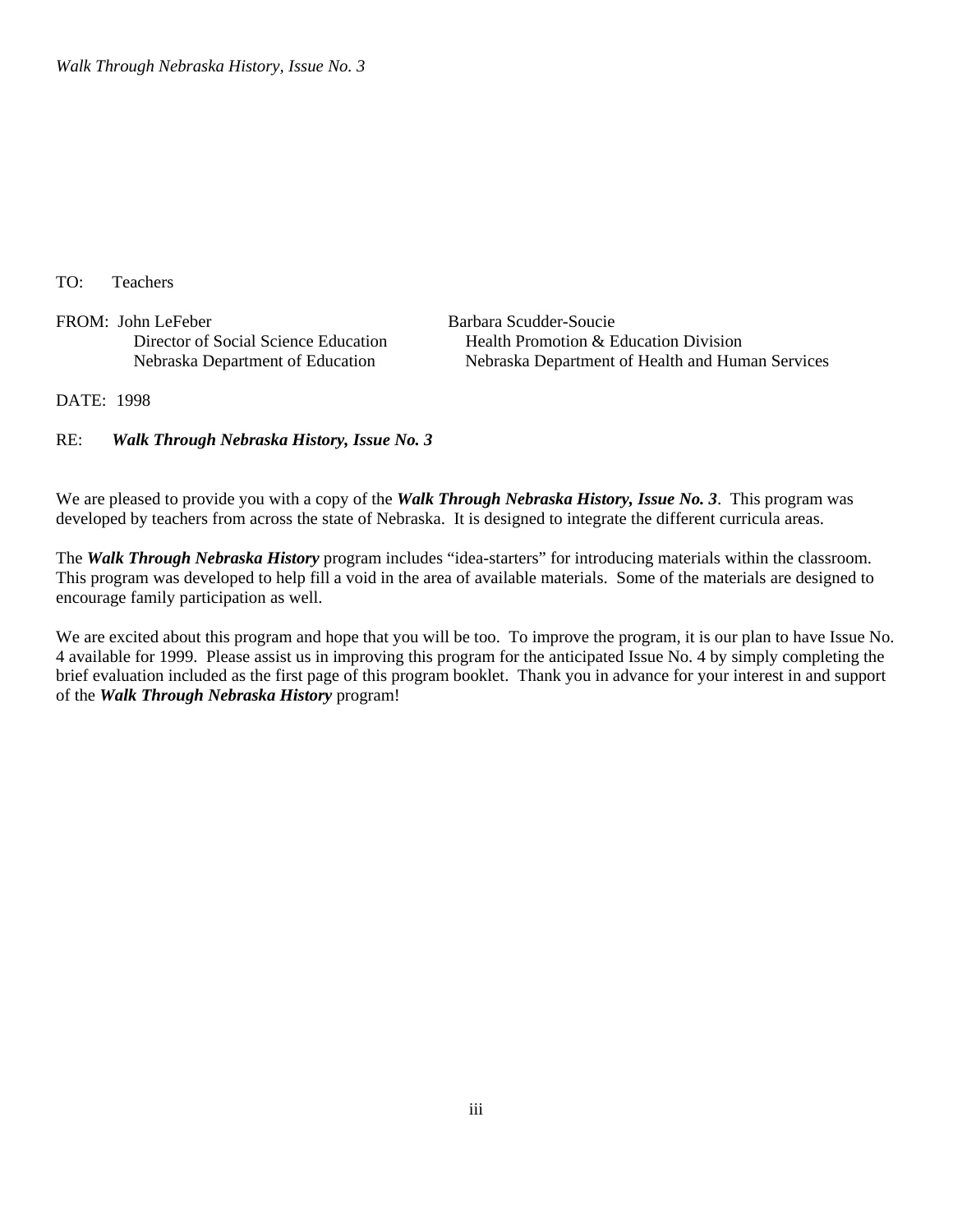TO: Teachers

FROM: John LeFeber
Director of Social Science Education
Nebraska Department of Education

Barbara Scudder-Soucie
Health Promotion & Education Division
Nebraska Department of Health and Human Services

DATE: 1998

RE: ***Walk Through Nebraska History, Issue No. 3***

We are pleased to provide you with a copy of the ***Walk Through Nebraska History, Issue No. 3***. This program was developed by teachers from across the state of Nebraska. It is designed to integrate the different curricula areas.

The ***Walk Through Nebraska History*** program includes "idea-starters" for introducing materials within the classroom. This program was developed to help fill a void in the area of available materials. Some of the materials are designed to encourage family participation as well.

We are excited about this program and hope that you will be too. To improve the program, it is our plan to have Issue No. 4 available for 1999. Please assist us in improving this program for the anticipated Issue No. 4 by simply completing the brief evaluation included as the first page of this program booklet. Thank you in advance for your interest in and support of the ***Walk Through Nebraska History*** program!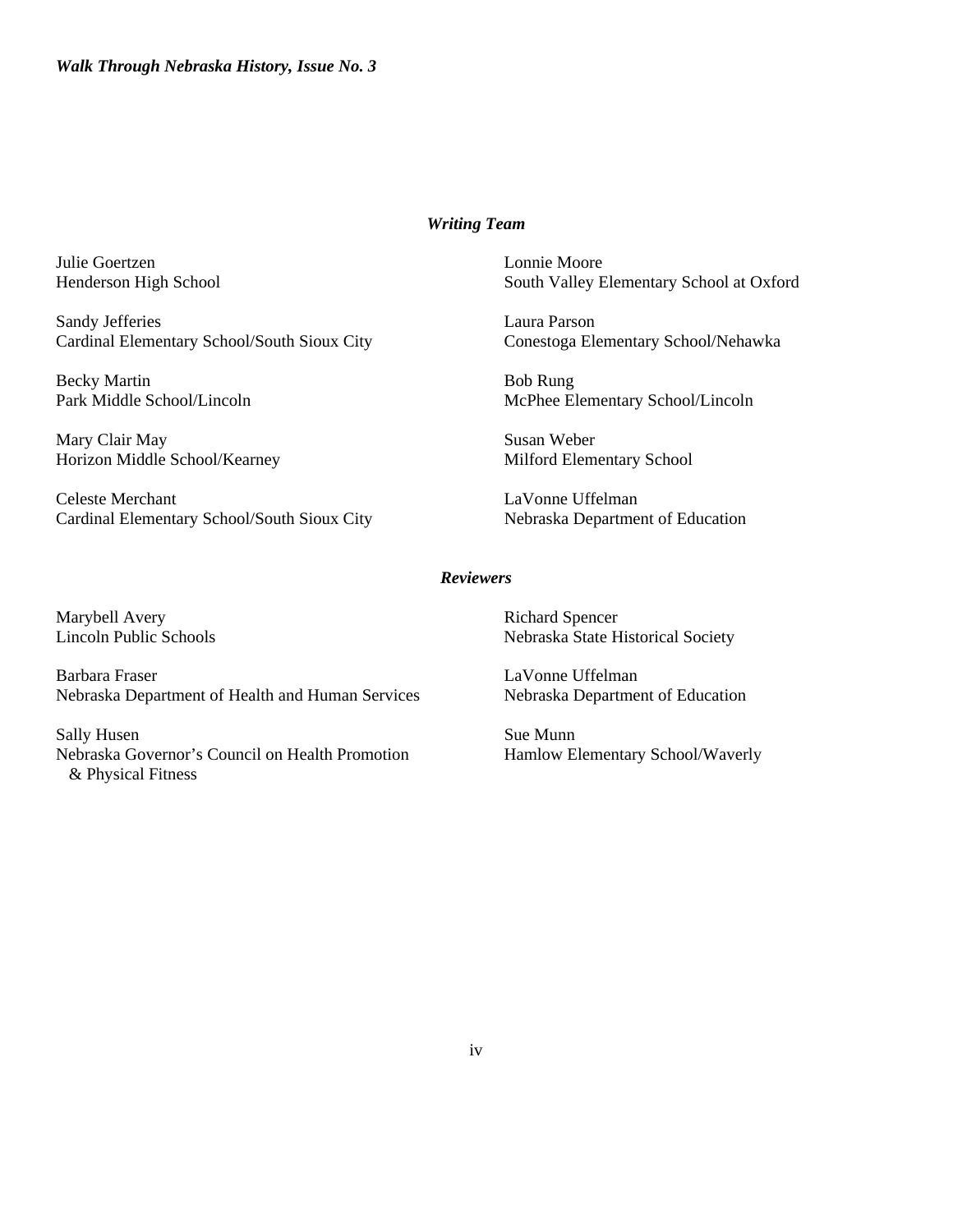### *Writing Team*

Julie Goertzen
Henderson High School

Sandy Jefferies
Cardinal Elementary School/South Sioux City

Becky Martin
Park Middle School/Lincoln

Mary Clair May
Horizon Middle School/Kearney

Celeste Merchant
Cardinal Elementary School/South Sioux City

Lonnie Moore
South Valley Elementary School at Oxford

Laura Parson
Conestoga Elementary School/Nehawka

Bob Rung
McPhee Elementary School/Lincoln

Susan Weber
Milford Elementary School

LaVonne Uffelman
Nebraska Department of Education

### *Reviewers*

Marybell Avery
Lincoln Public Schools

Barbara Fraser
Nebraska Department of Health and Human Services

Sally Husen
Nebraska Governor's Council on Health Promotion & Physical Fitness

Richard Spencer
Nebraska State Historical Society

LaVonne Uffelman
Nebraska Department of Education

Sue Munn
Hamlow Elementary School/Waverly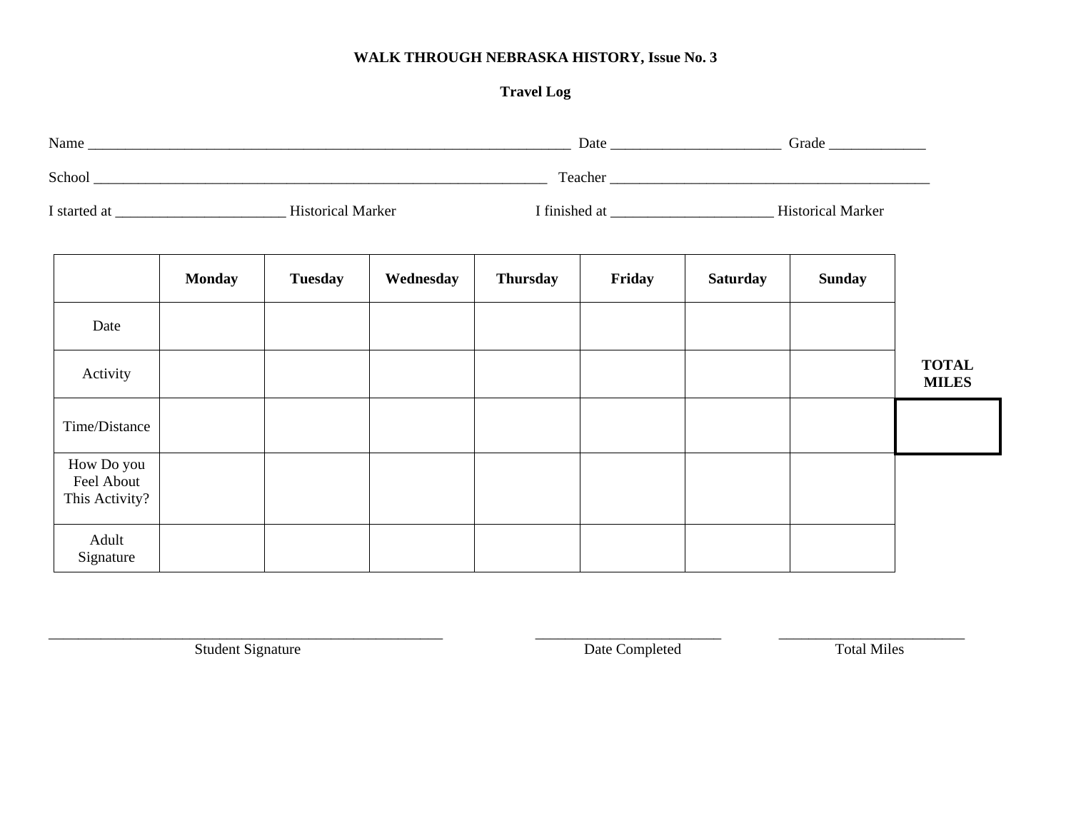**WALK THROUGH NEBRASKA HISTORY, Issue No. 3**

**Travel Log**

Name ______________________________________________________________________ Date ________________________ Grade _____________

School _________________________________________________________________ Teacher _____________________________________________

I started at ________________________ Historical Marker I finished at ______________________ Historical Marker

| | **Monday** | **Tuesday** | **Wednesday** | **Thursday** | **Friday** | **Saturday** | **Sunday** | |
|---|---|---|---|---|---|---|---|---|
| Date | | | | | | | | |
| Activity | | | | | | | | **TOTAL MILES** |
| Time/Distance | | | | | | | | |
| How Do you Feel About This Activity? | | | | | | | | |
| Adult Signature | | | | | | | | |

_________________________________________________________ Student Signature

__________________________ Date Completed

__________________________ Total Miles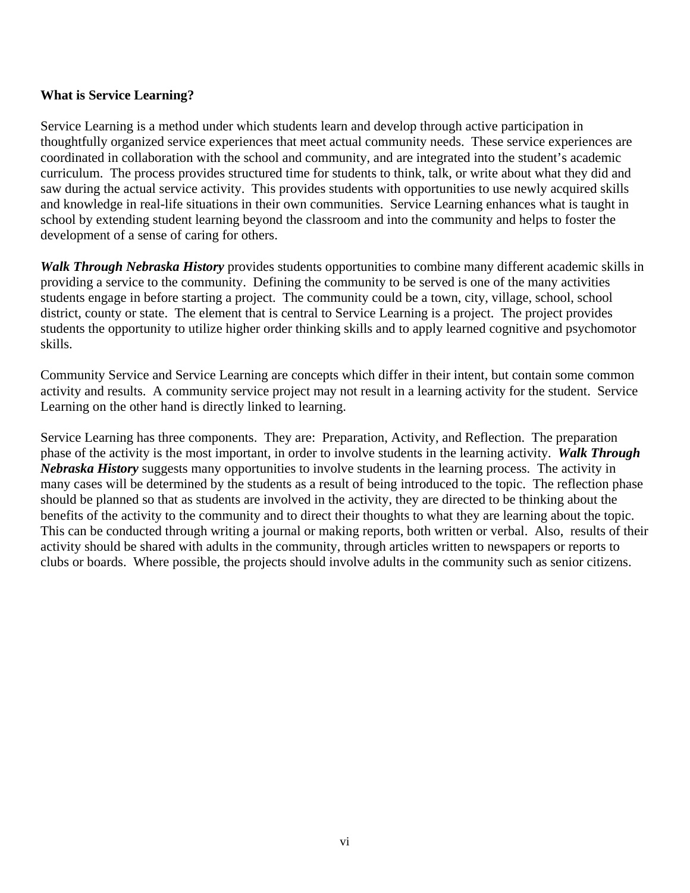## What is Service Learning?

Service Learning is a method under which students learn and develop through active participation in thoughtfully organized service experiences that meet actual community needs. These service experiences are coordinated in collaboration with the school and community, and are integrated into the student's academic curriculum. The process provides structured time for students to think, talk, or write about what they did and saw during the actual service activity. This provides students with opportunities to use newly acquired skills and knowledge in real-life situations in their own communities. Service Learning enhances what is taught in school by extending student learning beyond the classroom and into the community and helps to foster the development of a sense of caring for others.

***Walk Through Nebraska History*** provides students opportunities to combine many different academic skills in providing a service to the community. Defining the community to be served is one of the many activities students engage in before starting a project. The community could be a town, city, village, school, school district, county or state. The element that is central to Service Learning is a project. The project provides students the opportunity to utilize higher order thinking skills and to apply learned cognitive and psychomotor skills.

Community Service and Service Learning are concepts which differ in their intent, but contain some common activity and results. A community service project may not result in a learning activity for the student. Service Learning on the other hand is directly linked to learning.

Service Learning has three components. They are: Preparation, Activity, and Reflection. The preparation phase of the activity is the most important, in order to involve students in the learning activity. ***Walk Through Nebraska History*** suggests many opportunities to involve students in the learning process. The activity in many cases will be determined by the students as a result of being introduced to the topic. The reflection phase should be planned so that as students are involved in the activity, they are directed to be thinking about the benefits of the activity to the community and to direct their thoughts to what they are learning about the topic. This can be conducted through writing a journal or making reports, both written or verbal. Also, results of their activity should be shared with adults in the community, through articles written to newspapers or reports to clubs or boards. Where possible, the projects should involve adults in the community such as senior citizens.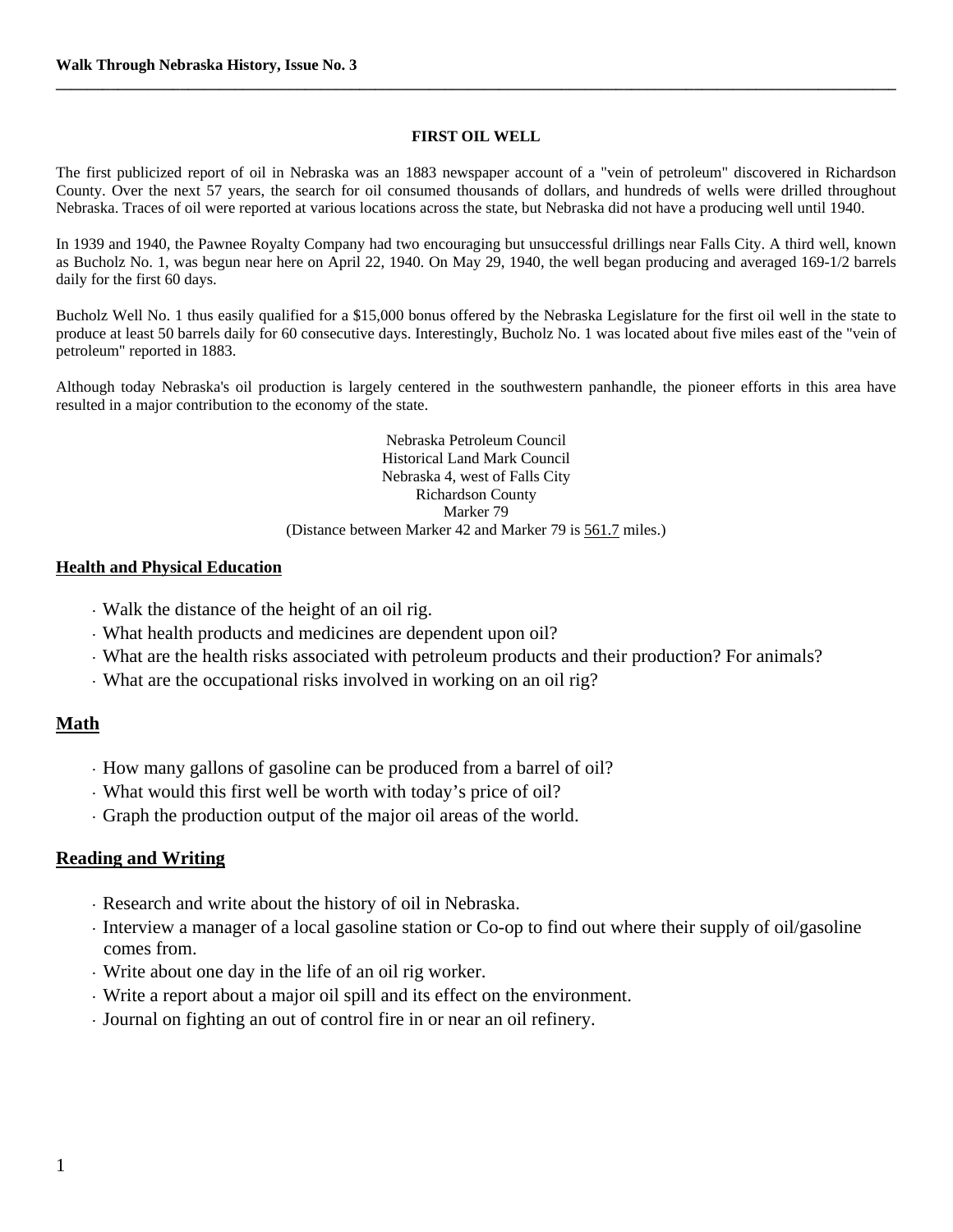## FIRST OIL WELL

The first publicized report of oil in Nebraska was an 1883 newspaper account of a "vein of petroleum" discovered in Richardson County. Over the next 57 years, the search for oil consumed thousands of dollars, and hundreds of wells were drilled throughout Nebraska. Traces of oil were reported at various locations across the state, but Nebraska did not have a producing well until 1940.

In 1939 and 1940, the Pawnee Royalty Company had two encouraging but unsuccessful drillings near Falls City. A third well, known as Bucholz No. 1, was begun near here on April 22, 1940. On May 29, 1940, the well began producing and averaged 169-1/2 barrels daily for the first 60 days.

Bucholz Well No. 1 thus easily qualified for a $15,000 bonus offered by the Nebraska Legislature for the first oil well in the state to produce at least 50 barrels daily for 60 consecutive days. Interestingly, Bucholz No. 1 was located about five miles east of the "vein of petroleum" reported in 1883.

Although today Nebraska's oil production is largely centered in the southwestern panhandle, the pioneer efforts in this area have resulted in a major contribution to the economy of the state.

Nebraska Petroleum Council
Historical Land Mark Council
Nebraska 4, west of Falls City
Richardson County
Marker 79
(Distance between Marker 42 and Marker 79 is 561.7 miles.)

### Health and Physical Education

- Walk the distance of the height of an oil rig.
- What health products and medicines are dependent upon oil?
- What are the health risks associated with petroleum products and their production? For animals?
- What are the occupational risks involved in working on an oil rig?

### Math

- How many gallons of gasoline can be produced from a barrel of oil?
- What would this first well be worth with today's price of oil?
- Graph the production output of the major oil areas of the world.

### Reading and Writing

- Research and write about the history of oil in Nebraska.
- Interview a manager of a local gasoline station or Co-op to find out where their supply of oil/gasoline comes from.
- Write about one day in the life of an oil rig worker.
- Write a report about a major oil spill and its effect on the environment.
- Journal on fighting an out of control fire in or near an oil refinery.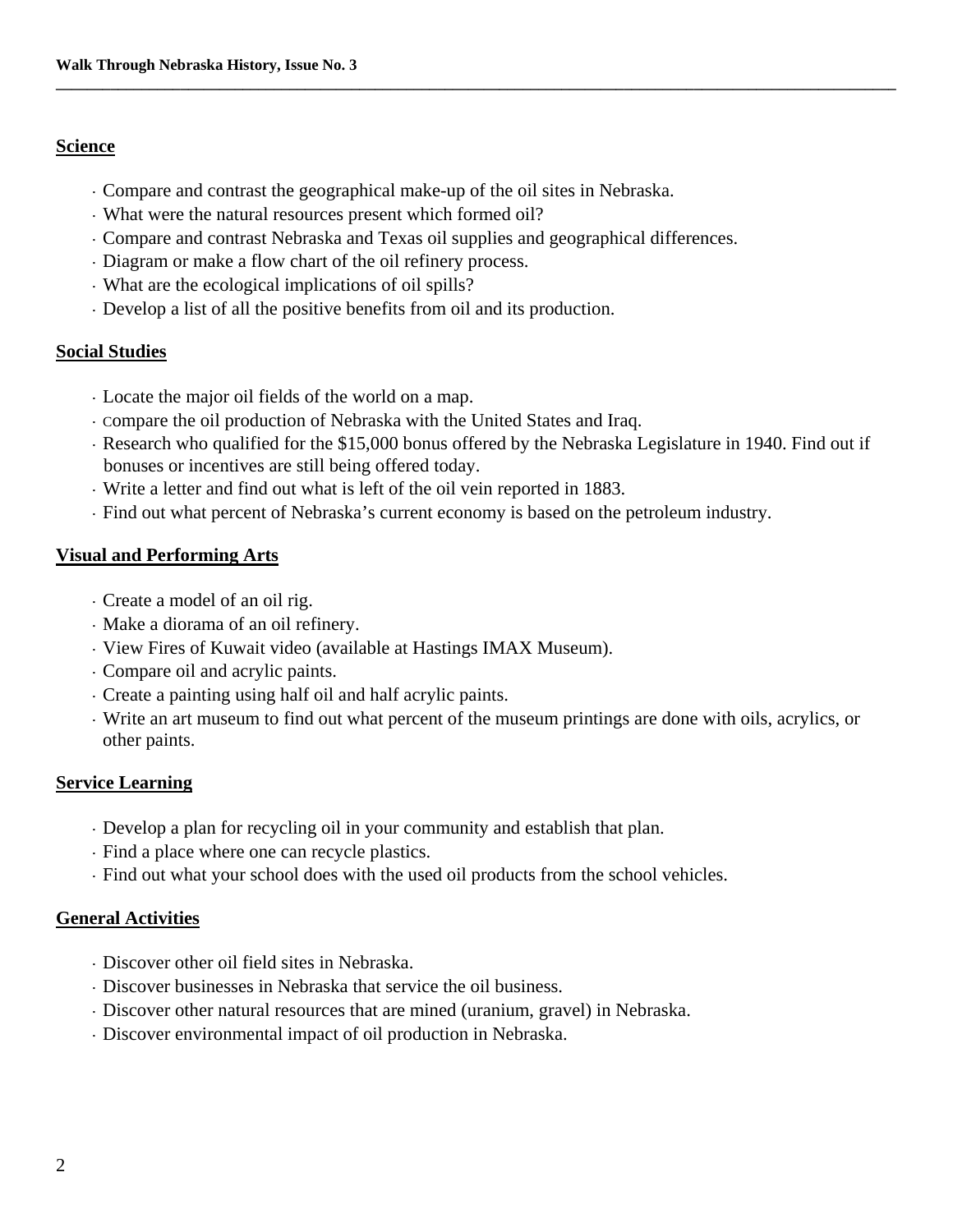## Science

- Compare and contrast the geographical make-up of the oil sites in Nebraska.
- What were the natural resources present which formed oil?
- Compare and contrast Nebraska and Texas oil supplies and geographical differences.
- Diagram or make a flow chart of the oil refinery process.
- What are the ecological implications of oil spills?
- Develop a list of all the positive benefits from oil and its production.

## Social Studies

- Locate the major oil fields of the world on a map.
- Compare the oil production of Nebraska with the United States and Iraq.
- Research who qualified for the $15,000 bonus offered by the Nebraska Legislature in 1940. Find out if bonuses or incentives are still being offered today.
- Write a letter and find out what is left of the oil vein reported in 1883.
- Find out what percent of Nebraska's current economy is based on the petroleum industry.

## Visual and Performing Arts

- Create a model of an oil rig.
- Make a diorama of an oil refinery.
- View Fires of Kuwait video (available at Hastings IMAX Museum).
- Compare oil and acrylic paints.
- Create a painting using half oil and half acrylic paints.
- Write an art museum to find out what percent of the museum printings are done with oils, acrylics, or other paints.

## Service Learning

- Develop a plan for recycling oil in your community and establish that plan.
- Find a place where one can recycle plastics.
- Find out what your school does with the used oil products from the school vehicles.

## General Activities

- Discover other oil field sites in Nebraska.
- Discover businesses in Nebraska that service the oil business.
- Discover other natural resources that are mined (uranium, gravel) in Nebraska.
- Discover environmental impact of oil production in Nebraska.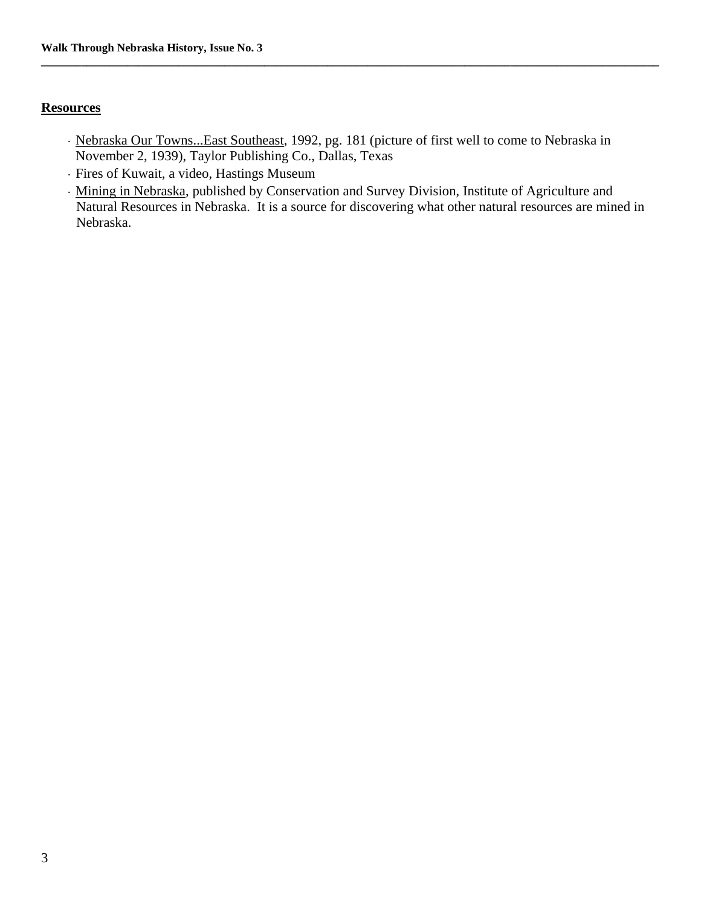## Resources

- Nebraska Our Towns...East Southeast, 1992, pg. 181 (picture of first well to come to Nebraska in November 2, 1939), Taylor Publishing Co., Dallas, Texas
- Fires of Kuwait, a video, Hastings Museum
- Mining in Nebraska, published by Conservation and Survey Division, Institute of Agriculture and Natural Resources in Nebraska. It is a source for discovering what other natural resources are mined in Nebraska.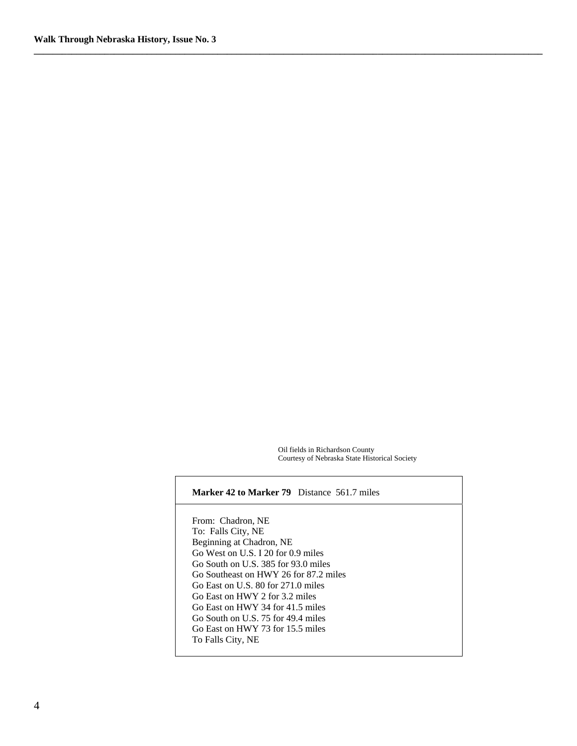Oil fields in Richardson County
Courtesy of Nebraska State Historical Society

**Marker 42 to Marker 79** Distance 561.7 miles

From: Chadron, NE
To: Falls City, NE
Beginning at Chadron, NE
Go West on U.S. I 20 for 0.9 miles
Go South on U.S. 385 for 93.0 miles
Go Southeast on HWY 26 for 87.2 miles
Go East on U.S. 80 for 271.0 miles
Go East on HWY 2 for 3.2 miles
Go East on HWY 34 for 41.5 miles
Go South on U.S. 75 for 49.4 miles
Go East on HWY 73 for 15.5 miles
To Falls City, NE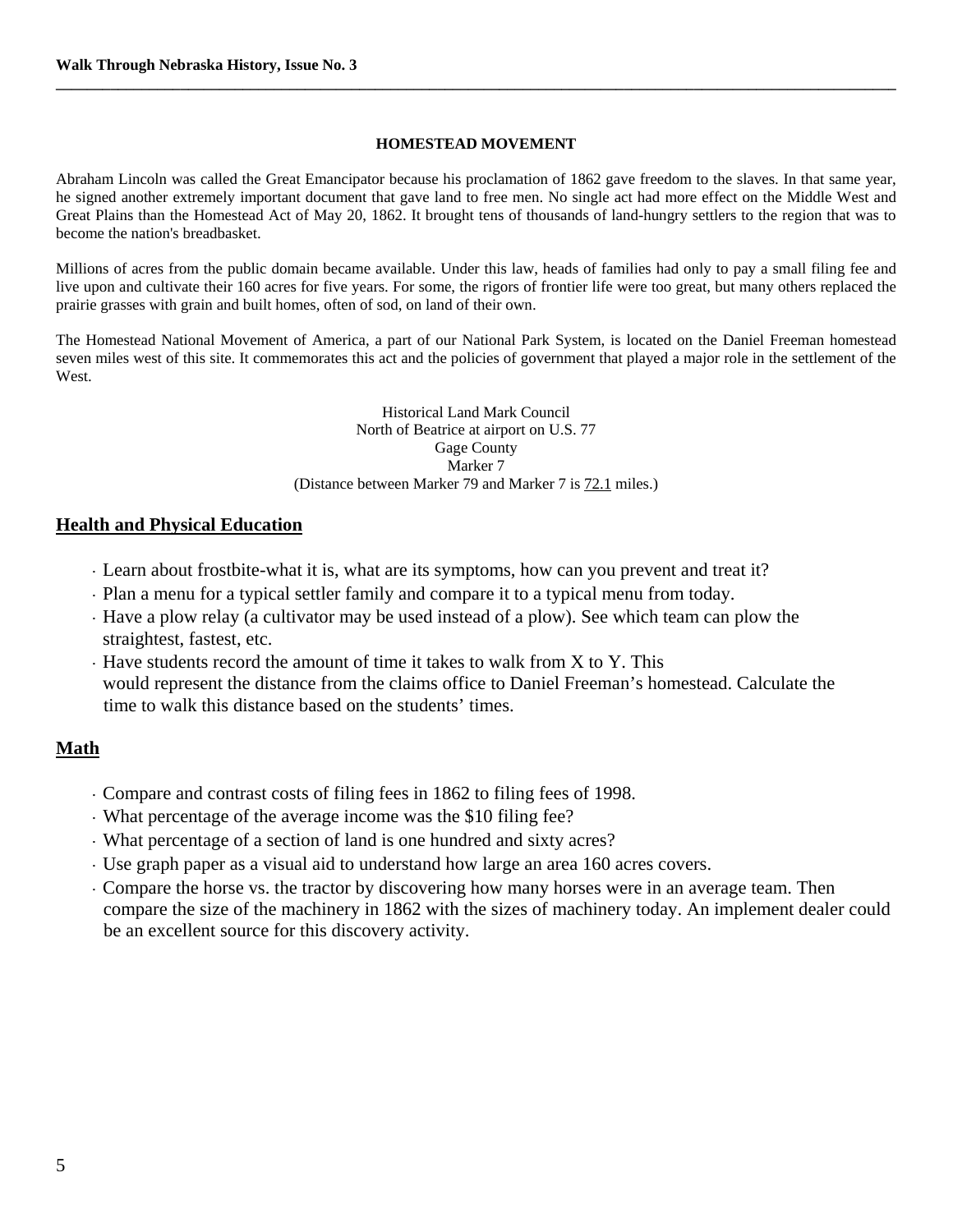## HOMESTEAD MOVEMENT

Abraham Lincoln was called the Great Emancipator because his proclamation of 1862 gave freedom to the slaves. In that same year, he signed another extremely important document that gave land to free men. No single act had more effect on the Middle West and Great Plains than the Homestead Act of May 20, 1862. It brought tens of thousands of land-hungry settlers to the region that was to become the nation's breadbasket.

Millions of acres from the public domain became available. Under this law, heads of families had only to pay a small filing fee and live upon and cultivate their 160 acres for five years. For some, the rigors of frontier life were too great, but many others replaced the prairie grasses with grain and built homes, often of sod, on land of their own.

The Homestead National Movement of America, a part of our National Park System, is located on the Daniel Freeman homestead seven miles west of this site. It commemorates this act and the policies of government that played a major role in the settlement of the West.

Historical Land Mark Council
North of Beatrice at airport on U.S. 77
Gage County
Marker 7
(Distance between Marker 79 and Marker 7 is 72.1 miles.)

## Health and Physical Education

- Learn about frostbite-what it is, what are its symptoms, how can you prevent and treat it?
- Plan a menu for a typical settler family and compare it to a typical menu from today.
- Have a plow relay (a cultivator may be used instead of a plow). See which team can plow the straightest, fastest, etc.
- Have students record the amount of time it takes to walk from X to Y. This would represent the distance from the claims office to Daniel Freeman's homestead. Calculate the time to walk this distance based on the students' times.

## Math

- Compare and contrast costs of filing fees in 1862 to filing fees of 1998.
- What percentage of the average income was the $10 filing fee?
- What percentage of a section of land is one hundred and sixty acres?
- Use graph paper as a visual aid to understand how large an area 160 acres covers.
- Compare the horse vs. the tractor by discovering how many horses were in an average team. Then compare the size of the machinery in 1862 with the sizes of machinery today. An implement dealer could be an excellent source for this discovery activity.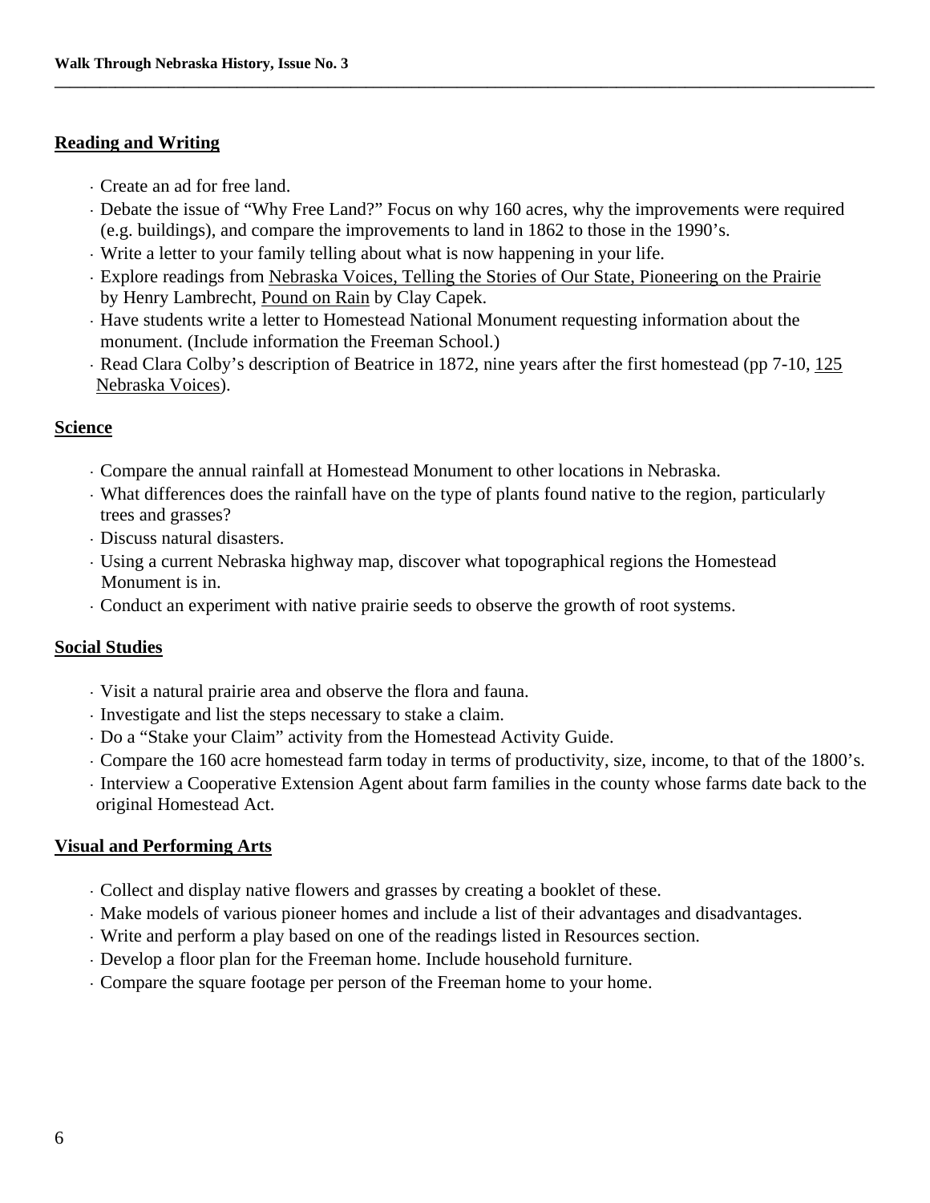## Reading and Writing

- Create an ad for free land.
- Debate the issue of "Why Free Land?" Focus on why 160 acres, why the improvements were required (e.g. buildings), and compare the improvements to land in 1862 to those in the 1990's.
- Write a letter to your family telling about what is now happening in your life.
- Explore readings from Nebraska Voices, Telling the Stories of Our State, Pioneering on the Prairie by Henry Lambrecht, Pound on Rain by Clay Capek.
- Have students write a letter to Homestead National Monument requesting information about the monument. (Include information the Freeman School.)
- Read Clara Colby's description of Beatrice in 1872, nine years after the first homestead (pp 7-10, 125 Nebraska Voices).

## Science

- Compare the annual rainfall at Homestead Monument to other locations in Nebraska.
- What differences does the rainfall have on the type of plants found native to the region, particularly trees and grasses?
- Discuss natural disasters.
- Using a current Nebraska highway map, discover what topographical regions the Homestead Monument is in.
- Conduct an experiment with native prairie seeds to observe the growth of root systems.

## Social Studies

- Visit a natural prairie area and observe the flora and fauna.
- Investigate and list the steps necessary to stake a claim.
- Do a "Stake your Claim" activity from the Homestead Activity Guide.
- Compare the 160 acre homestead farm today in terms of productivity, size, income, to that of the 1800's.
- Interview a Cooperative Extension Agent about farm families in the county whose farms date back to the original Homestead Act.

## Visual and Performing Arts

- Collect and display native flowers and grasses by creating a booklet of these.
- Make models of various pioneer homes and include a list of their advantages and disadvantages.
- Write and perform a play based on one of the readings listed in Resources section.
- Develop a floor plan for the Freeman home. Include household furniture.
- Compare the square footage per person of the Freeman home to your home.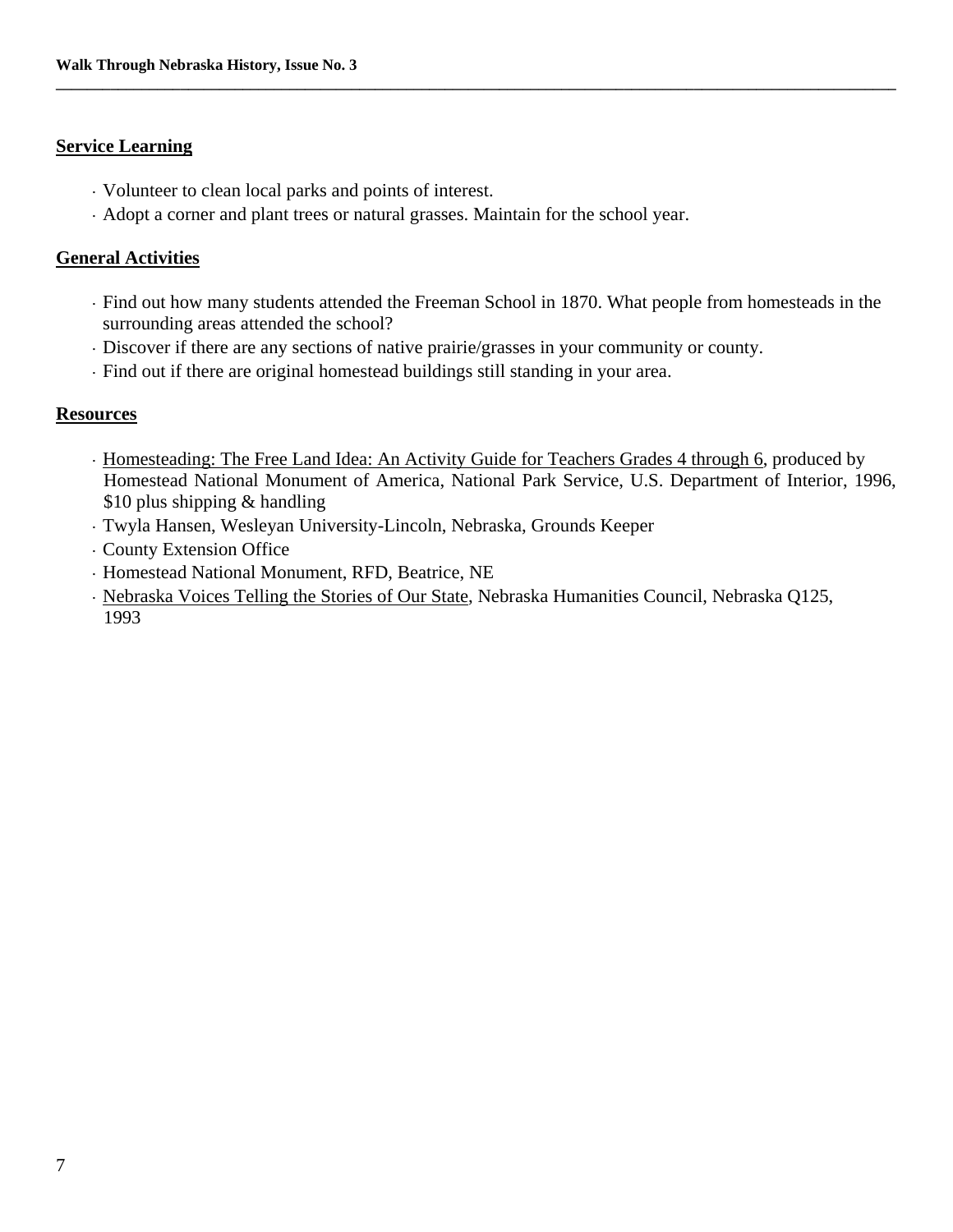## Service Learning

- Volunteer to clean local parks and points of interest.
- Adopt a corner and plant trees or natural grasses. Maintain for the school year.

## General Activities

- Find out how many students attended the Freeman School in 1870. What people from homesteads in the surrounding areas attended the school?
- Discover if there are any sections of native prairie/grasses in your community or county.
- Find out if there are original homestead buildings still standing in your area.

## Resources

- Homesteading: The Free Land Idea: An Activity Guide for Teachers Grades 4 through 6, produced by Homestead National Monument of America, National Park Service, U.S. Department of Interior, 1996, $10 plus shipping & handling
- Twyla Hansen, Wesleyan University-Lincoln, Nebraska, Grounds Keeper
- County Extension Office
- Homestead National Monument, RFD, Beatrice, NE
- Nebraska Voices Telling the Stories of Our State, Nebraska Humanities Council, Nebraska Q125, 1993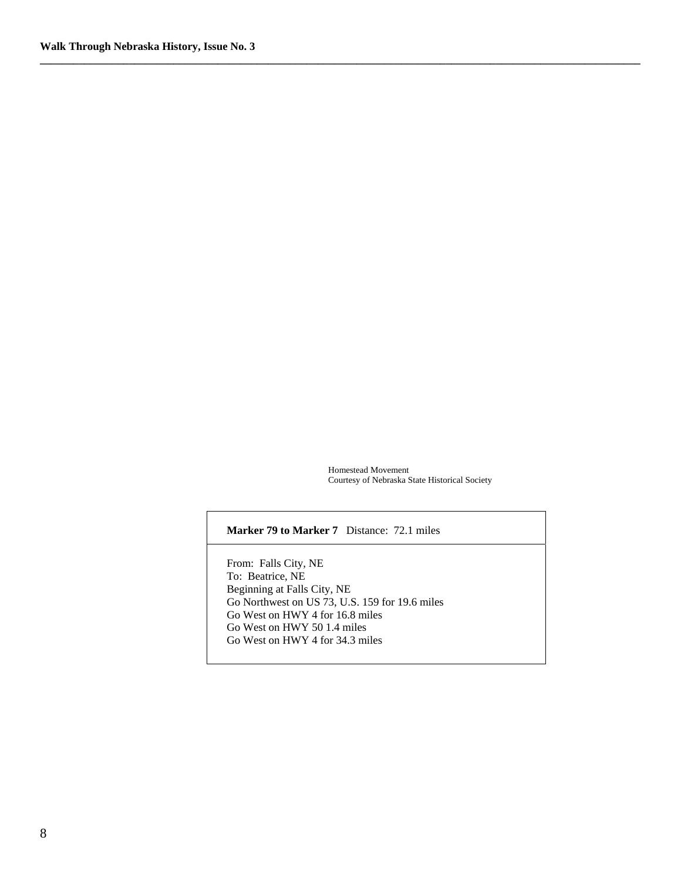Homestead Movement
Courtesy of Nebraska State Historical Society

**Marker 79 to Marker 7** Distance: 72.1 miles

From: Falls City, NE
To: Beatrice, NE
Beginning at Falls City, NE
Go Northwest on US 73, U.S. 159 for 19.6 miles
Go West on HWY 4 for 16.8 miles
Go West on HWY 50 1.4 miles
Go West on HWY 4 for 34.3 miles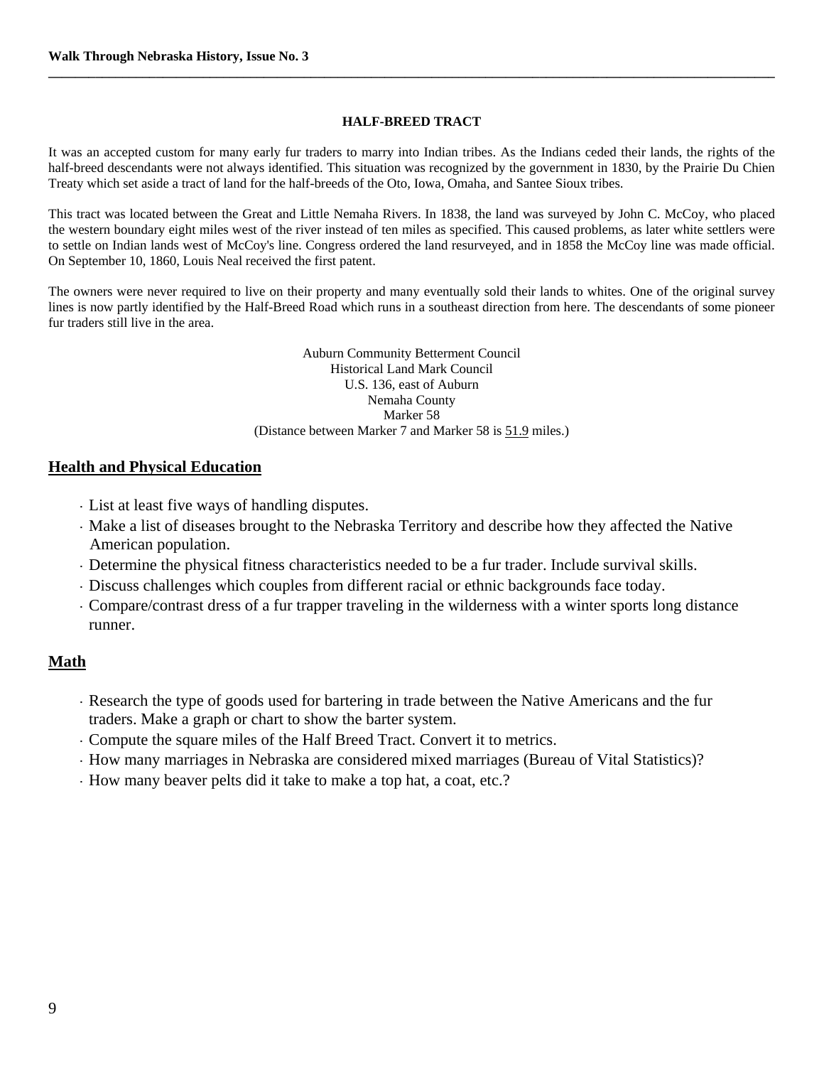### HALF-BREED TRACT

It was an accepted custom for many early fur traders to marry into Indian tribes. As the Indians ceded their lands, the rights of the half-breed descendants were not always identified. This situation was recognized by the government in 1830, by the Prairie Du Chien Treaty which set aside a tract of land for the half-breeds of the Oto, Iowa, Omaha, and Santee Sioux tribes.

This tract was located between the Great and Little Nemaha Rivers. In 1838, the land was surveyed by John C. McCoy, who placed the western boundary eight miles west of the river instead of ten miles as specified. This caused problems, as later white settlers were to settle on Indian lands west of McCoy's line. Congress ordered the land resurveyed, and in 1858 the McCoy line was made official. On September 10, 1860, Louis Neal received the first patent.

The owners were never required to live on their property and many eventually sold their lands to whites. One of the original survey lines is now partly identified by the Half-Breed Road which runs in a southeast direction from here. The descendants of some pioneer fur traders still live in the area.

Auburn Community Betterment Council
Historical Land Mark Council
U.S. 136, east of Auburn
Nemaha County
Marker 58
(Distance between Marker 7 and Marker 58 is 51.9 miles.)

## Health and Physical Education

- List at least five ways of handling disputes.
- Make a list of diseases brought to the Nebraska Territory and describe how they affected the Native American population.
- Determine the physical fitness characteristics needed to be a fur trader. Include survival skills.
- Discuss challenges which couples from different racial or ethnic backgrounds face today.
- Compare/contrast dress of a fur trapper traveling in the wilderness with a winter sports long distance runner.

## Math

- Research the type of goods used for bartering in trade between the Native Americans and the fur traders. Make a graph or chart to show the barter system.
- Compute the square miles of the Half Breed Tract. Convert it to metrics.
- How many marriages in Nebraska are considered mixed marriages (Bureau of Vital Statistics)?
- How many beaver pelts did it take to make a top hat, a coat, etc.?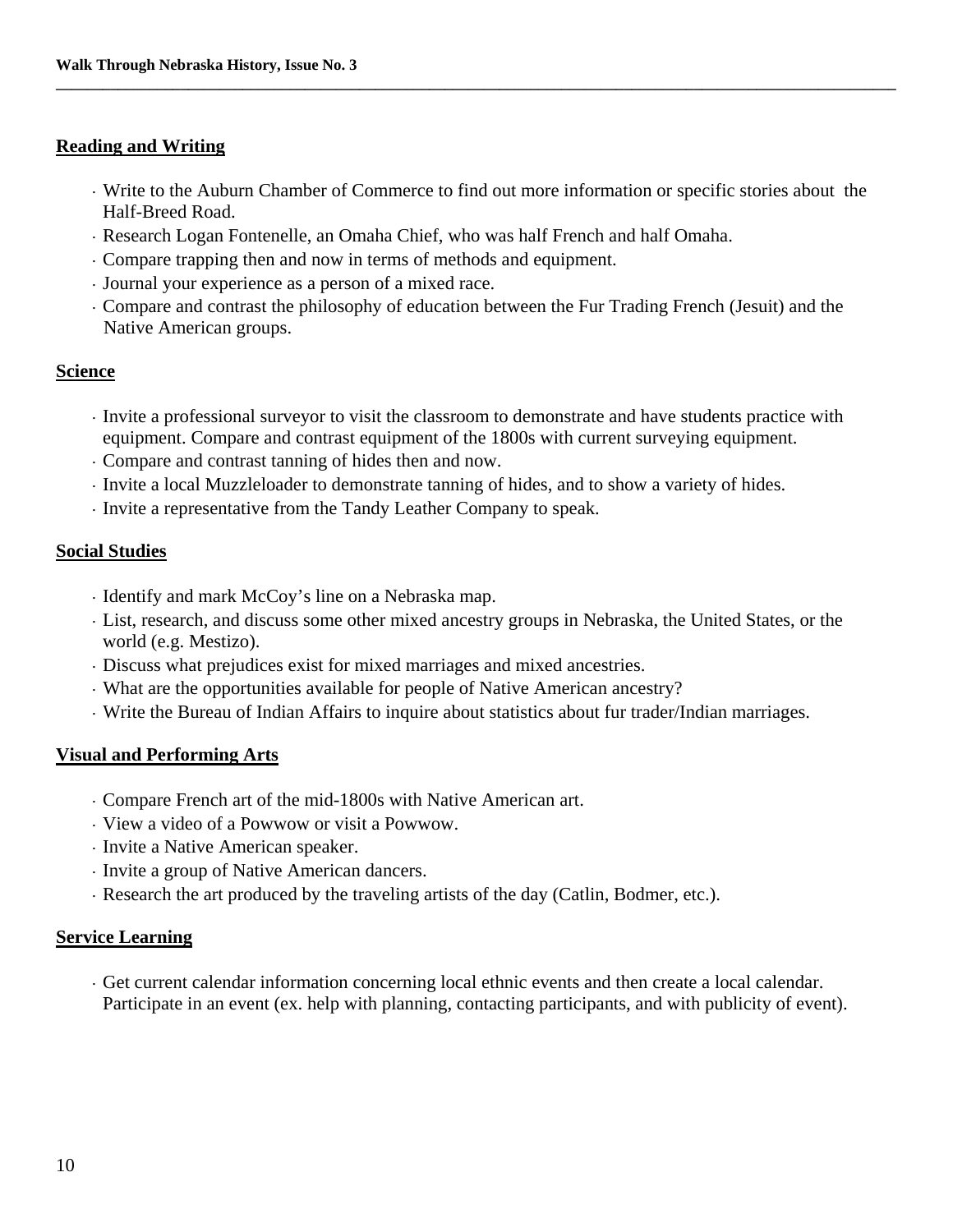## Reading and Writing

- Write to the Auburn Chamber of Commerce to find out more information or specific stories about the Half-Breed Road.
- Research Logan Fontenelle, an Omaha Chief, who was half French and half Omaha.
- Compare trapping then and now in terms of methods and equipment.
- Journal your experience as a person of a mixed race.
- Compare and contrast the philosophy of education between the Fur Trading French (Jesuit) and the Native American groups.

## Science

- Invite a professional surveyor to visit the classroom to demonstrate and have students practice with equipment. Compare and contrast equipment of the 1800s with current surveying equipment.
- Compare and contrast tanning of hides then and now.
- Invite a local Muzzleloader to demonstrate tanning of hides, and to show a variety of hides.
- Invite a representative from the Tandy Leather Company to speak.

## Social Studies

- Identify and mark McCoy's line on a Nebraska map.
- List, research, and discuss some other mixed ancestry groups in Nebraska, the United States, or the world (e.g. Mestizo).
- Discuss what prejudices exist for mixed marriages and mixed ancestries.
- What are the opportunities available for people of Native American ancestry?
- Write the Bureau of Indian Affairs to inquire about statistics about fur trader/Indian marriages.

## Visual and Performing Arts

- Compare French art of the mid-1800s with Native American art.
- View a video of a Powwow or visit a Powwow.
- Invite a Native American speaker.
- Invite a group of Native American dancers.
- Research the art produced by the traveling artists of the day (Catlin, Bodmer, etc.).

## Service Learning

- Get current calendar information concerning local ethnic events and then create a local calendar. Participate in an event (ex. help with planning, contacting participants, and with publicity of event).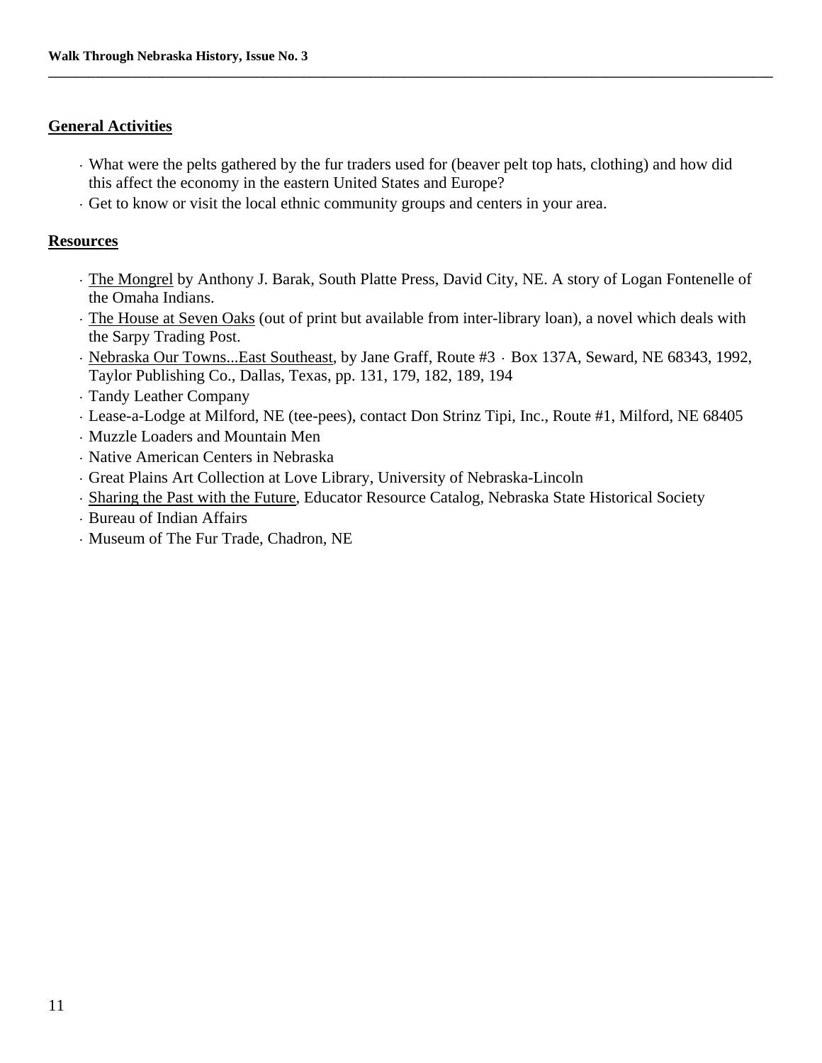## General Activities

- What were the pelts gathered by the fur traders used for (beaver pelt top hats, clothing) and how did this affect the economy in the eastern United States and Europe?
- Get to know or visit the local ethnic community groups and centers in your area.

## Resources

- The Mongrel by Anthony J. Barak, South Platte Press, David City, NE. A story of Logan Fontenelle of the Omaha Indians.
- The House at Seven Oaks (out of print but available from inter-library loan), a novel which deals with the Sarpy Trading Post.
- Nebraska Our Towns...East Southeast, by Jane Graff, Route #3 · Box 137A, Seward, NE 68343, 1992, Taylor Publishing Co., Dallas, Texas, pp. 131, 179, 182, 189, 194
- Tandy Leather Company
- Lease-a-Lodge at Milford, NE (tee-pees), contact Don Strinz Tipi, Inc., Route #1, Milford, NE 68405
- Muzzle Loaders and Mountain Men
- Native American Centers in Nebraska
- Great Plains Art Collection at Love Library, University of Nebraska-Lincoln
- Sharing the Past with the Future, Educator Resource Catalog, Nebraska State Historical Society
- Bureau of Indian Affairs
- Museum of The Fur Trade, Chadron, NE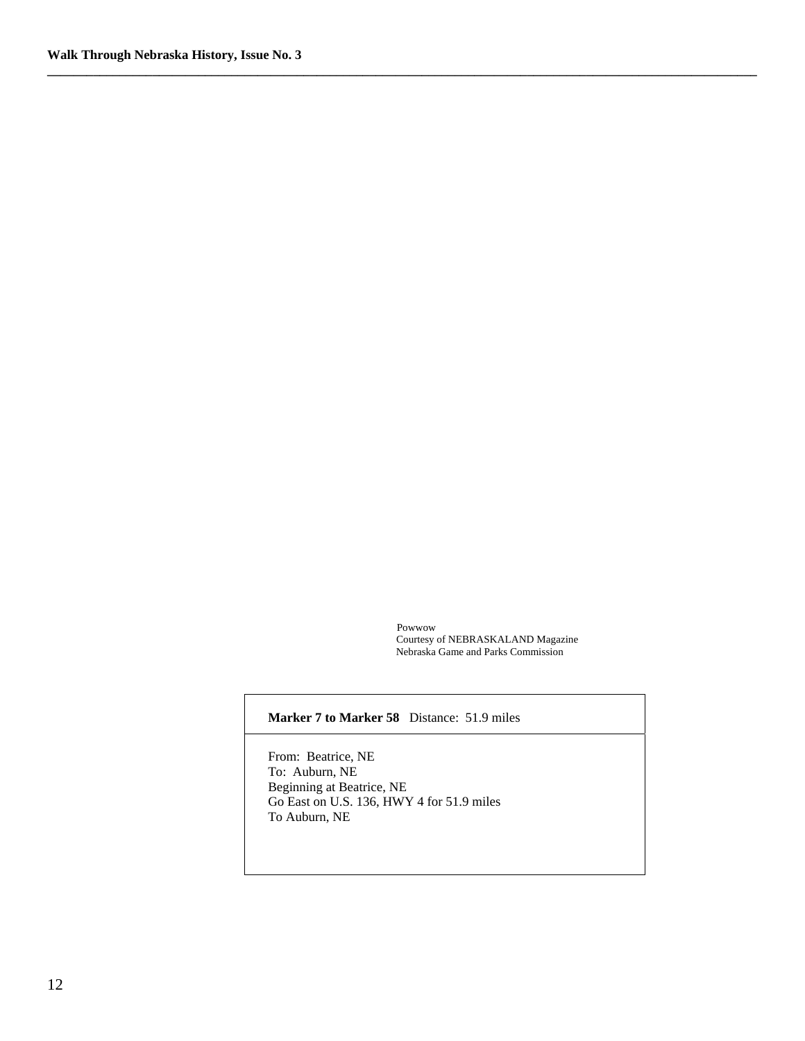Powwow
Courtesy of NEBRASKALAND Magazine
Nebraska Game and Parks Commission

**Marker 7 to Marker 58** Distance: 51.9 miles

From: Beatrice, NE
To: Auburn, NE
Beginning at Beatrice, NE
Go East on U.S. 136, HWY 4 for 51.9 miles
To Auburn, NE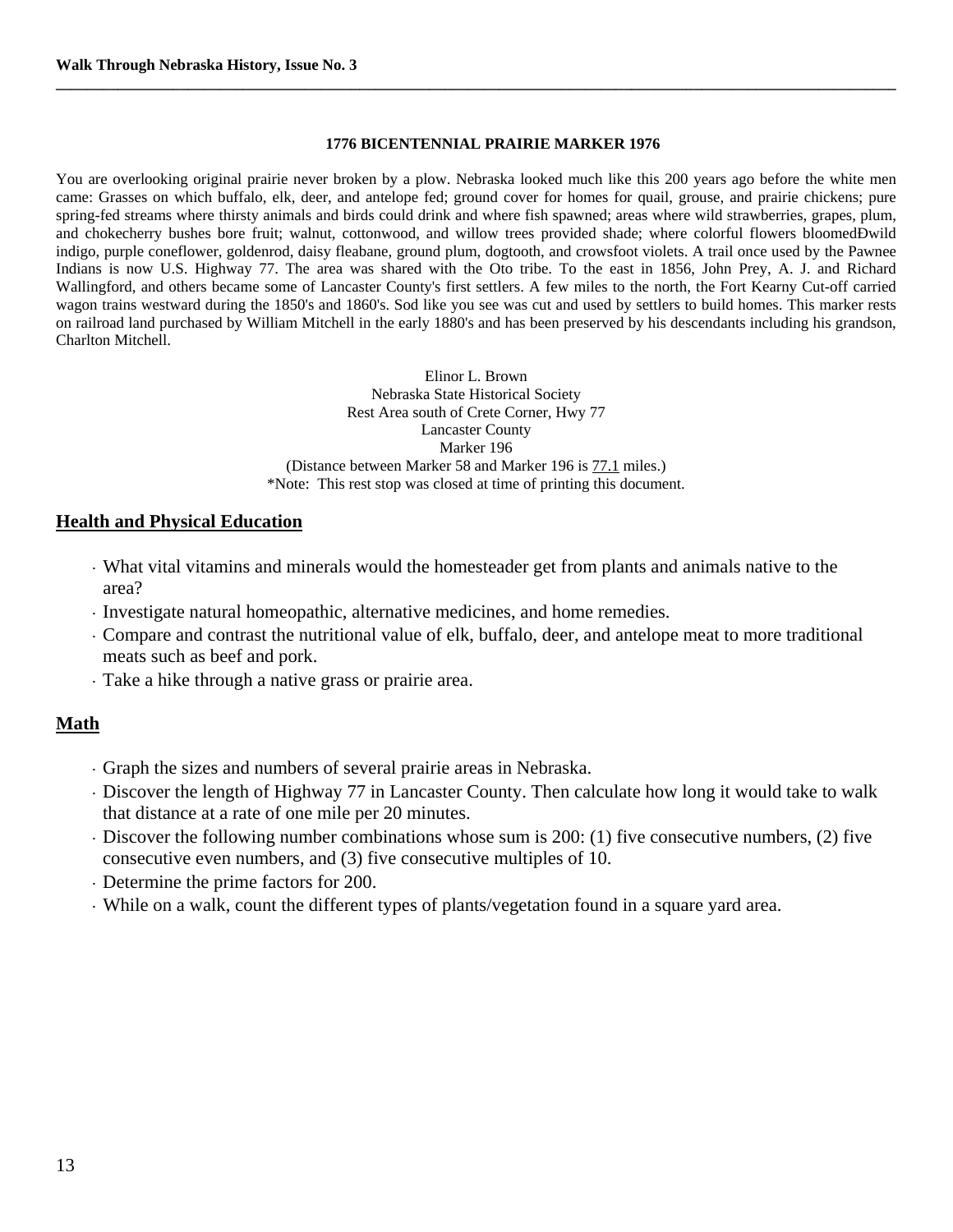**1776 BICENTENNIAL PRAIRIE MARKER 1976**

You are overlooking original prairie never broken by a plow. Nebraska looked much like this 200 years ago before the white men came: Grasses on which buffalo, elk, deer, and antelope fed; ground cover for homes for quail, grouse, and prairie chickens; pure spring-fed streams where thirsty animals and birds could drink and where fish spawned; areas where wild strawberries, grapes, plum, and chokecherry bushes bore fruit; walnut, cottonwood, and willow trees provided shade; where colorful flowers bloomedÐwild indigo, purple coneflower, goldenrod, daisy fleabane, ground plum, dogtooth, and crowsfoot violets. A trail once used by the Pawnee Indians is now U.S. Highway 77. The area was shared with the Oto tribe. To the east in 1856, John Prey, A. J. and Richard Wallingford, and others became some of Lancaster County's first settlers. A few miles to the north, the Fort Kearny Cut-off carried wagon trains westward during the 1850's and 1860's. Sod like you see was cut and used by settlers to build homes. This marker rests on railroad land purchased by William Mitchell in the early 1880's and has been preserved by his descendants including his grandson, Charlton Mitchell.

Elinor L. Brown
Nebraska State Historical Society
Rest Area south of Crete Corner, Hwy 77
Lancaster County
Marker 196
(Distance between Marker 58 and Marker 196 is 77.1 miles.)
*Note: This rest stop was closed at time of printing this document.

## Health and Physical Education

- What vital vitamins and minerals would the homesteader get from plants and animals native to the area?
- Investigate natural homeopathic, alternative medicines, and home remedies.
- Compare and contrast the nutritional value of elk, buffalo, deer, and antelope meat to more traditional meats such as beef and pork.
- Take a hike through a native grass or prairie area.

## Math

- Graph the sizes and numbers of several prairie areas in Nebraska.
- Discover the length of Highway 77 in Lancaster County. Then calculate how long it would take to walk that distance at a rate of one mile per 20 minutes.
- Discover the following number combinations whose sum is 200: (1) five consecutive numbers, (2) five consecutive even numbers, and (3) five consecutive multiples of 10.
- Determine the prime factors for 200.
- While on a walk, count the different types of plants/vegetation found in a square yard area.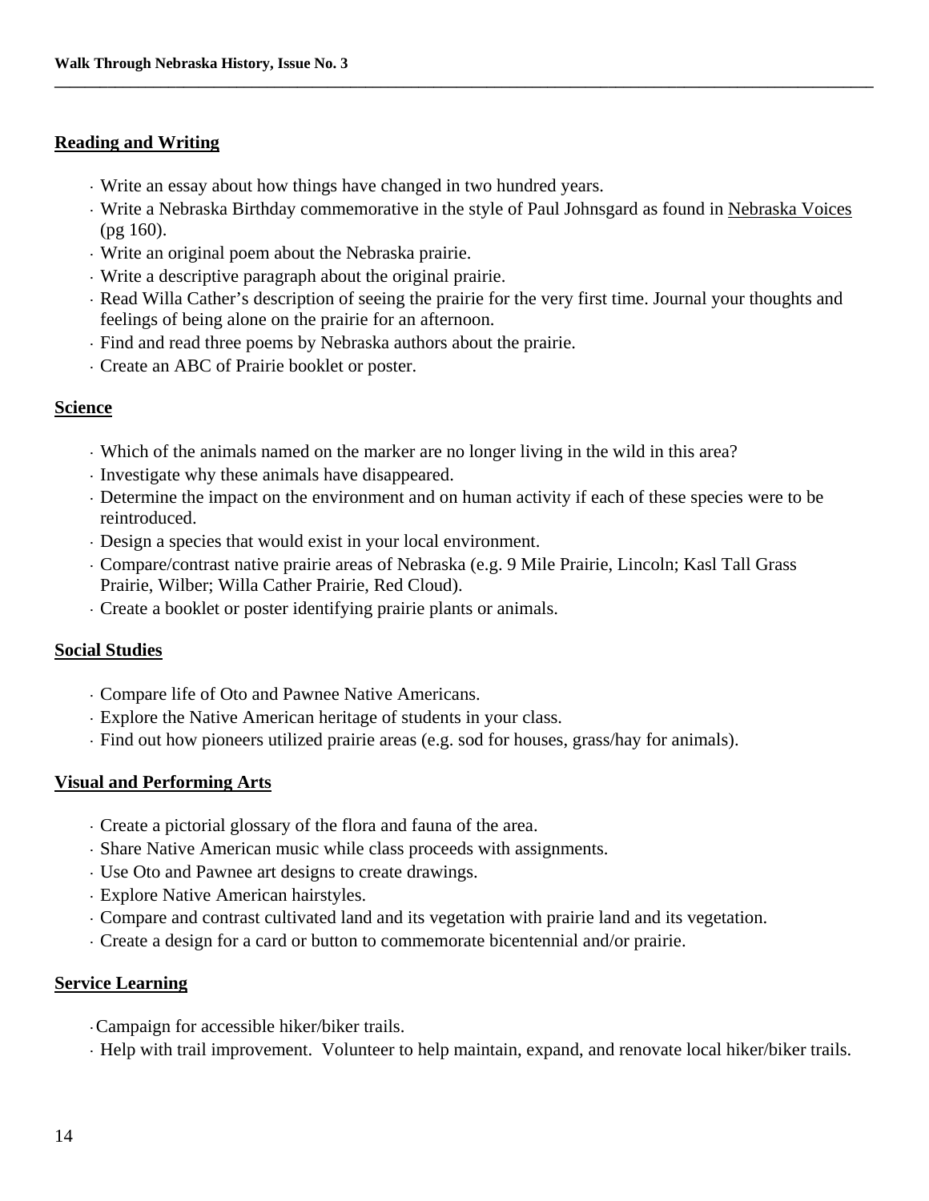## Reading and Writing

- Write an essay about how things have changed in two hundred years.
- Write a Nebraska Birthday commemorative in the style of Paul Johnsgard as found in Nebraska Voices (pg 160).
- Write an original poem about the Nebraska prairie.
- Write a descriptive paragraph about the original prairie.
- Read Willa Cather's description of seeing the prairie for the very first time. Journal your thoughts and feelings of being alone on the prairie for an afternoon.
- Find and read three poems by Nebraska authors about the prairie.
- Create an ABC of Prairie booklet or poster.

## Science

- Which of the animals named on the marker are no longer living in the wild in this area?
- Investigate why these animals have disappeared.
- Determine the impact on the environment and on human activity if each of these species were to be reintroduced.
- Design a species that would exist in your local environment.
- Compare/contrast native prairie areas of Nebraska (e.g. 9 Mile Prairie, Lincoln; Kasl Tall Grass Prairie, Wilber; Willa Cather Prairie, Red Cloud).
- Create a booklet or poster identifying prairie plants or animals.

## Social Studies

- Compare life of Oto and Pawnee Native Americans.
- Explore the Native American heritage of students in your class.
- Find out how pioneers utilized prairie areas (e.g. sod for houses, grass/hay for animals).

## Visual and Performing Arts

- Create a pictorial glossary of the flora and fauna of the area.
- Share Native American music while class proceeds with assignments.
- Use Oto and Pawnee art designs to create drawings.
- Explore Native American hairstyles.
- Compare and contrast cultivated land and its vegetation with prairie land and its vegetation.
- Create a design for a card or button to commemorate bicentennial and/or prairie.

## Service Learning

- Campaign for accessible hiker/biker trails.
- Help with trail improvement. Volunteer to help maintain, expand, and renovate local hiker/biker trails.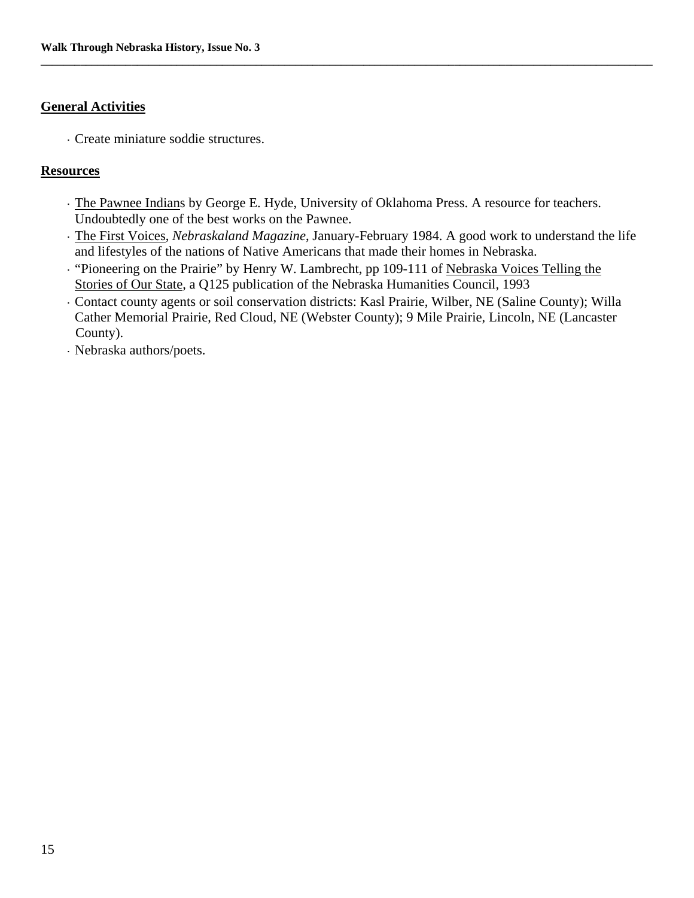## General Activities

- Create miniature soddie structures.

## Resources

- The Pawnee Indians by George E. Hyde, University of Oklahoma Press. A resource for teachers. Undoubtedly one of the best works on the Pawnee.
- The First Voices, *Nebraskaland Magazine*, January-February 1984. A good work to understand the life and lifestyles of the nations of Native Americans that made their homes in Nebraska.
- "Pioneering on the Prairie" by Henry W. Lambrecht, pp 109-111 of Nebraska Voices Telling the Stories of Our State, a Q125 publication of the Nebraska Humanities Council, 1993
- Contact county agents or soil conservation districts: Kasl Prairie, Wilber, NE (Saline County); Willa Cather Memorial Prairie, Red Cloud, NE (Webster County); 9 Mile Prairie, Lincoln, NE (Lancaster County).
- Nebraska authors/poets.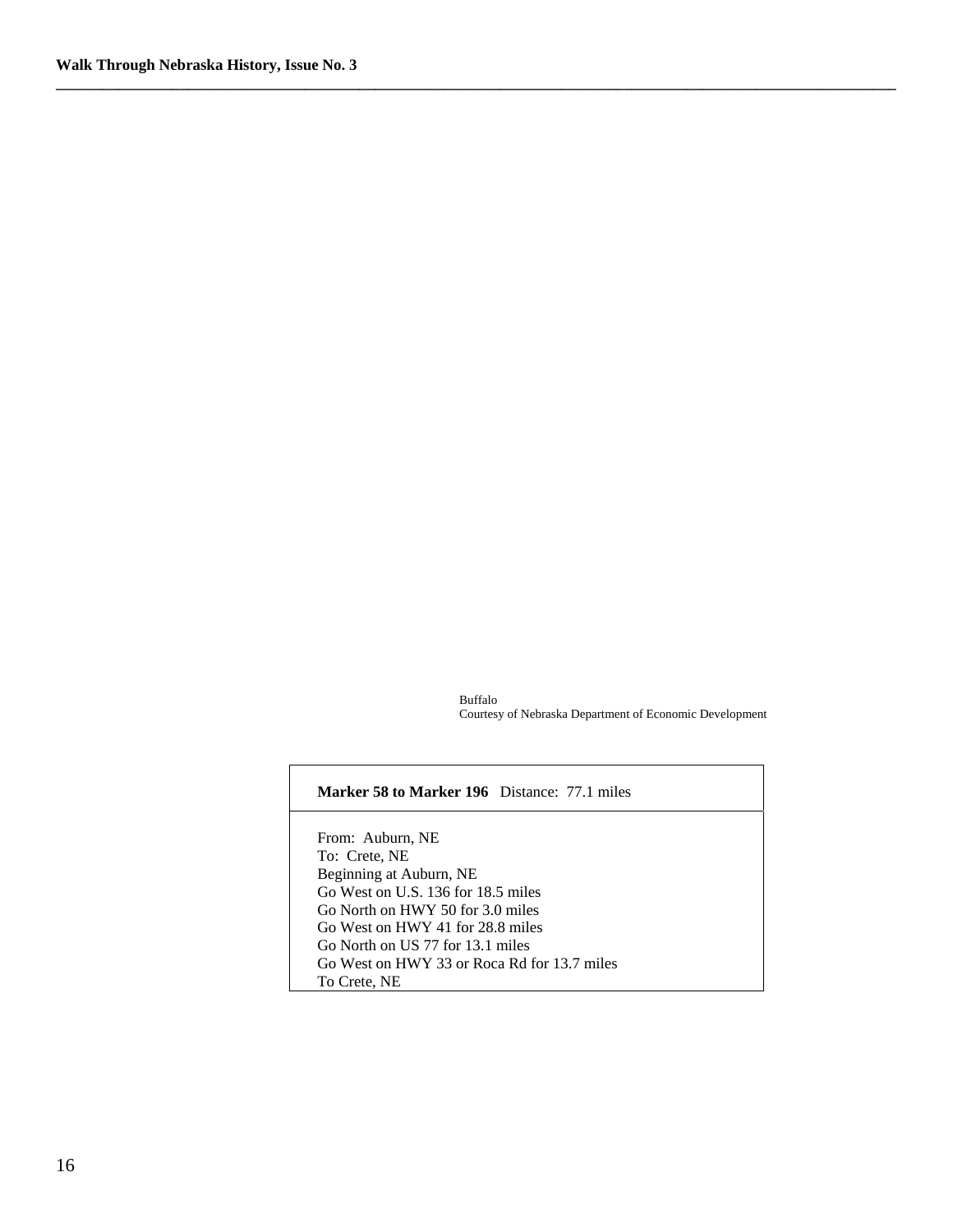Buffalo
Courtesy of Nebraska Department of Economic Development

| **Marker 58 to Marker 196** Distance: 77.1 miles |
|---|
| From: Auburn, NE<br>To: Crete, NE<br>Beginning at Auburn, NE<br>Go West on U.S. 136 for 18.5 miles<br>Go North on HWY 50 for 3.0 miles<br>Go West on HWY 41 for 28.8 miles<br>Go North on US 77 for 13.1 miles<br>Go West on HWY 33 or Roca Rd for 13.7 miles<br>To Crete, NE |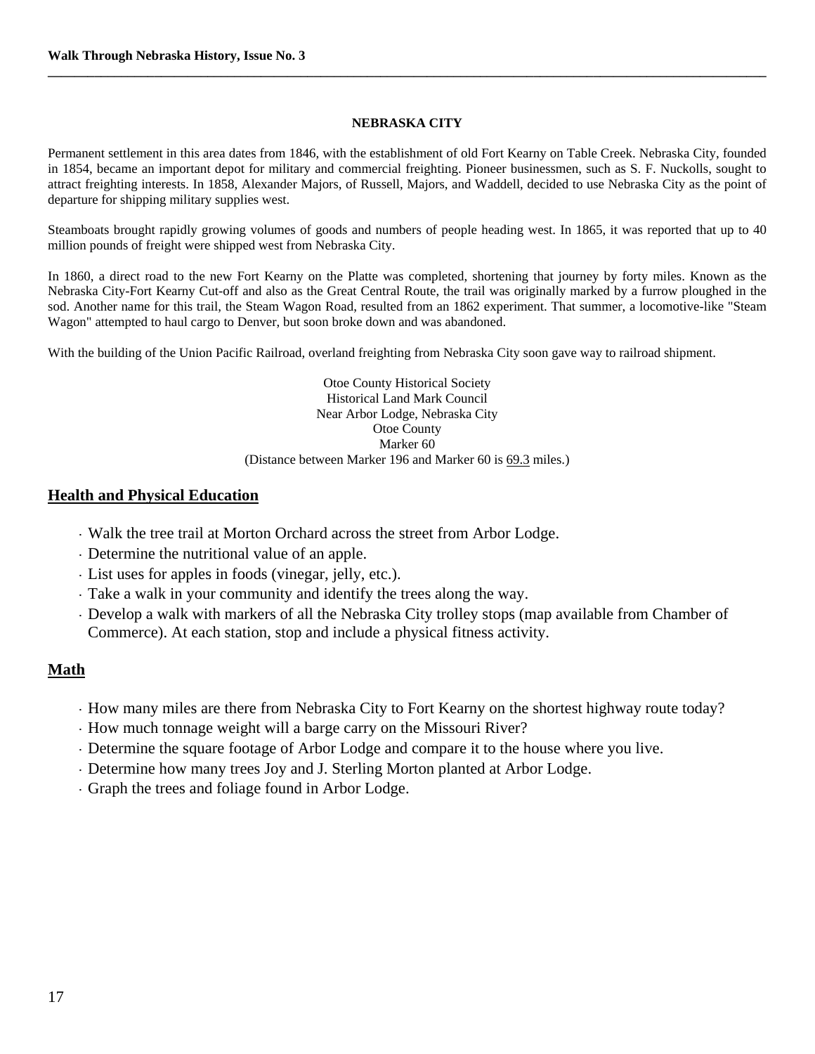## NEBRASKA CITY

Permanent settlement in this area dates from 1846, with the establishment of old Fort Kearny on Table Creek. Nebraska City, founded in 1854, became an important depot for military and commercial freighting. Pioneer businessmen, such as S. F. Nuckolls, sought to attract freighting interests. In 1858, Alexander Majors, of Russell, Majors, and Waddell, decided to use Nebraska City as the point of departure for shipping military supplies west.

Steamboats brought rapidly growing volumes of goods and numbers of people heading west. In 1865, it was reported that up to 40 million pounds of freight were shipped west from Nebraska City.

In 1860, a direct road to the new Fort Kearny on the Platte was completed, shortening that journey by forty miles. Known as the Nebraska City-Fort Kearny Cut-off and also as the Great Central Route, the trail was originally marked by a furrow ploughed in the sod. Another name for this trail, the Steam Wagon Road, resulted from an 1862 experiment. That summer, a locomotive-like "Steam Wagon" attempted to haul cargo to Denver, but soon broke down and was abandoned.

With the building of the Union Pacific Railroad, overland freighting from Nebraska City soon gave way to railroad shipment.

Otoe County Historical Society
Historical Land Mark Council
Near Arbor Lodge, Nebraska City
Otoe County
Marker 60
(Distance between Marker 196 and Marker 60 is 69.3 miles.)

## Health and Physical Education

- Walk the tree trail at Morton Orchard across the street from Arbor Lodge.
- Determine the nutritional value of an apple.
- List uses for apples in foods (vinegar, jelly, etc.).
- Take a walk in your community and identify the trees along the way.
- Develop a walk with markers of all the Nebraska City trolley stops (map available from Chamber of Commerce). At each station, stop and include a physical fitness activity.

## Math

- How many miles are there from Nebraska City to Fort Kearny on the shortest highway route today?
- How much tonnage weight will a barge carry on the Missouri River?
- Determine the square footage of Arbor Lodge and compare it to the house where you live.
- Determine how many trees Joy and J. Sterling Morton planted at Arbor Lodge.
- Graph the trees and foliage found in Arbor Lodge.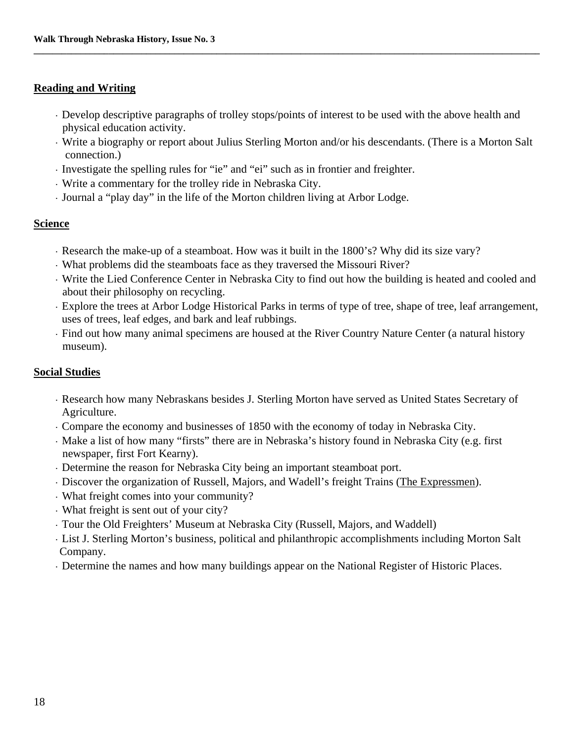## Reading and Writing

- Develop descriptive paragraphs of trolley stops/points of interest to be used with the above health and physical education activity.
- Write a biography or report about Julius Sterling Morton and/or his descendants. (There is a Morton Salt connection.)
- Investigate the spelling rules for "ie" and "ei" such as in frontier and freighter.
- Write a commentary for the trolley ride in Nebraska City.
- Journal a "play day" in the life of the Morton children living at Arbor Lodge.

## Science

- Research the make-up of a steamboat. How was it built in the 1800's? Why did its size vary?
- What problems did the steamboats face as they traversed the Missouri River?
- Write the Lied Conference Center in Nebraska City to find out how the building is heated and cooled and about their philosophy on recycling.
- Explore the trees at Arbor Lodge Historical Parks in terms of type of tree, shape of tree, leaf arrangement, uses of trees, leaf edges, and bark and leaf rubbings.
- Find out how many animal specimens are housed at the River Country Nature Center (a natural history museum).

## Social Studies

- Research how many Nebraskans besides J. Sterling Morton have served as United States Secretary of Agriculture.
- Compare the economy and businesses of 1850 with the economy of today in Nebraska City.
- Make a list of how many "firsts" there are in Nebraska's history found in Nebraska City (e.g. first newspaper, first Fort Kearny).
- Determine the reason for Nebraska City being an important steamboat port.
- Discover the organization of Russell, Majors, and Wadell's freight Trains (The Expressmen).
- What freight comes into your community?
- What freight is sent out of your city?
- Tour the Old Freighters' Museum at Nebraska City (Russell, Majors, and Waddell)
- List J. Sterling Morton's business, political and philanthropic accomplishments including Morton Salt Company.
- Determine the names and how many buildings appear on the National Register of Historic Places.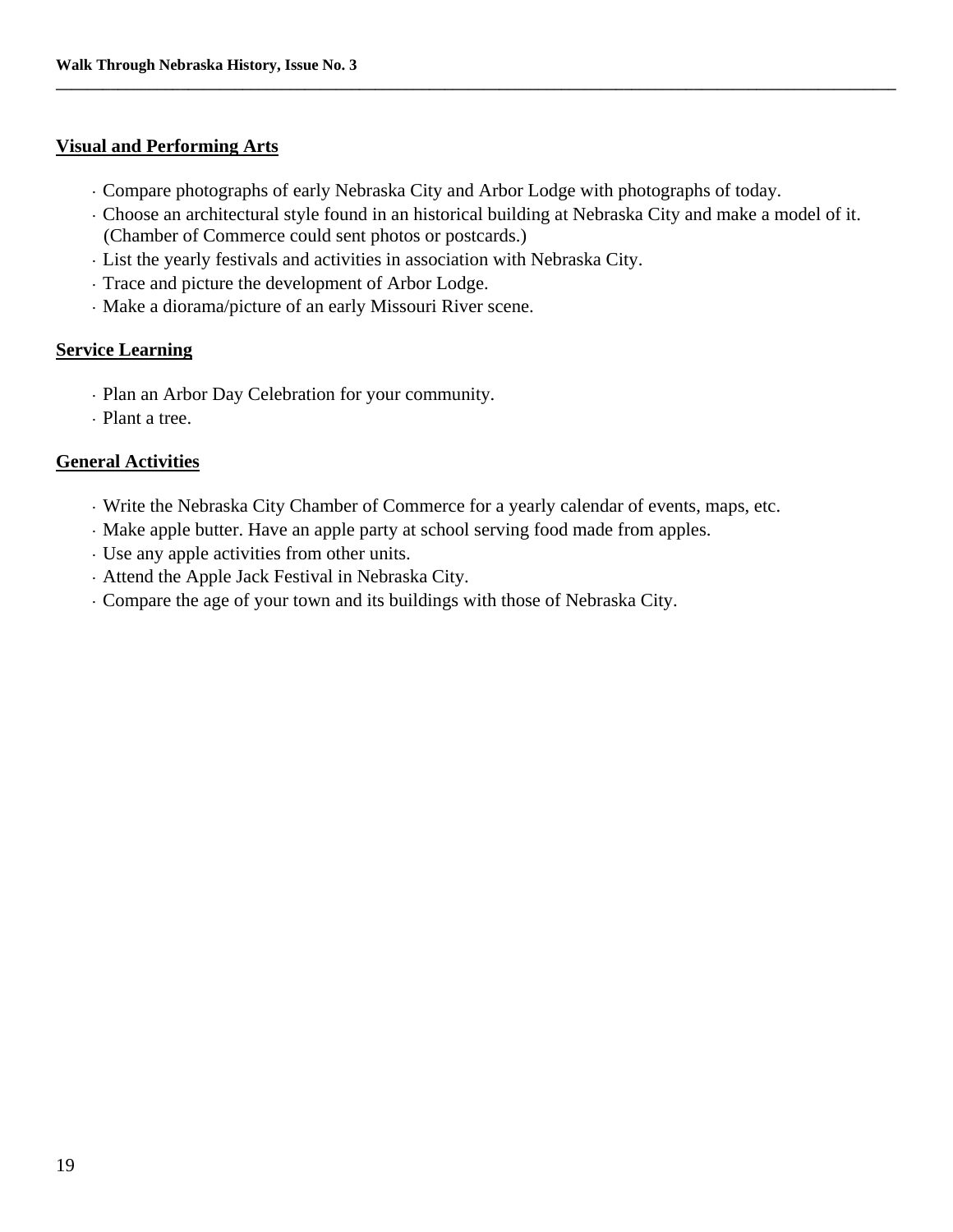## Visual and Performing Arts

- Compare photographs of early Nebraska City and Arbor Lodge with photographs of today.
- Choose an architectural style found in an historical building at Nebraska City and make a model of it. (Chamber of Commerce could sent photos or postcards.)
- List the yearly festivals and activities in association with Nebraska City.
- Trace and picture the development of Arbor Lodge.
- Make a diorama/picture of an early Missouri River scene.

## Service Learning

- Plan an Arbor Day Celebration for your community.
- Plant a tree.

## General Activities

- Write the Nebraska City Chamber of Commerce for a yearly calendar of events, maps, etc.
- Make apple butter. Have an apple party at school serving food made from apples.
- Use any apple activities from other units.
- Attend the Apple Jack Festival in Nebraska City.
- Compare the age of your town and its buildings with those of Nebraska City.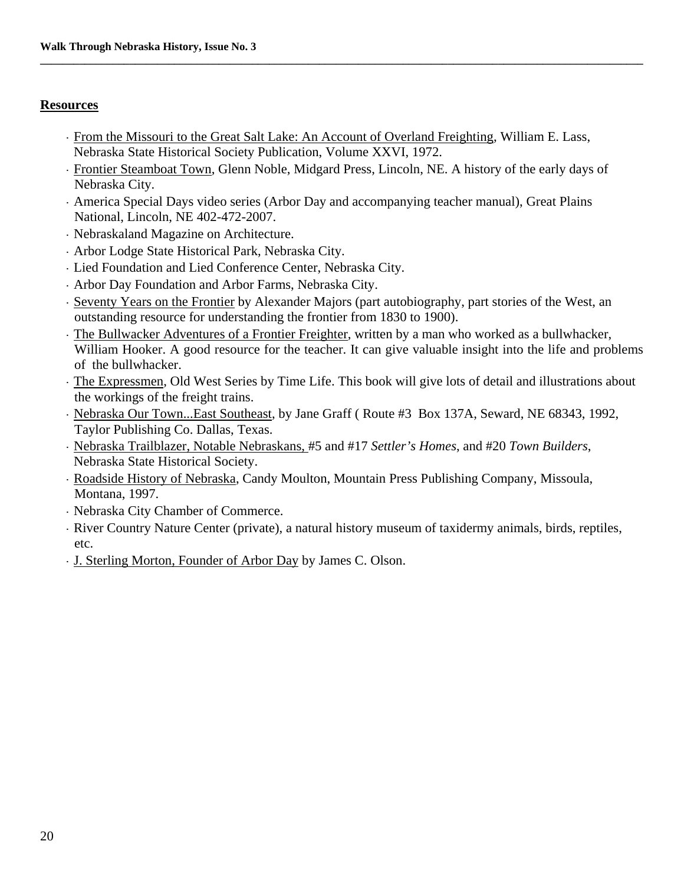## Resources

- From the Missouri to the Great Salt Lake: An Account of Overland Freighting, William E. Lass, Nebraska State Historical Society Publication, Volume XXVI, 1972.
- Frontier Steamboat Town, Glenn Noble, Midgard Press, Lincoln, NE. A history of the early days of Nebraska City.
- America Special Days video series (Arbor Day and accompanying teacher manual), Great Plains National, Lincoln, NE 402-472-2007.
- Nebraskaland Magazine on Architecture.
- Arbor Lodge State Historical Park, Nebraska City.
- Lied Foundation and Lied Conference Center, Nebraska City.
- Arbor Day Foundation and Arbor Farms, Nebraska City.
- Seventy Years on the Frontier by Alexander Majors (part autobiography, part stories of the West, an outstanding resource for understanding the frontier from 1830 to 1900).
- The Bullwacker Adventures of a Frontier Freighter, written by a man who worked as a bullwhacker, William Hooker. A good resource for the teacher. It can give valuable insight into the life and problems of the bullwhacker.
- The Expressmen, Old West Series by Time Life. This book will give lots of detail and illustrations about the workings of the freight trains.
- Nebraska Our Town...East Southeast, by Jane Graff ( Route #3 Box 137A, Seward, NE 68343, 1992, Taylor Publishing Co. Dallas, Texas.
- Nebraska Trailblazer, Notable Nebraskans, #5 and #17 *Settler's Homes*, and #20 *Town Builders*, Nebraska State Historical Society.
- Roadside History of Nebraska, Candy Moulton, Mountain Press Publishing Company, Missoula, Montana, 1997.
- Nebraska City Chamber of Commerce.
- River Country Nature Center (private), a natural history museum of taxidermy animals, birds, reptiles, etc.
- J. Sterling Morton, Founder of Arbor Day by James C. Olson.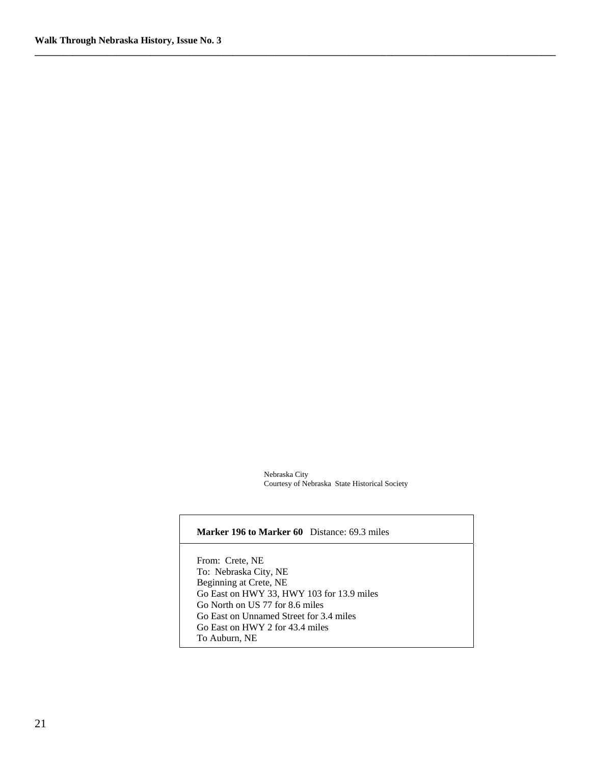Nebraska City
Courtesy of Nebraska State Historical Society

| **Marker 196 to Marker 60** Distance: 69.3 miles |
|---|
| From: Crete, NE<br>To: Nebraska City, NE<br>Beginning at Crete, NE<br>Go East on HWY 33, HWY 103 for 13.9 miles<br>Go North on US 77 for 8.6 miles<br>Go East on Unnamed Street for 3.4 miles<br>Go East on HWY 2 for 43.4 miles<br>To Auburn, NE |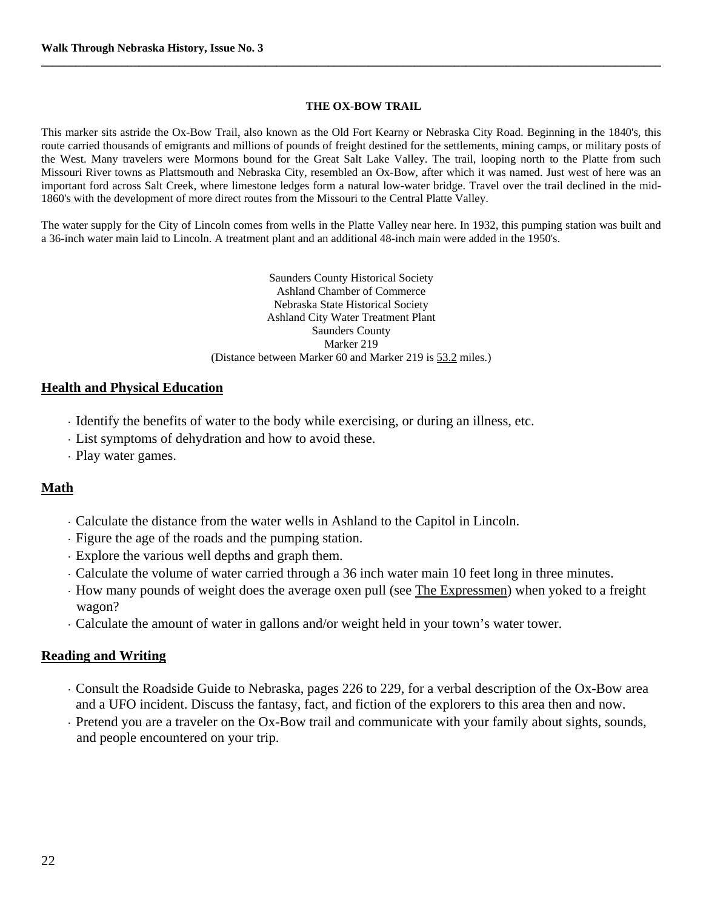### THE OX-BOW TRAIL

This marker sits astride the Ox-Bow Trail, also known as the Old Fort Kearny or Nebraska City Road. Beginning in the 1840's, this route carried thousands of emigrants and millions of pounds of freight destined for the settlements, mining camps, or military posts of the West. Many travelers were Mormons bound for the Great Salt Lake Valley. The trail, looping north to the Platte from such Missouri River towns as Plattsmouth and Nebraska City, resembled an Ox-Bow, after which it was named. Just west of here was an important ford across Salt Creek, where limestone ledges form a natural low-water bridge. Travel over the trail declined in the mid-1860's with the development of more direct routes from the Missouri to the Central Platte Valley.

The water supply for the City of Lincoln comes from wells in the Platte Valley near here. In 1932, this pumping station was built and a 36-inch water main laid to Lincoln. A treatment plant and an additional 48-inch main were added in the 1950's.

Saunders County Historical Society
Ashland Chamber of Commerce
Nebraska State Historical Society
Ashland City Water Treatment Plant
Saunders County
Marker 219
(Distance between Marker 60 and Marker 219 is 53.2 miles.)

## Health and Physical Education

- Identify the benefits of water to the body while exercising, or during an illness, etc.
- List symptoms of dehydration and how to avoid these.
- Play water games.

## Math

- Calculate the distance from the water wells in Ashland to the Capitol in Lincoln.
- Figure the age of the roads and the pumping station.
- Explore the various well depths and graph them.
- Calculate the volume of water carried through a 36 inch water main 10 feet long in three minutes.
- How many pounds of weight does the average oxen pull (see The Expressmen) when yoked to a freight wagon?
- Calculate the amount of water in gallons and/or weight held in your town's water tower.

## Reading and Writing

- Consult the Roadside Guide to Nebraska, pages 226 to 229, for a verbal description of the Ox-Bow area and a UFO incident. Discuss the fantasy, fact, and fiction of the explorers to this area then and now.
- Pretend you are a traveler on the Ox-Bow trail and communicate with your family about sights, sounds, and people encountered on your trip.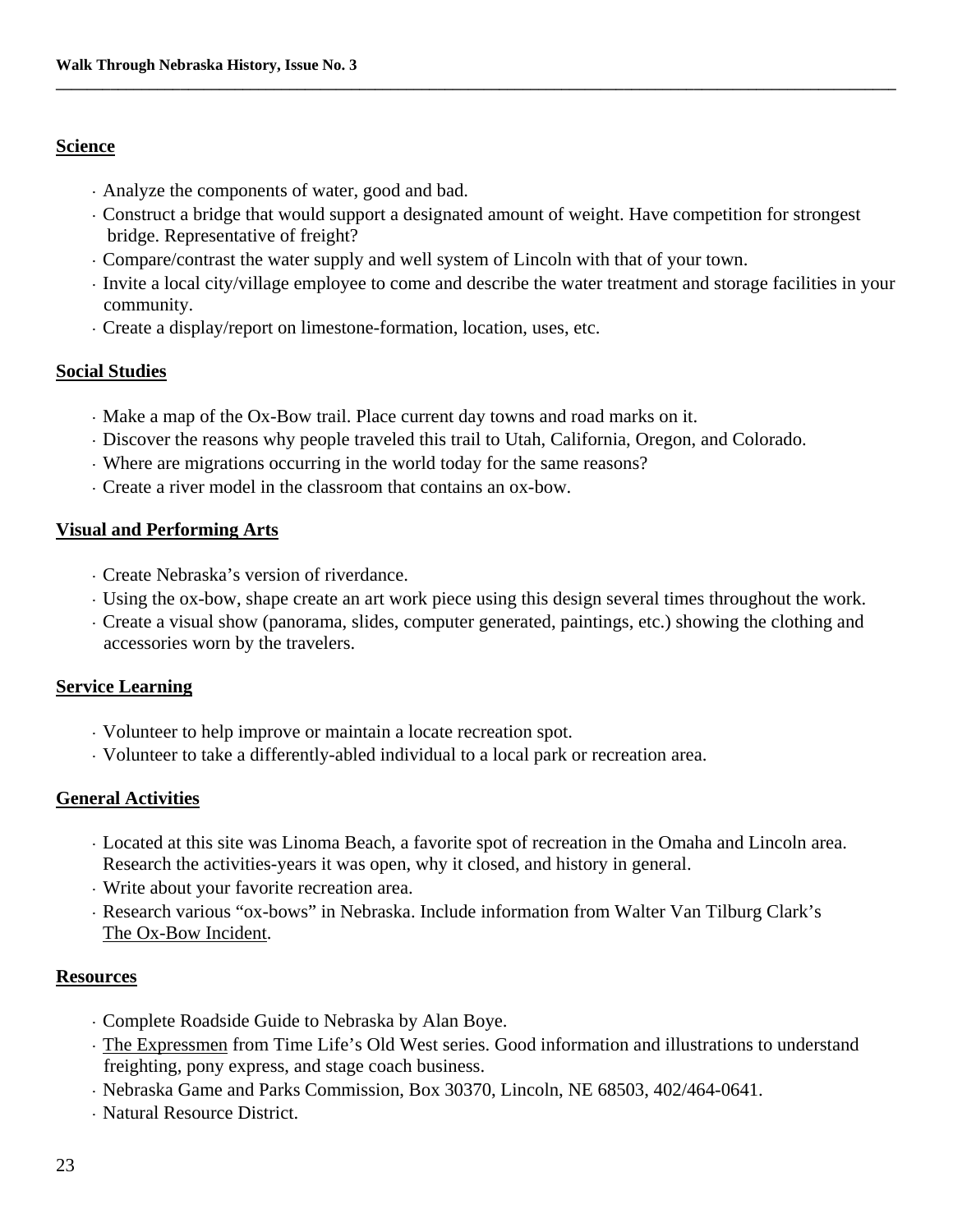## Science

- Analyze the components of water, good and bad.
- Construct a bridge that would support a designated amount of weight. Have competition for strongest bridge. Representative of freight?
- Compare/contrast the water supply and well system of Lincoln with that of your town.
- Invite a local city/village employee to come and describe the water treatment and storage facilities in your community.
- Create a display/report on limestone-formation, location, uses, etc.

## Social Studies

- Make a map of the Ox-Bow trail. Place current day towns and road marks on it.
- Discover the reasons why people traveled this trail to Utah, California, Oregon, and Colorado.
- Where are migrations occurring in the world today for the same reasons?
- Create a river model in the classroom that contains an ox-bow.

## Visual and Performing Arts

- Create Nebraska's version of riverdance.
- Using the ox-bow, shape create an art work piece using this design several times throughout the work.
- Create a visual show (panorama, slides, computer generated, paintings, etc.) showing the clothing and accessories worn by the travelers.

## Service Learning

- Volunteer to help improve or maintain a locate recreation spot.
- Volunteer to take a differently-abled individual to a local park or recreation area.

## General Activities

- Located at this site was Linoma Beach, a favorite spot of recreation in the Omaha and Lincoln area. Research the activities-years it was open, why it closed, and history in general.
- Write about your favorite recreation area.
- Research various "ox-bows" in Nebraska. Include information from Walter Van Tilburg Clark's The Ox-Bow Incident.

## Resources

- Complete Roadside Guide to Nebraska by Alan Boye.
- The Expressmen from Time Life's Old West series. Good information and illustrations to understand freighting, pony express, and stage coach business.
- Nebraska Game and Parks Commission, Box 30370, Lincoln, NE 68503, 402/464-0641.
- Natural Resource District.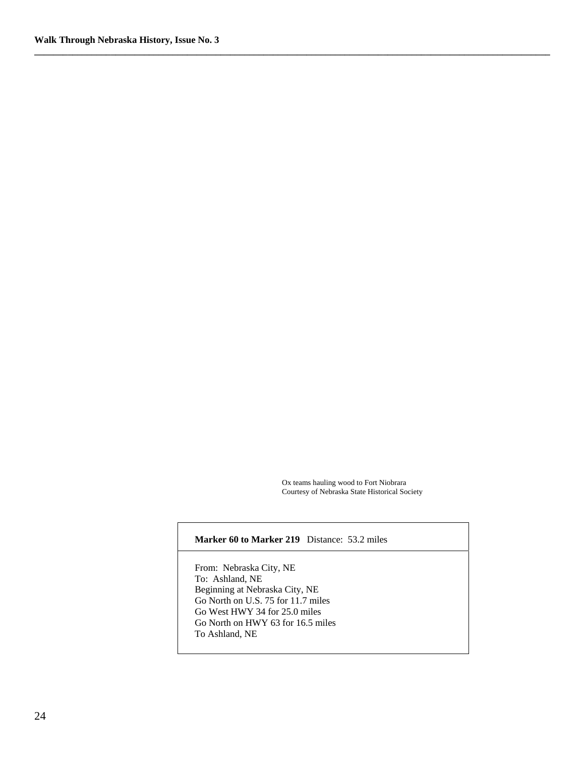Ox teams hauling wood to Fort Niobrara
Courtesy of Nebraska State Historical Society

| **Marker 60 to Marker 219** Distance: 53.2 miles |
| --- |
| From: Nebraska City, NE<br>To: Ashland, NE<br>Beginning at Nebraska City, NE<br>Go North on U.S. 75 for 11.7 miles<br>Go West HWY 34 for 25.0 miles<br>Go North on HWY 63 for 16.5 miles<br>To Ashland, NE |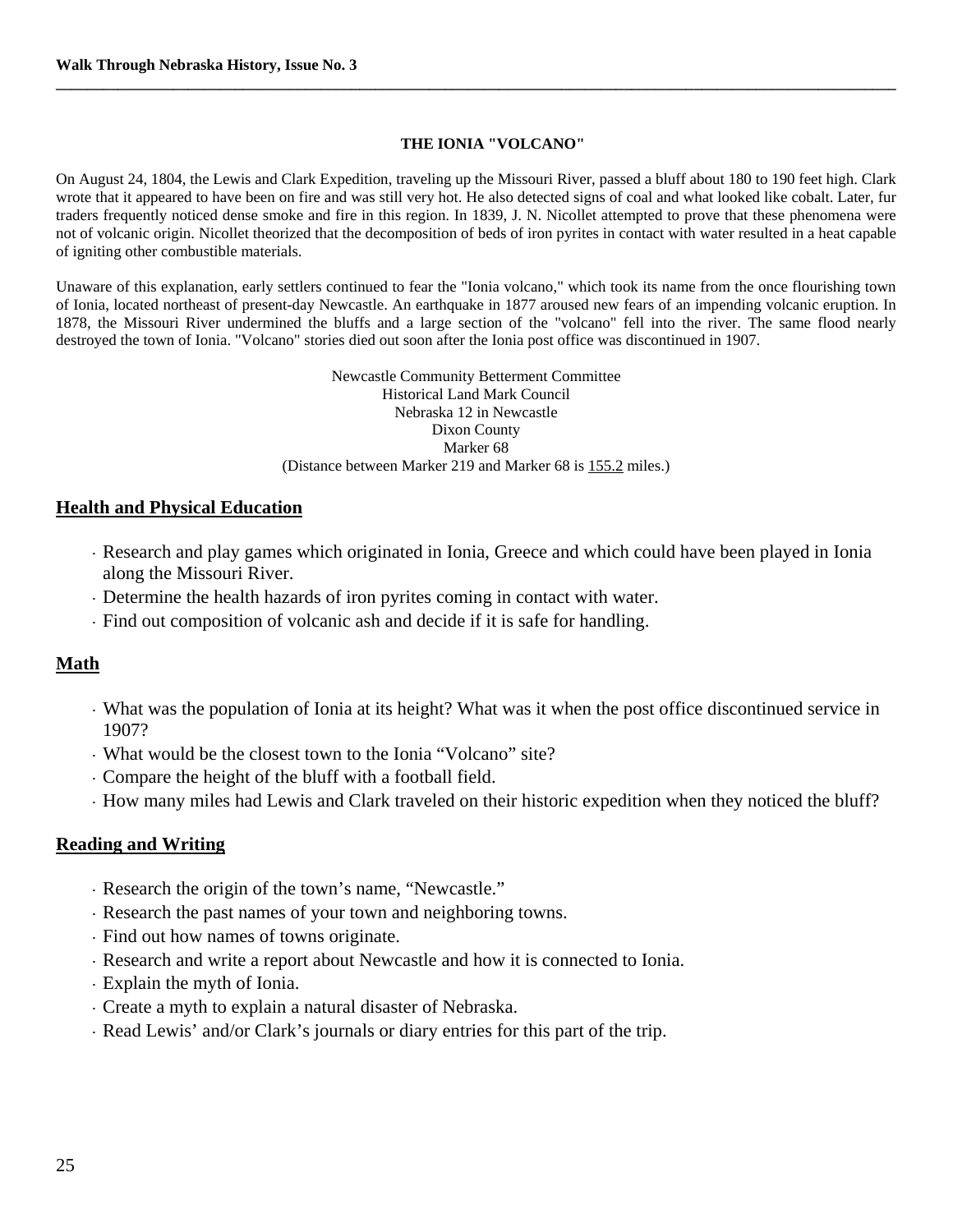## THE IONIA "VOLCANO"

On August 24, 1804, the Lewis and Clark Expedition, traveling up the Missouri River, passed a bluff about 180 to 190 feet high. Clark wrote that it appeared to have been on fire and was still very hot. He also detected signs of coal and what looked like cobalt. Later, fur traders frequently noticed dense smoke and fire in this region. In 1839, J. N. Nicollet attempted to prove that these phenomena were not of volcanic origin. Nicollet theorized that the decomposition of beds of iron pyrites in contact with water resulted in a heat capable of igniting other combustible materials.

Unaware of this explanation, early settlers continued to fear the "Ionia volcano," which took its name from the once flourishing town of Ionia, located northeast of present-day Newcastle. An earthquake in 1877 aroused new fears of an impending volcanic eruption. In 1878, the Missouri River undermined the bluffs and a large section of the "volcano" fell into the river. The same flood nearly destroyed the town of Ionia. "Volcano" stories died out soon after the Ionia post office was discontinued in 1907.

Newcastle Community Betterment Committee
Historical Land Mark Council
Nebraska 12 in Newcastle
Dixon County
Marker 68
(Distance between Marker 219 and Marker 68 is 155.2 miles.)

## Health and Physical Education

- Research and play games which originated in Ionia, Greece and which could have been played in Ionia along the Missouri River.
- Determine the health hazards of iron pyrites coming in contact with water.
- Find out composition of volcanic ash and decide if it is safe for handling.

## Math

- What was the population of Ionia at its height? What was it when the post office discontinued service in 1907?
- What would be the closest town to the Ionia "Volcano" site?
- Compare the height of the bluff with a football field.
- How many miles had Lewis and Clark traveled on their historic expedition when they noticed the bluff?

## Reading and Writing

- Research the origin of the town's name, "Newcastle."
- Research the past names of your town and neighboring towns.
- Find out how names of towns originate.
- Research and write a report about Newcastle and how it is connected to Ionia.
- Explain the myth of Ionia.
- Create a myth to explain a natural disaster of Nebraska.
- Read Lewis' and/or Clark's journals or diary entries for this part of the trip.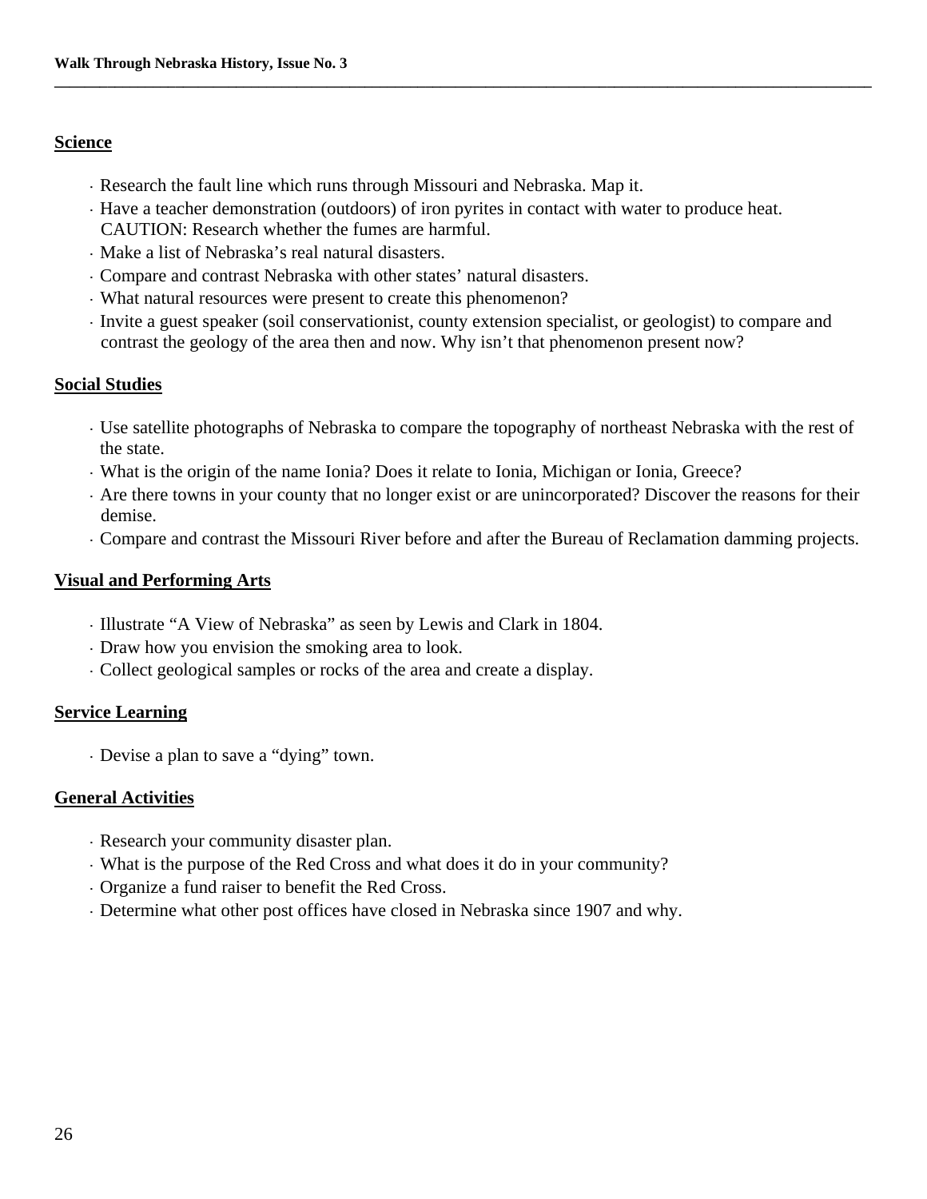## Science

- Research the fault line which runs through Missouri and Nebraska. Map it.
- Have a teacher demonstration (outdoors) of iron pyrites in contact with water to produce heat. CAUTION: Research whether the fumes are harmful.
- Make a list of Nebraska's real natural disasters.
- Compare and contrast Nebraska with other states' natural disasters.
- What natural resources were present to create this phenomenon?
- Invite a guest speaker (soil conservationist, county extension specialist, or geologist) to compare and contrast the geology of the area then and now. Why isn't that phenomenon present now?

## Social Studies

- Use satellite photographs of Nebraska to compare the topography of northeast Nebraska with the rest of the state.
- What is the origin of the name Ionia? Does it relate to Ionia, Michigan or Ionia, Greece?
- Are there towns in your county that no longer exist or are unincorporated? Discover the reasons for their demise.
- Compare and contrast the Missouri River before and after the Bureau of Reclamation damming projects.

## Visual and Performing Arts

- Illustrate "A View of Nebraska" as seen by Lewis and Clark in 1804.
- Draw how you envision the smoking area to look.
- Collect geological samples or rocks of the area and create a display.

## Service Learning

- Devise a plan to save a "dying" town.

## General Activities

- Research your community disaster plan.
- What is the purpose of the Red Cross and what does it do in your community?
- Organize a fund raiser to benefit the Red Cross.
- Determine what other post offices have closed in Nebraska since 1907 and why.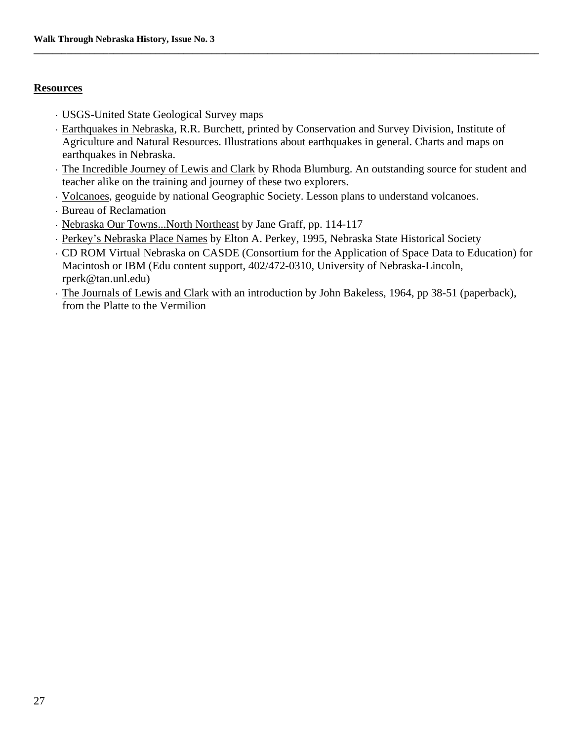## Resources

- USGS-United State Geological Survey maps
- Earthquakes in Nebraska, R.R. Burchett, printed by Conservation and Survey Division, Institute of Agriculture and Natural Resources. Illustrations about earthquakes in general. Charts and maps on earthquakes in Nebraska.
- The Incredible Journey of Lewis and Clark by Rhoda Blumburg. An outstanding source for student and teacher alike on the training and journey of these two explorers.
- Volcanoes, geoguide by national Geographic Society. Lesson plans to understand volcanoes.
- Bureau of Reclamation
- Nebraska Our Towns...North Northeast by Jane Graff, pp. 114-117
- Perkey's Nebraska Place Names by Elton A. Perkey, 1995, Nebraska State Historical Society
- CD ROM Virtual Nebraska on CASDE (Consortium for the Application of Space Data to Education) for Macintosh or IBM (Edu content support, 402/472-0310, University of Nebraska-Lincoln, rperk@tan.unl.edu)
- The Journals of Lewis and Clark with an introduction by John Bakeless, 1964, pp 38-51 (paperback), from the Platte to the Vermilion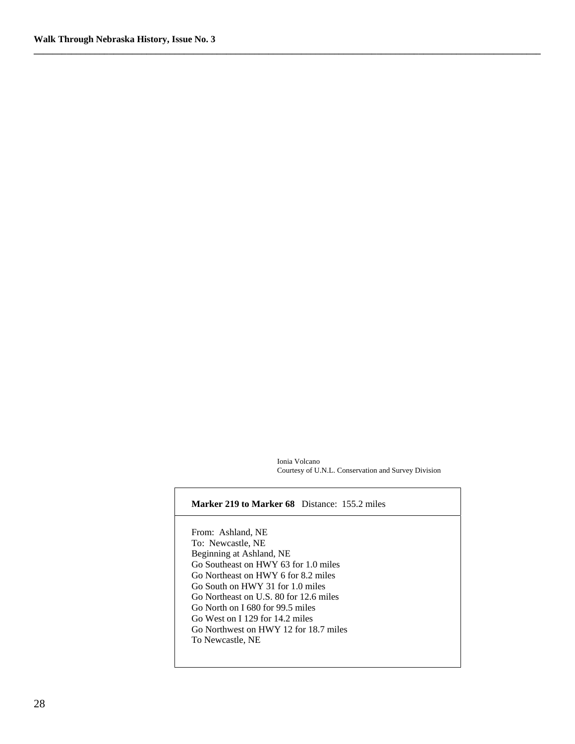Ionia Volcano
Courtesy of U.N.L. Conservation and Survey Division

| **Marker 219 to Marker 68** Distance: 155.2 miles |
|---|
| From: Ashland, NE<br>To: Newcastle, NE<br>Beginning at Ashland, NE<br>Go Southeast on HWY 63 for 1.0 miles<br>Go Northeast on HWY 6 for 8.2 miles<br>Go South on HWY 31 for 1.0 miles<br>Go Northeast on U.S. 80 for 12.6 miles<br>Go North on I 680 for 99.5 miles<br>Go West on I 129 for 14.2 miles<br>Go Northwest on HWY 12 for 18.7 miles<br>To Newcastle, NE |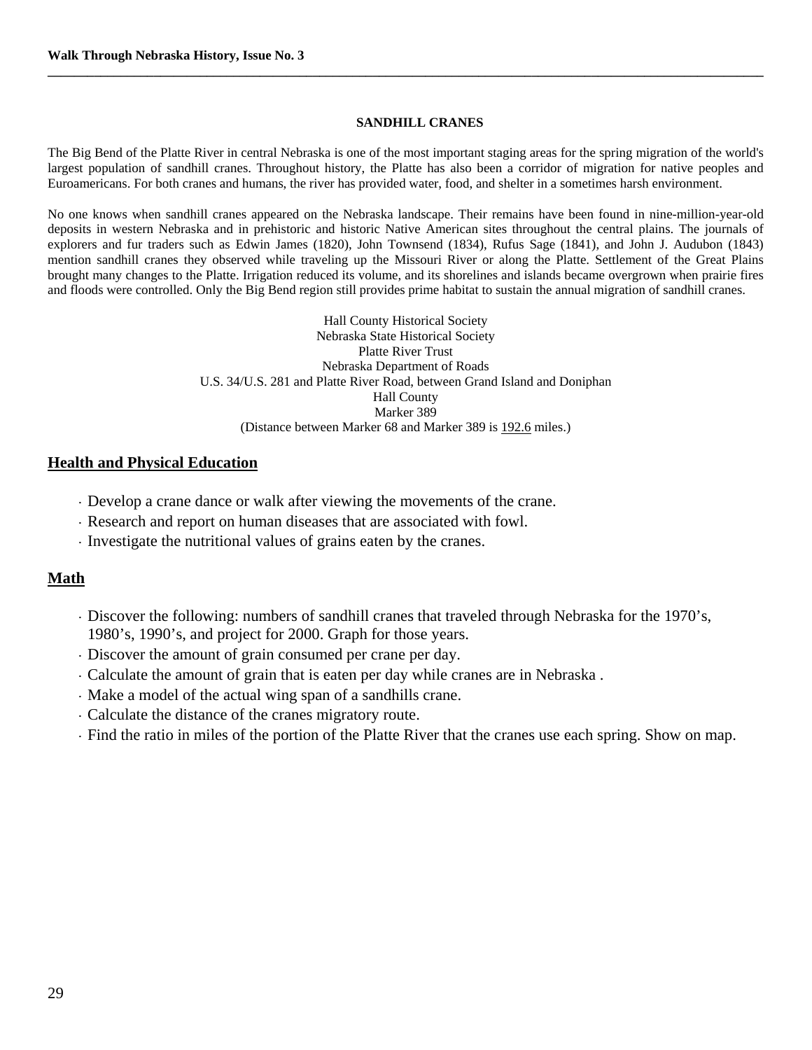### SANDHILL CRANES

The Big Bend of the Platte River in central Nebraska is one of the most important staging areas for the spring migration of the world's largest population of sandhill cranes. Throughout history, the Platte has also been a corridor of migration for native peoples and Euroamericans. For both cranes and humans, the river has provided water, food, and shelter in a sometimes harsh environment.

No one knows when sandhill cranes appeared on the Nebraska landscape. Their remains have been found in nine-million-year-old deposits in western Nebraska and in prehistoric and historic Native American sites throughout the central plains. The journals of explorers and fur traders such as Edwin James (1820), John Townsend (1834), Rufus Sage (1841), and John J. Audubon (1843) mention sandhill cranes they observed while traveling up the Missouri River or along the Platte. Settlement of the Great Plains brought many changes to the Platte. Irrigation reduced its volume, and its shorelines and islands became overgrown when prairie fires and floods were controlled. Only the Big Bend region still provides prime habitat to sustain the annual migration of sandhill cranes.

Hall County Historical Society
Nebraska State Historical Society
Platte River Trust
Nebraska Department of Roads
U.S. 34/U.S. 281 and Platte River Road, between Grand Island and Doniphan
Hall County
Marker 389
(Distance between Marker 68 and Marker 389 is 192.6 miles.)

## Health and Physical Education

- Develop a crane dance or walk after viewing the movements of the crane.
- Research and report on human diseases that are associated with fowl.
- Investigate the nutritional values of grains eaten by the cranes.

## Math

- Discover the following: numbers of sandhill cranes that traveled through Nebraska for the 1970's, 1980's, 1990's, and project for 2000. Graph for those years.
- Discover the amount of grain consumed per crane per day.
- Calculate the amount of grain that is eaten per day while cranes are in Nebraska .
- Make a model of the actual wing span of a sandhills crane.
- Calculate the distance of the cranes migratory route.
- Find the ratio in miles of the portion of the Platte River that the cranes use each spring. Show on map.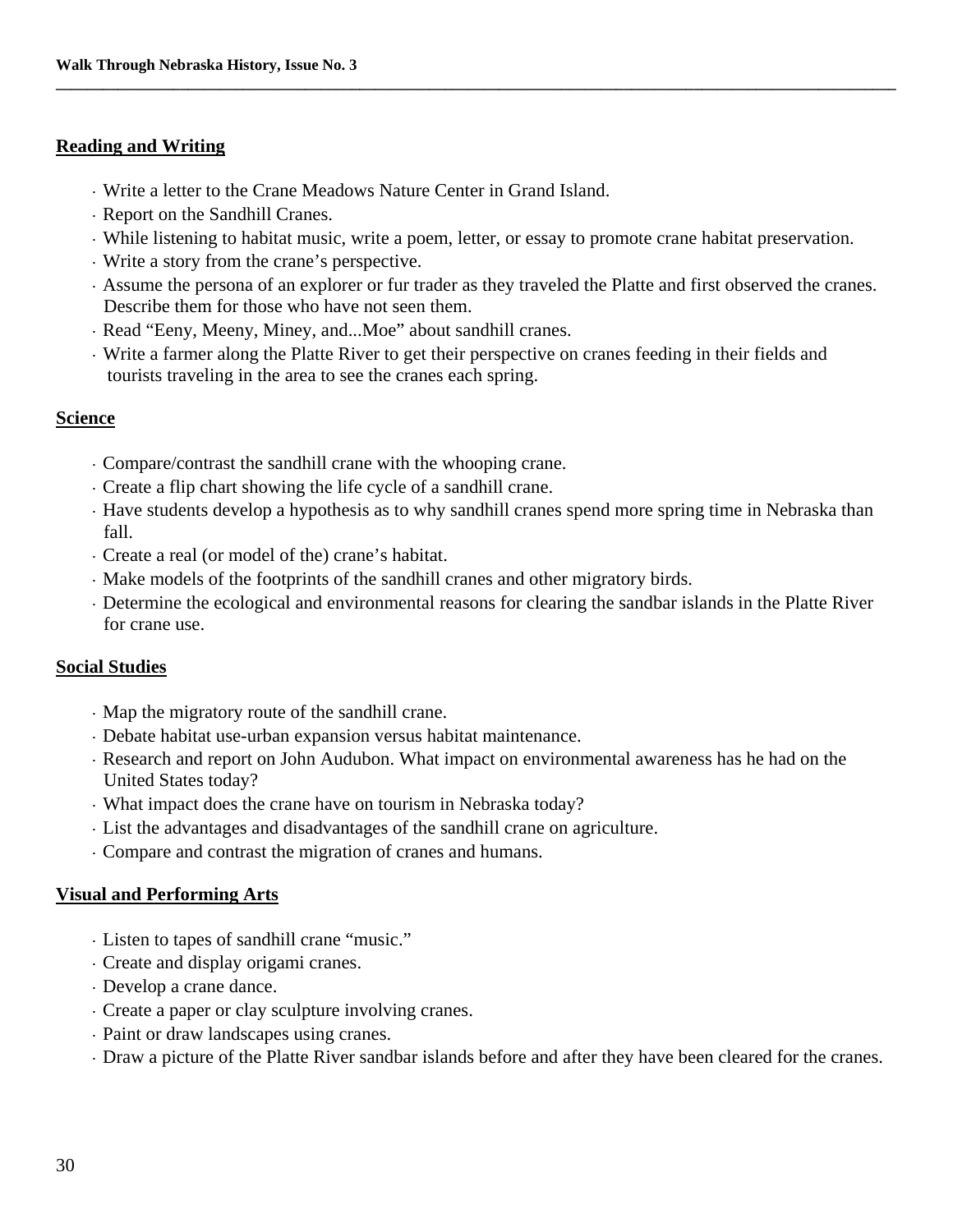## Reading and Writing

- Write a letter to the Crane Meadows Nature Center in Grand Island.
- Report on the Sandhill Cranes.
- While listening to habitat music, write a poem, letter, or essay to promote crane habitat preservation.
- Write a story from the crane's perspective.
- Assume the persona of an explorer or fur trader as they traveled the Platte and first observed the cranes. Describe them for those who have not seen them.
- Read "Eeny, Meeny, Miney, and...Moe" about sandhill cranes.
- Write a farmer along the Platte River to get their perspective on cranes feeding in their fields and tourists traveling in the area to see the cranes each spring.

## Science

- Compare/contrast the sandhill crane with the whooping crane.
- Create a flip chart showing the life cycle of a sandhill crane.
- Have students develop a hypothesis as to why sandhill cranes spend more spring time in Nebraska than fall.
- Create a real (or model of the) crane's habitat.
- Make models of the footprints of the sandhill cranes and other migratory birds.
- Determine the ecological and environmental reasons for clearing the sandbar islands in the Platte River for crane use.

## Social Studies

- Map the migratory route of the sandhill crane.
- Debate habitat use-urban expansion versus habitat maintenance.
- Research and report on John Audubon. What impact on environmental awareness has he had on the United States today?
- What impact does the crane have on tourism in Nebraska today?
- List the advantages and disadvantages of the sandhill crane on agriculture.
- Compare and contrast the migration of cranes and humans.

## Visual and Performing Arts

- Listen to tapes of sandhill crane "music."
- Create and display origami cranes.
- Develop a crane dance.
- Create a paper or clay sculpture involving cranes.
- Paint or draw landscapes using cranes.
- Draw a picture of the Platte River sandbar islands before and after they have been cleared for the cranes.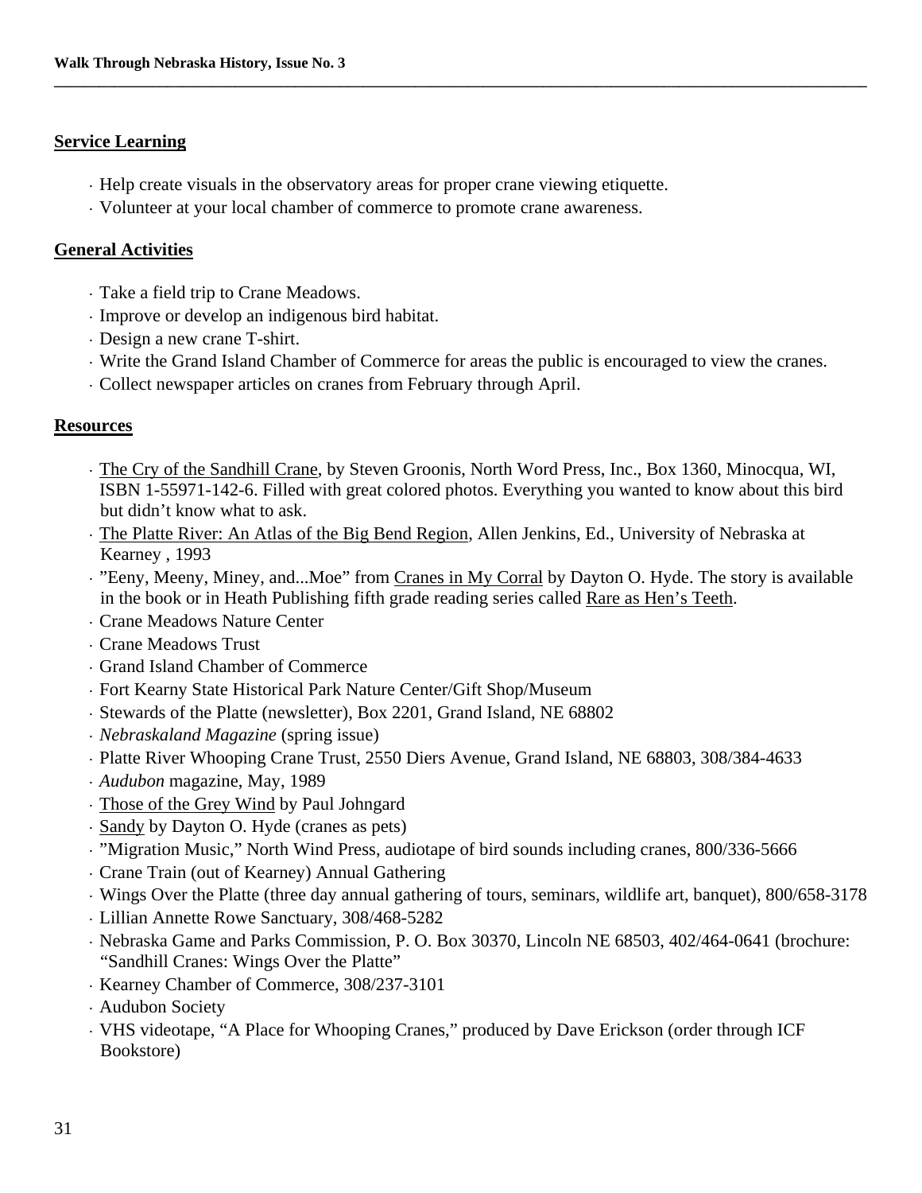## Service Learning

- Help create visuals in the observatory areas for proper crane viewing etiquette.
- Volunteer at your local chamber of commerce to promote crane awareness.

## General Activities

- Take a field trip to Crane Meadows.
- Improve or develop an indigenous bird habitat.
- Design a new crane T-shirt.
- Write the Grand Island Chamber of Commerce for areas the public is encouraged to view the cranes.
- Collect newspaper articles on cranes from February through April.

## Resources

- The Cry of the Sandhill Crane, by Steven Groonis, North Word Press, Inc., Box 1360, Minocqua, WI, ISBN 1-55971-142-6. Filled with great colored photos. Everything you wanted to know about this bird but didn't know what to ask.
- The Platte River: An Atlas of the Big Bend Region, Allen Jenkins, Ed., University of Nebraska at Kearney , 1993
- "Eeny, Meeny, Miney, and...Moe" from Cranes in My Corral by Dayton O. Hyde. The story is available in the book or in Heath Publishing fifth grade reading series called Rare as Hen's Teeth.
- Crane Meadows Nature Center
- Crane Meadows Trust
- Grand Island Chamber of Commerce
- Fort Kearny State Historical Park Nature Center/Gift Shop/Museum
- Stewards of the Platte (newsletter), Box 2201, Grand Island, NE 68802
- *Nebraskaland Magazine* (spring issue)
- Platte River Whooping Crane Trust, 2550 Diers Avenue, Grand Island, NE 68803, 308/384-4633
- *Audubon* magazine, May, 1989
- Those of the Grey Wind by Paul Johngard
- Sandy by Dayton O. Hyde (cranes as pets)
- "Migration Music," North Wind Press, audiotape of bird sounds including cranes, 800/336-5666
- Crane Train (out of Kearney) Annual Gathering
- Wings Over the Platte (three day annual gathering of tours, seminars, wildlife art, banquet), 800/658-3178
- Lillian Annette Rowe Sanctuary, 308/468-5282
- Nebraska Game and Parks Commission, P. O. Box 30370, Lincoln NE 68503, 402/464-0641 (brochure: "Sandhill Cranes: Wings Over the Platte"
- Kearney Chamber of Commerce, 308/237-3101
- Audubon Society
- VHS videotape, "A Place for Whooping Cranes," produced by Dave Erickson (order through ICF Bookstore)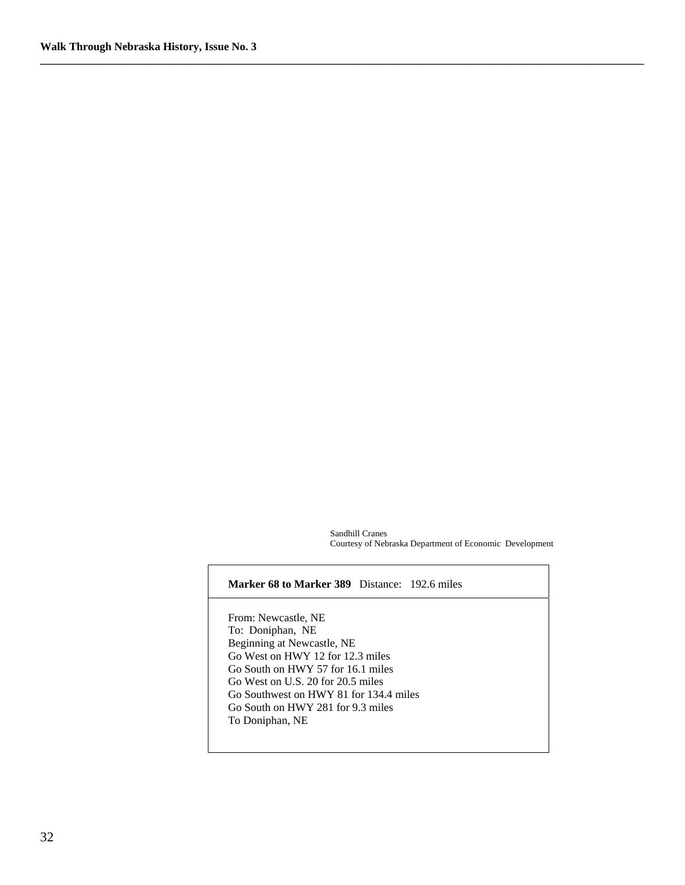Sandhill Cranes
Courtesy of Nebraska Department of Economic Development

| **Marker 68 to Marker 389** Distance: 192.6 miles |
|---|
| From: Newcastle, NE<br>To: Doniphan, NE<br>Beginning at Newcastle, NE<br>Go West on HWY 12 for 12.3 miles<br>Go South on HWY 57 for 16.1 miles<br>Go West on U.S. 20 for 20.5 miles<br>Go Southwest on HWY 81 for 134.4 miles<br>Go South on HWY 281 for 9.3 miles<br>To Doniphan, NE |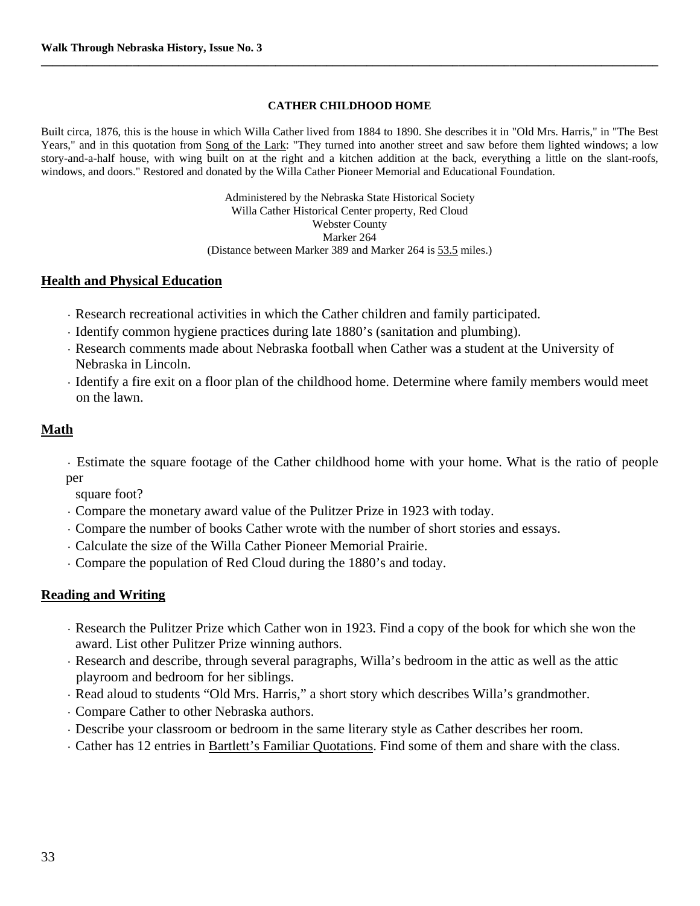## CATHER CHILDHOOD HOME

Built circa, 1876, this is the house in which Willa Cather lived from 1884 to 1890. She describes it in "Old Mrs. Harris," in "The Best Years," and in this quotation from Song of the Lark: "They turned into another street and saw before them lighted windows; a low story-and-a-half house, with wing built on at the right and a kitchen addition at the back, everything a little on the slant-roofs, windows, and doors." Restored and donated by the Willa Cather Pioneer Memorial and Educational Foundation.

Administered by the Nebraska State Historical Society
Willa Cather Historical Center property, Red Cloud
Webster County
Marker 264
(Distance between Marker 389 and Marker 264 is 53.5 miles.)

### Health and Physical Education

- Research recreational activities in which the Cather children and family participated.
- Identify common hygiene practices during late 1880's (sanitation and plumbing).
- Research comments made about Nebraska football when Cather was a student at the University of Nebraska in Lincoln.
- Identify a fire exit on a floor plan of the childhood home. Determine where family members would meet on the lawn.

### Math

- Estimate the square footage of the Cather childhood home with your home. What is the ratio of people per square foot?
- Compare the monetary award value of the Pulitzer Prize in 1923 with today.
- Compare the number of books Cather wrote with the number of short stories and essays.
- Calculate the size of the Willa Cather Pioneer Memorial Prairie.
- Compare the population of Red Cloud during the 1880's and today.

### Reading and Writing

- Research the Pulitzer Prize which Cather won in 1923. Find a copy of the book for which she won the award. List other Pulitzer Prize winning authors.
- Research and describe, through several paragraphs, Willa's bedroom in the attic as well as the attic playroom and bedroom for her siblings.
- Read aloud to students "Old Mrs. Harris," a short story which describes Willa's grandmother.
- Compare Cather to other Nebraska authors.
- Describe your classroom or bedroom in the same literary style as Cather describes her room.
- Cather has 12 entries in Bartlett's Familiar Quotations. Find some of them and share with the class.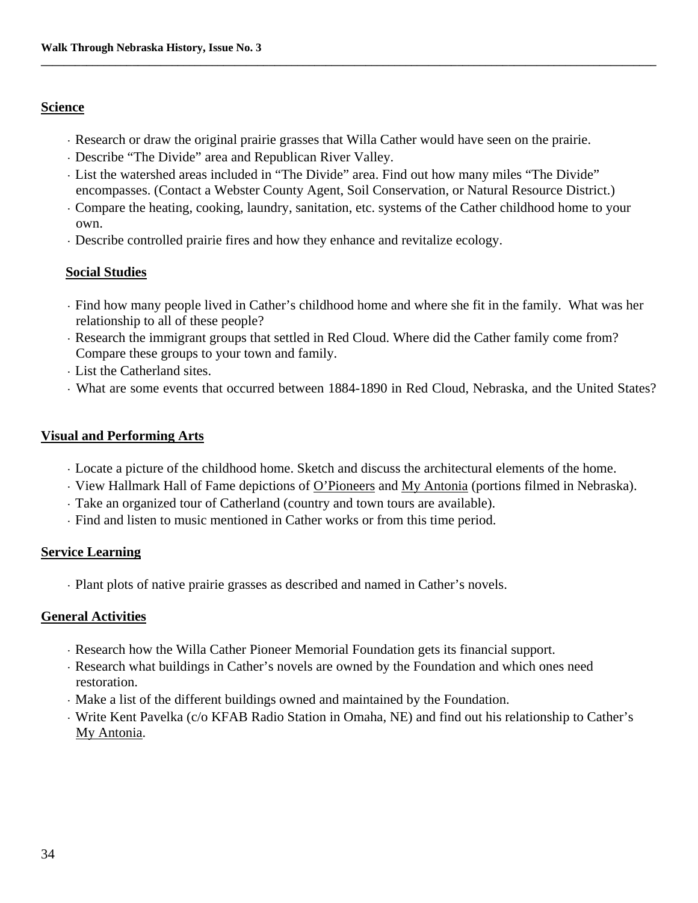## Science

- Research or draw the original prairie grasses that Willa Cather would have seen on the prairie.
- Describe "The Divide" area and Republican River Valley.
- List the watershed areas included in "The Divide" area. Find out how many miles "The Divide" encompasses. (Contact a Webster County Agent, Soil Conservation, or Natural Resource District.)
- Compare the heating, cooking, laundry, sanitation, etc. systems of the Cather childhood home to your own.
- Describe controlled prairie fires and how they enhance and revitalize ecology.

## Social Studies

- Find how many people lived in Cather's childhood home and where she fit in the family. What was her relationship to all of these people?
- Research the immigrant groups that settled in Red Cloud. Where did the Cather family come from? Compare these groups to your town and family.
- List the Catherland sites.
- What are some events that occurred between 1884-1890 in Red Cloud, Nebraska, and the United States?

## Visual and Performing Arts

- Locate a picture of the childhood home. Sketch and discuss the architectural elements of the home.
- View Hallmark Hall of Fame depictions of O'Pioneers and My Antonia (portions filmed in Nebraska).
- Take an organized tour of Catherland (country and town tours are available).
- Find and listen to music mentioned in Cather works or from this time period.

## Service Learning

- Plant plots of native prairie grasses as described and named in Cather's novels.

## General Activities

- Research how the Willa Cather Pioneer Memorial Foundation gets its financial support.
- Research what buildings in Cather's novels are owned by the Foundation and which ones need restoration.
- Make a list of the different buildings owned and maintained by the Foundation.
- Write Kent Pavelka (c/o KFAB Radio Station in Omaha, NE) and find out his relationship to Cather's My Antonia.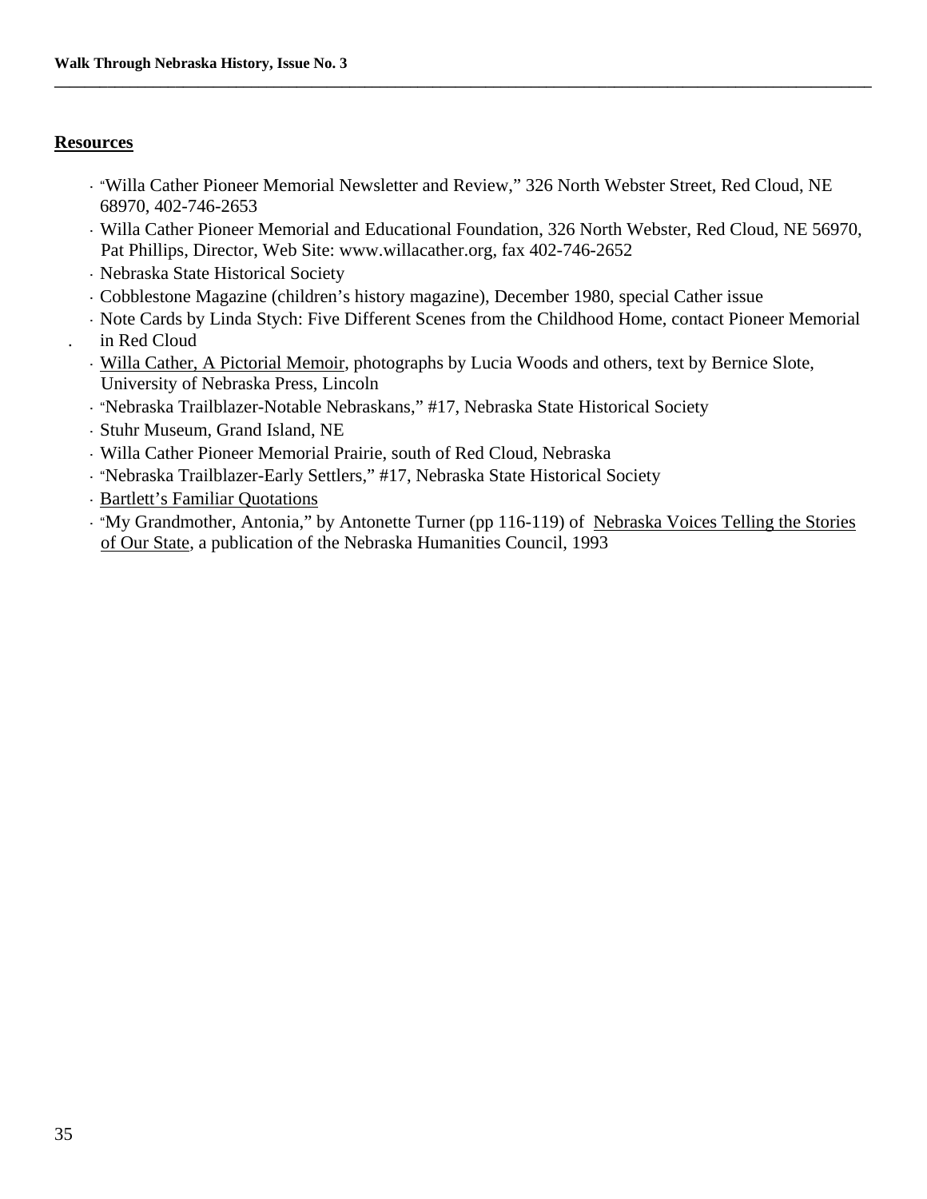## Resources

- "Willa Cather Pioneer Memorial Newsletter and Review," 326 North Webster Street, Red Cloud, NE 68970, 402-746-2653
- Willa Cather Pioneer Memorial and Educational Foundation, 326 North Webster, Red Cloud, NE 56970, Pat Phillips, Director, Web Site: www.willacather.org, fax 402-746-2652
- Nebraska State Historical Society
- Cobblestone Magazine (children's history magazine), December 1980, special Cather issue
- Note Cards by Linda Stych: Five Different Scenes from the Childhood Home, contact Pioneer Memorial in Red Cloud
- Willa Cather, A Pictorial Memoir, photographs by Lucia Woods and others, text by Bernice Slote, University of Nebraska Press, Lincoln
- "Nebraska Trailblazer-Notable Nebraskans," #17, Nebraska State Historical Society
- Stuhr Museum, Grand Island, NE
- Willa Cather Pioneer Memorial Prairie, south of Red Cloud, Nebraska
- "Nebraska Trailblazer-Early Settlers," #17, Nebraska State Historical Society
- Bartlett's Familiar Quotations
- "My Grandmother, Antonia," by Antonette Turner (pp 116-119) of Nebraska Voices Telling the Stories of Our State, a publication of the Nebraska Humanities Council, 1993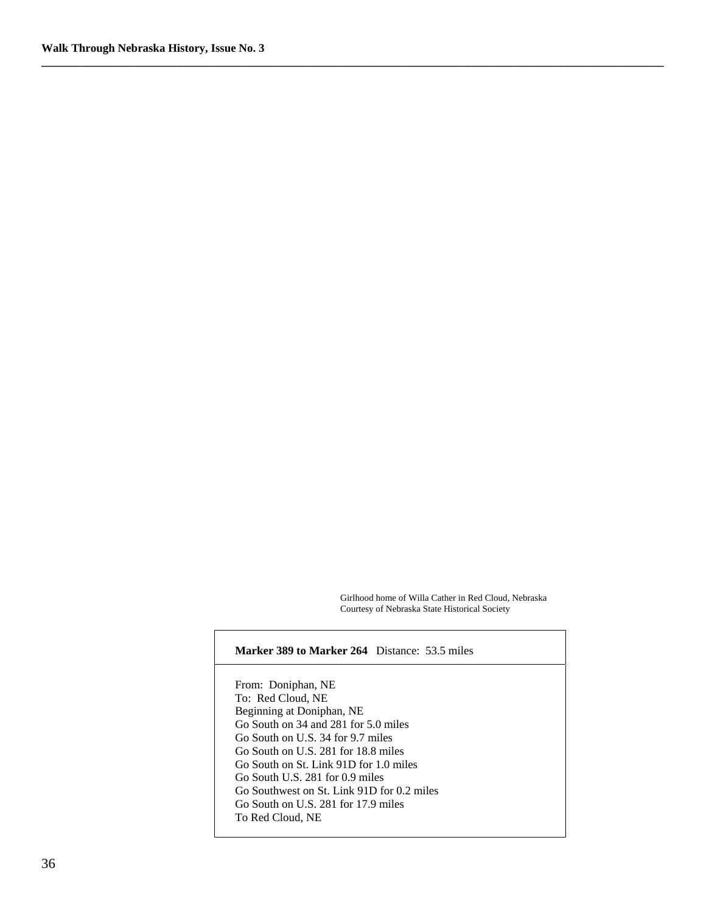Girlhood home of Willa Cather in Red Cloud, Nebraska
Courtesy of Nebraska State Historical Society

**Marker 389 to Marker 264** Distance: 53.5 miles

From: Doniphan, NE
To: Red Cloud, NE
Beginning at Doniphan, NE
Go South on 34 and 281 for 5.0 miles
Go South on U.S. 34 for 9.7 miles
Go South on U.S. 281 for 18.8 miles
Go South on St. Link 91D for 1.0 miles
Go South U.S. 281 for 0.9 miles
Go Southwest on St. Link 91D for 0.2 miles
Go South on U.S. 281 for 17.9 miles
To Red Cloud, NE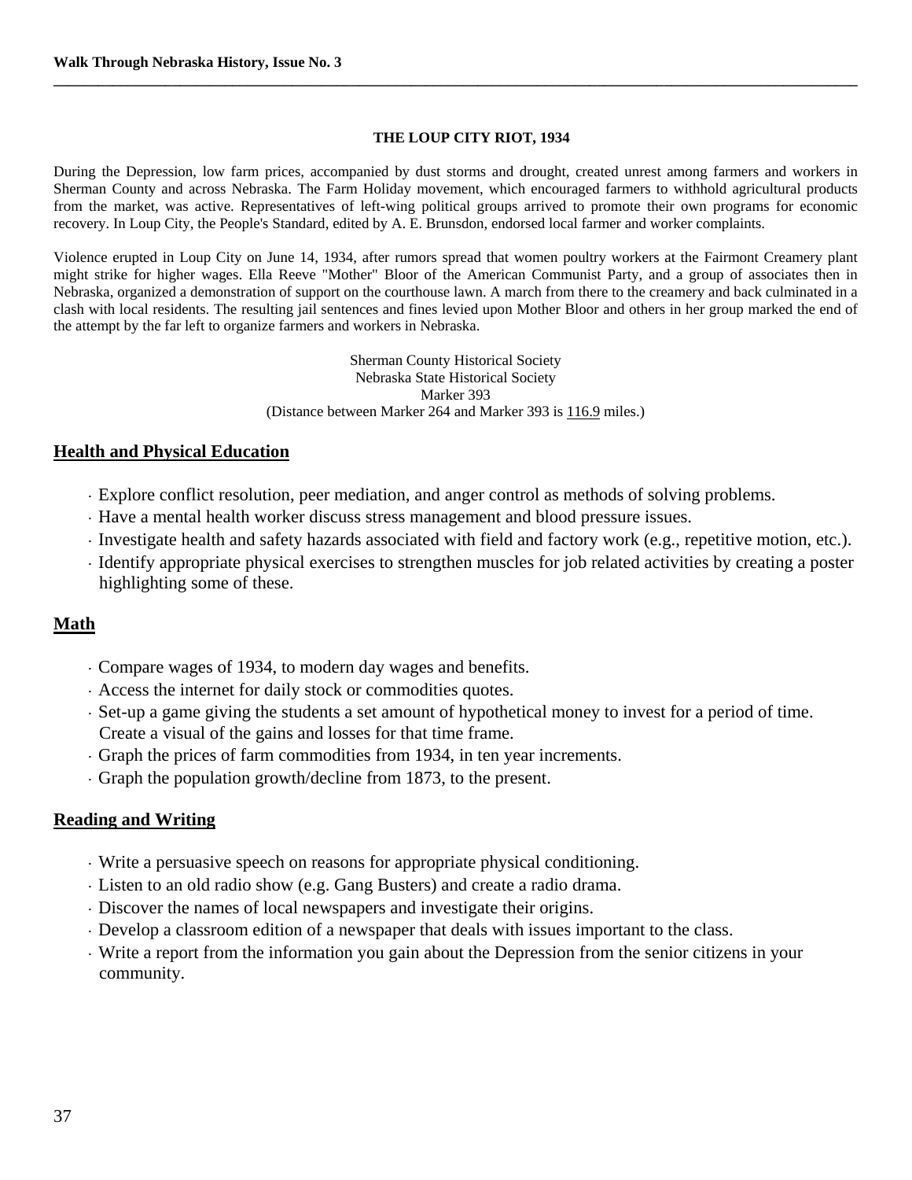## THE LOUP CITY RIOT, 1934

During the Depression, low farm prices, accompanied by dust storms and drought, created unrest among farmers and workers in Sherman County and across Nebraska. The Farm Holiday movement, which encouraged farmers to withhold agricultural products from the market, was active. Representatives of left-wing political groups arrived to promote their own programs for economic recovery. In Loup City, the People's Standard, edited by A. E. Brunsdon, endorsed local farmer and worker complaints.

Violence erupted in Loup City on June 14, 1934, after rumors spread that women poultry workers at the Fairmont Creamery plant might strike for higher wages. Ella Reeve "Mother" Bloor of the American Communist Party, and a group of associates then in Nebraska, organized a demonstration of support on the courthouse lawn. A march from there to the creamery and back culminated in a clash with local residents. The resulting jail sentences and fines levied upon Mother Bloor and others in her group marked the end of the attempt by the far left to organize farmers and workers in Nebraska.

Sherman County Historical Society
Nebraska State Historical Society
Marker 393
(Distance between Marker 264 and Marker 393 is 116.9 miles.)

## Health and Physical Education

- Explore conflict resolution, peer mediation, and anger control as methods of solving problems.
- Have a mental health worker discuss stress management and blood pressure issues.
- Investigate health and safety hazards associated with field and factory work (e.g., repetitive motion, etc.).
- Identify appropriate physical exercises to strengthen muscles for job related activities by creating a poster highlighting some of these.

## Math

- Compare wages of 1934, to modern day wages and benefits.
- Access the internet for daily stock or commodities quotes.
- Set-up a game giving the students a set amount of hypothetical money to invest for a period of time. Create a visual of the gains and losses for that time frame.
- Graph the prices of farm commodities from 1934, in ten year increments.
- Graph the population growth/decline from 1873, to the present.

## Reading and Writing

- Write a persuasive speech on reasons for appropriate physical conditioning.
- Listen to an old radio show (e.g. Gang Busters) and create a radio drama.
- Discover the names of local newspapers and investigate their origins.
- Develop a classroom edition of a newspaper that deals with issues important to the class.
- Write a report from the information you gain about the Depression from the senior citizens in your community.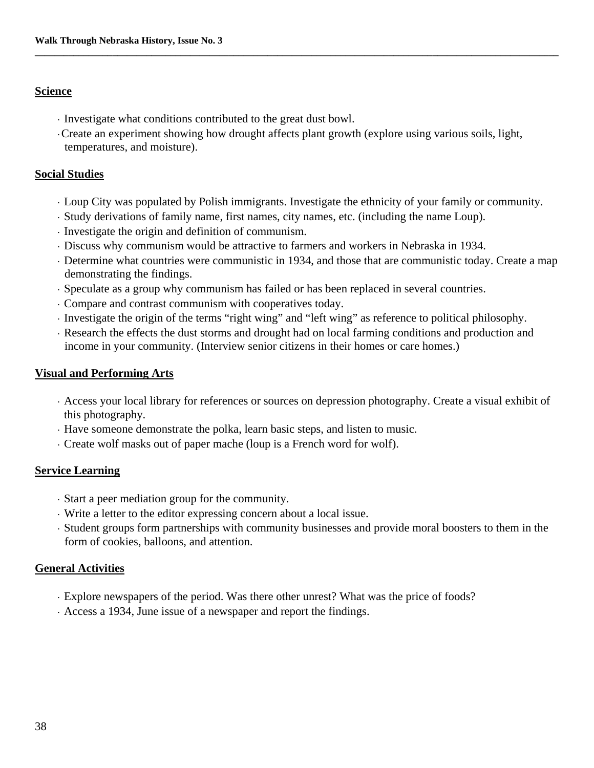## Science

- Investigate what conditions contributed to the great dust bowl.
- Create an experiment showing how drought affects plant growth (explore using various soils, light, temperatures, and moisture).

## Social Studies

- Loup City was populated by Polish immigrants. Investigate the ethnicity of your family or community.
- Study derivations of family name, first names, city names, etc. (including the name Loup).
- Investigate the origin and definition of communism.
- Discuss why communism would be attractive to farmers and workers in Nebraska in 1934.
- Determine what countries were communistic in 1934, and those that are communistic today. Create a map demonstrating the findings.
- Speculate as a group why communism has failed or has been replaced in several countries.
- Compare and contrast communism with cooperatives today.
- Investigate the origin of the terms "right wing" and "left wing" as reference to political philosophy.
- Research the effects the dust storms and drought had on local farming conditions and production and income in your community. (Interview senior citizens in their homes or care homes.)

## Visual and Performing Arts

- Access your local library for references or sources on depression photography. Create a visual exhibit of this photography.
- Have someone demonstrate the polka, learn basic steps, and listen to music.
- Create wolf masks out of paper mache (loup is a French word for wolf).

## Service Learning

- Start a peer mediation group for the community.
- Write a letter to the editor expressing concern about a local issue.
- Student groups form partnerships with community businesses and provide moral boosters to them in the form of cookies, balloons, and attention.

## General Activities

- Explore newspapers of the period. Was there other unrest? What was the price of foods?
- Access a 1934, June issue of a newspaper and report the findings.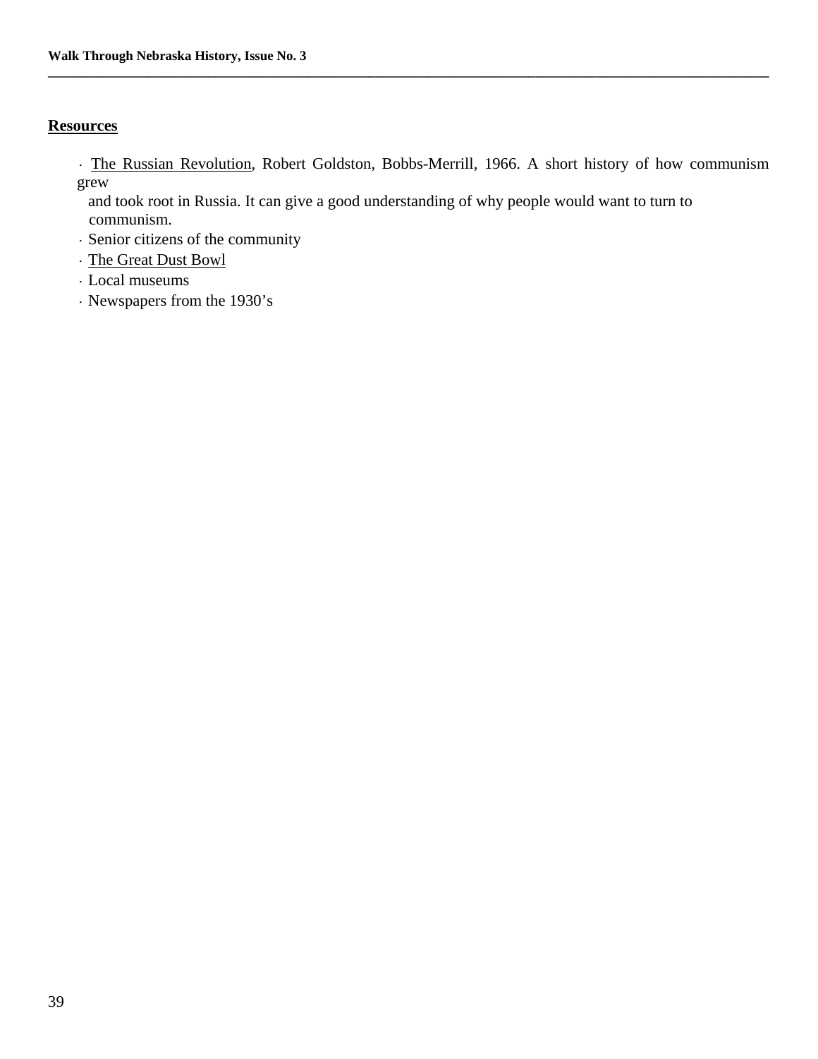## Resources

- The Russian Revolution, Robert Goldston, Bobbs-Merrill, 1966. A short history of how communism grew and took root in Russia. It can give a good understanding of why people would want to turn to communism.
- Senior citizens of the community
- The Great Dust Bowl
- Local museums
- Newspapers from the 1930's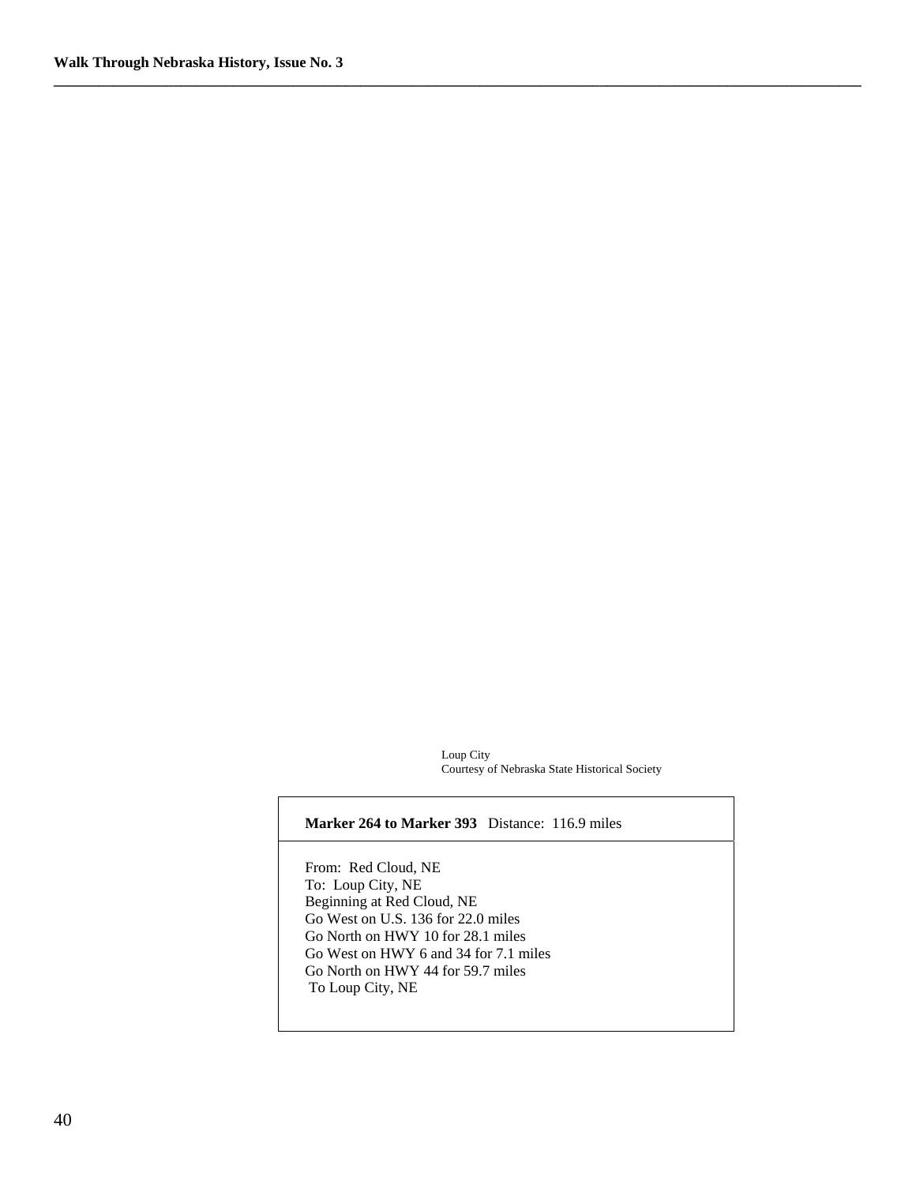Loup City
Courtesy of Nebraska State Historical Society

**Marker 264 to Marker 393** Distance: 116.9 miles

From: Red Cloud, NE
To: Loup City, NE
Beginning at Red Cloud, NE
Go West on U.S. 136 for 22.0 miles
Go North on HWY 10 for 28.1 miles
Go West on HWY 6 and 34 for 7.1 miles
Go North on HWY 44 for 59.7 miles
To Loup City, NE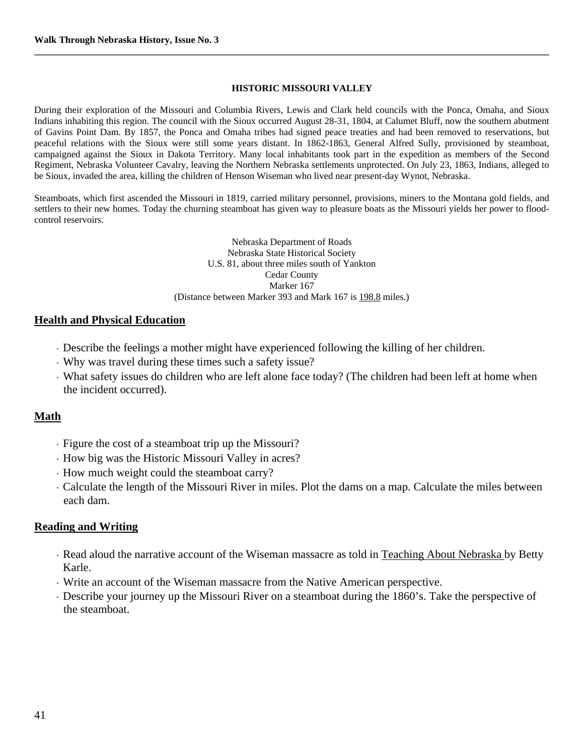## HISTORIC MISSOURI VALLEY

During their exploration of the Missouri and Columbia Rivers, Lewis and Clark held councils with the Ponca, Omaha, and Sioux Indians inhabiting this region. The council with the Sioux occurred August 28-31, 1804, at Calumet Bluff, now the southern abutment of Gavins Point Dam. By 1857, the Ponca and Omaha tribes had signed peace treaties and had been removed to reservations, but peaceful relations with the Sioux were still some years distant. In 1862-1863, General Alfred Sully, provisioned by steamboat, campaigned against the Sioux in Dakota Territory. Many local inhabitants took part in the expedition as members of the Second Regiment, Nebraska Volunteer Cavalry, leaving the Northern Nebraska settlements unprotected. On July 23, 1863, Indians, alleged to be Sioux, invaded the area, killing the children of Henson Wiseman who lived near present-day Wynot, Nebraska.

Steamboats, which first ascended the Missouri in 1819, carried military personnel, provisions, miners to the Montana gold fields, and settlers to their new homes. Today the churning steamboat has given way to pleasure boats as the Missouri yields her power to flood-control reservoirs.

Nebraska Department of Roads
Nebraska State Historical Society
U.S. 81, about three miles south of Yankton
Cedar County
Marker 167
(Distance between Marker 393 and Mark 167 is 198.8 miles.)

### Health and Physical Education

- Describe the feelings a mother might have experienced following the killing of her children.
- Why was travel during these times such a safety issue?
- What safety issues do children who are left alone face today? (The children had been left at home when the incident occurred).

### Math

- Figure the cost of a steamboat trip up the Missouri?
- How big was the Historic Missouri Valley in acres?
- How much weight could the steamboat carry?
- Calculate the length of the Missouri River in miles. Plot the dams on a map. Calculate the miles between each dam.

### Reading and Writing

- Read aloud the narrative account of the Wiseman massacre as told in Teaching About Nebraska by Betty Karle.
- Write an account of the Wiseman massacre from the Native American perspective.
- Describe your journey up the Missouri River on a steamboat during the 1860's. Take the perspective of the steamboat.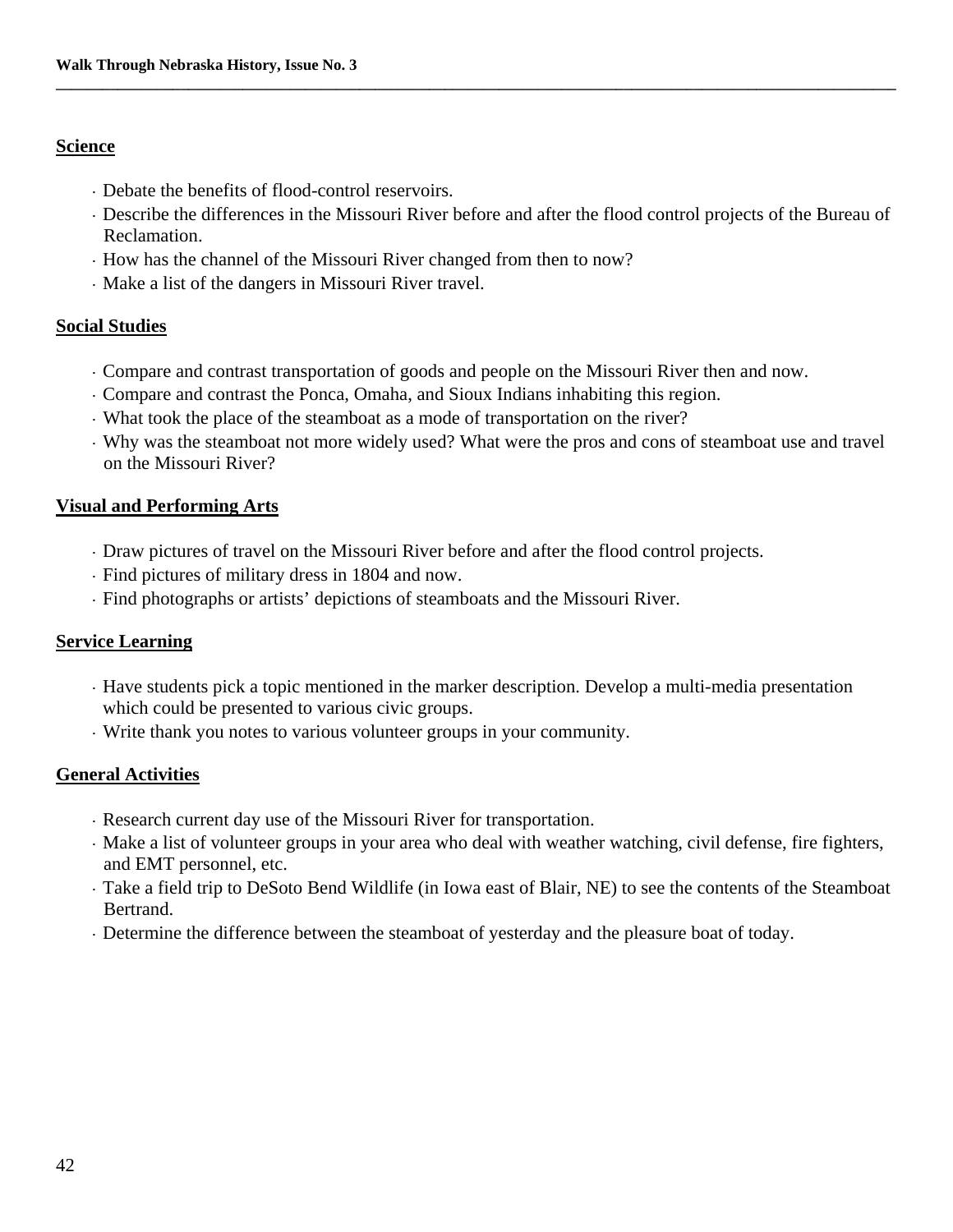## Science

- Debate the benefits of flood-control reservoirs.
- Describe the differences in the Missouri River before and after the flood control projects of the Bureau of Reclamation.
- How has the channel of the Missouri River changed from then to now?
- Make a list of the dangers in Missouri River travel.

## Social Studies

- Compare and contrast transportation of goods and people on the Missouri River then and now.
- Compare and contrast the Ponca, Omaha, and Sioux Indians inhabiting this region.
- What took the place of the steamboat as a mode of transportation on the river?
- Why was the steamboat not more widely used? What were the pros and cons of steamboat use and travel on the Missouri River?

## Visual and Performing Arts

- Draw pictures of travel on the Missouri River before and after the flood control projects.
- Find pictures of military dress in 1804 and now.
- Find photographs or artists' depictions of steamboats and the Missouri River.

## Service Learning

- Have students pick a topic mentioned in the marker description. Develop a multi-media presentation which could be presented to various civic groups.
- Write thank you notes to various volunteer groups in your community.

## General Activities

- Research current day use of the Missouri River for transportation.
- Make a list of volunteer groups in your area who deal with weather watching, civil defense, fire fighters, and EMT personnel, etc.
- Take a field trip to DeSoto Bend Wildlife (in Iowa east of Blair, NE) to see the contents of the Steamboat Bertrand.
- Determine the difference between the steamboat of yesterday and the pleasure boat of today.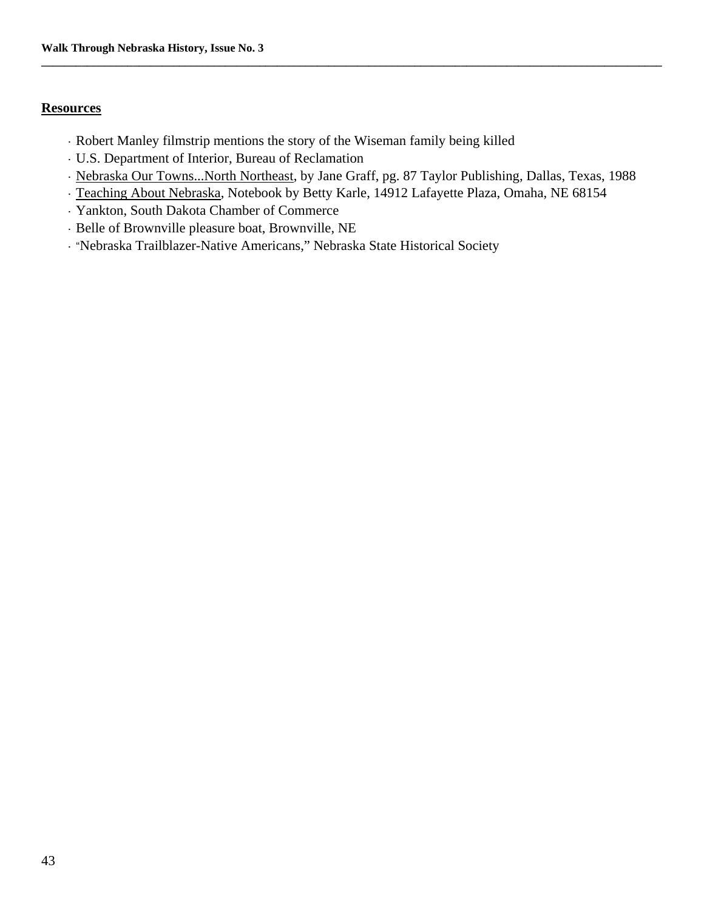## Resources

- Robert Manley filmstrip mentions the story of the Wiseman family being killed
- U.S. Department of Interior, Bureau of Reclamation
- Nebraska Our Towns...North Northeast, by Jane Graff, pg. 87 Taylor Publishing, Dallas, Texas, 1988
- Teaching About Nebraska, Notebook by Betty Karle, 14912 Lafayette Plaza, Omaha, NE 68154
- Yankton, South Dakota Chamber of Commerce
- Belle of Brownville pleasure boat, Brownville, NE
- "Nebraska Trailblazer-Native Americans," Nebraska State Historical Society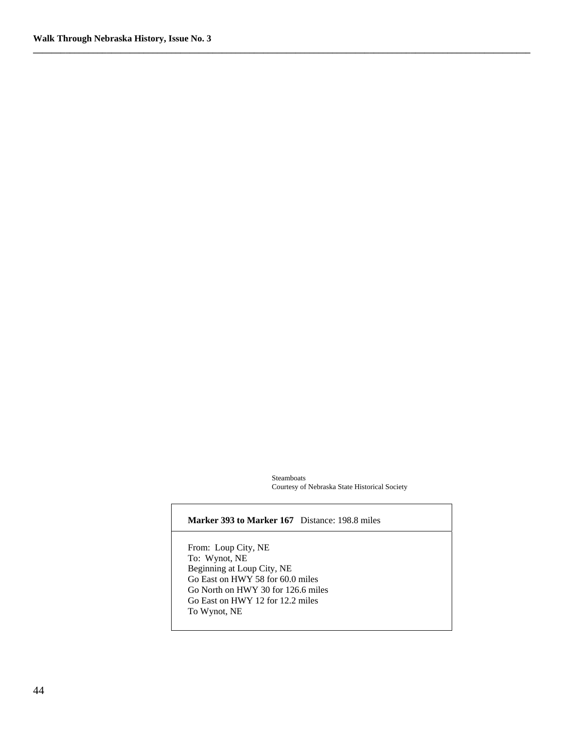Steamboats
Courtesy of Nebraska State Historical Society

**Marker 393 to Marker 167** Distance: 198.8 miles

From: Loup City, NE
To: Wynot, NE
Beginning at Loup City, NE
Go East on HWY 58 for 60.0 miles
Go North on HWY 30 for 126.6 miles
Go East on HWY 12 for 12.2 miles
To Wynot, NE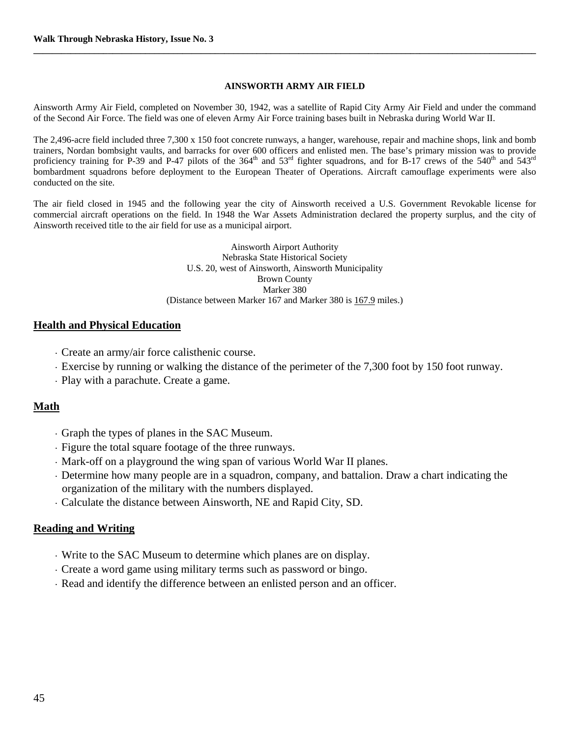## AINSWORTH ARMY AIR FIELD

Ainsworth Army Air Field, completed on November 30, 1942, was a satellite of Rapid City Army Air Field and under the command of the Second Air Force. The field was one of eleven Army Air Force training bases built in Nebraska during World War II.

The 2,496-acre field included three 7,300 x 150 foot concrete runways, a hanger, warehouse, repair and machine shops, link and bomb trainers, Nordan bombsight vaults, and barracks for over 600 officers and enlisted men. The base's primary mission was to provide proficiency training for P-39 and P-47 pilots of the 364th and 53rd fighter squadrons, and for B-17 crews of the 540th and 543rd bombardment squadrons before deployment to the European Theater of Operations. Aircraft camouflage experiments were also conducted on the site.

The air field closed in 1945 and the following year the city of Ainsworth received a U.S. Government Revokable license for commercial aircraft operations on the field. In 1948 the War Assets Administration declared the property surplus, and the city of Ainsworth received title to the air field for use as a municipal airport.

Ainsworth Airport Authority
Nebraska State Historical Society
U.S. 20, west of Ainsworth, Ainsworth Municipality
Brown County
Marker 380
(Distance between Marker 167 and Marker 380 is 167.9 miles.)

## Health and Physical Education

- Create an army/air force calisthenic course.
- Exercise by running or walking the distance of the perimeter of the 7,300 foot by 150 foot runway.
- Play with a parachute. Create a game.

## Math

- Graph the types of planes in the SAC Museum.
- Figure the total square footage of the three runways.
- Mark-off on a playground the wing span of various World War II planes.
- Determine how many people are in a squadron, company, and battalion. Draw a chart indicating the organization of the military with the numbers displayed.
- Calculate the distance between Ainsworth, NE and Rapid City, SD.

## Reading and Writing

- Write to the SAC Museum to determine which planes are on display.
- Create a word game using military terms such as password or bingo.
- Read and identify the difference between an enlisted person and an officer.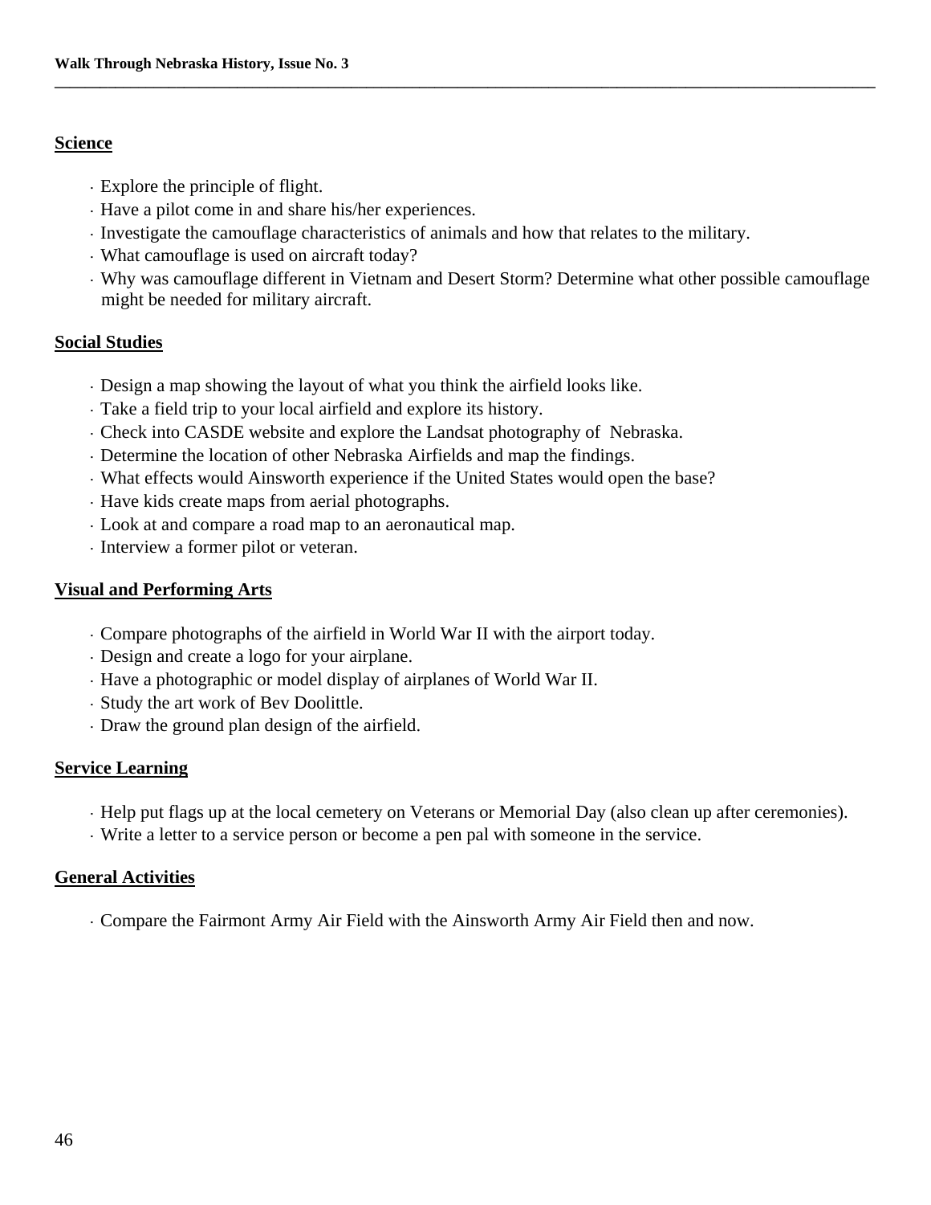## Science

- Explore the principle of flight.
- Have a pilot come in and share his/her experiences.
- Investigate the camouflage characteristics of animals and how that relates to the military.
- What camouflage is used on aircraft today?
- Why was camouflage different in Vietnam and Desert Storm? Determine what other possible camouflage might be needed for military aircraft.

## Social Studies

- Design a map showing the layout of what you think the airfield looks like.
- Take a field trip to your local airfield and explore its history.
- Check into CASDE website and explore the Landsat photography of Nebraska.
- Determine the location of other Nebraska Airfields and map the findings.
- What effects would Ainsworth experience if the United States would open the base?
- Have kids create maps from aerial photographs.
- Look at and compare a road map to an aeronautical map.
- Interview a former pilot or veteran.

## Visual and Performing Arts

- Compare photographs of the airfield in World War II with the airport today.
- Design and create a logo for your airplane.
- Have a photographic or model display of airplanes of World War II.
- Study the art work of Bev Doolittle.
- Draw the ground plan design of the airfield.

## Service Learning

- Help put flags up at the local cemetery on Veterans or Memorial Day (also clean up after ceremonies).
- Write a letter to a service person or become a pen pal with someone in the service.

## General Activities

- Compare the Fairmont Army Air Field with the Ainsworth Army Air Field then and now.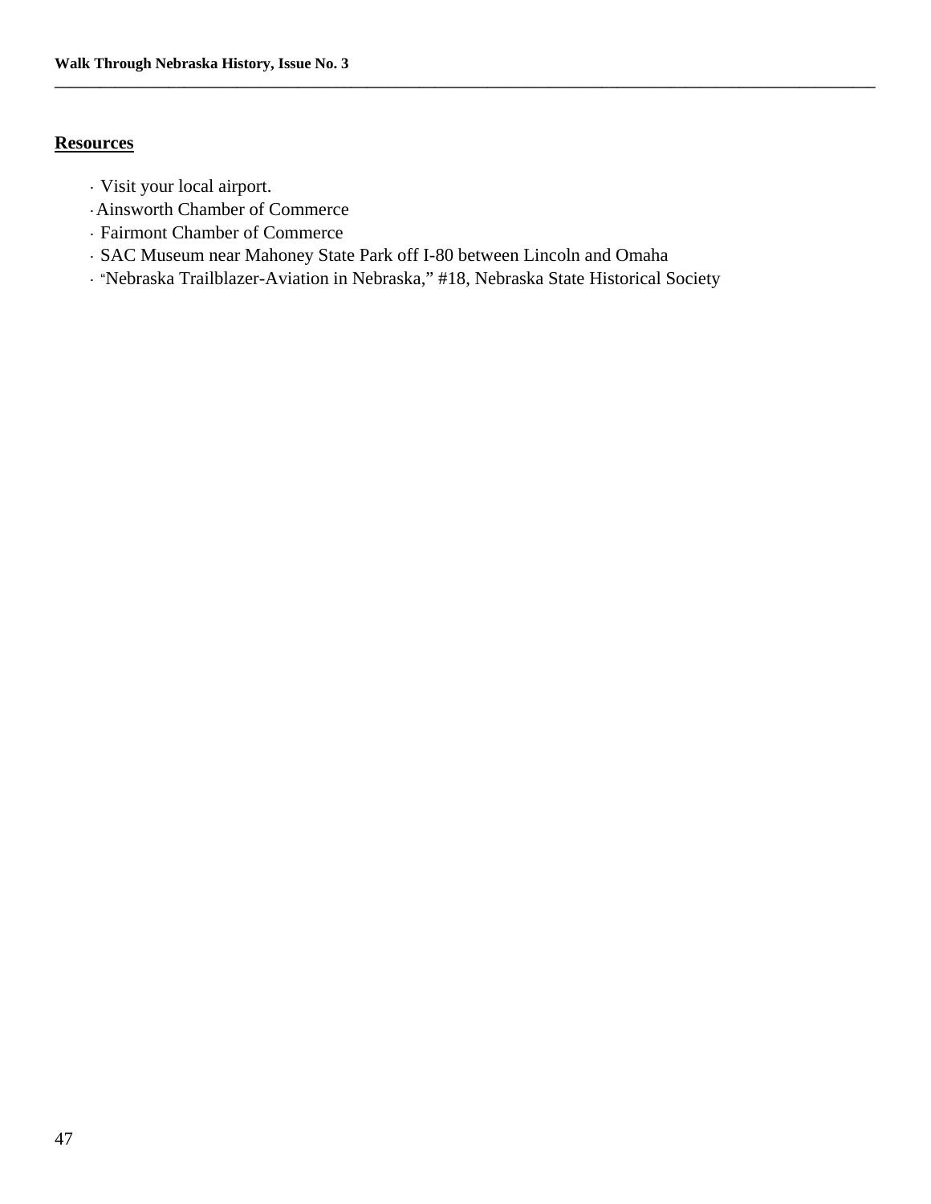## Resources

- Visit your local airport.
- Ainsworth Chamber of Commerce
- Fairmont Chamber of Commerce
- SAC Museum near Mahoney State Park off I-80 between Lincoln and Omaha
- "Nebraska Trailblazer-Aviation in Nebraska," #18, Nebraska State Historical Society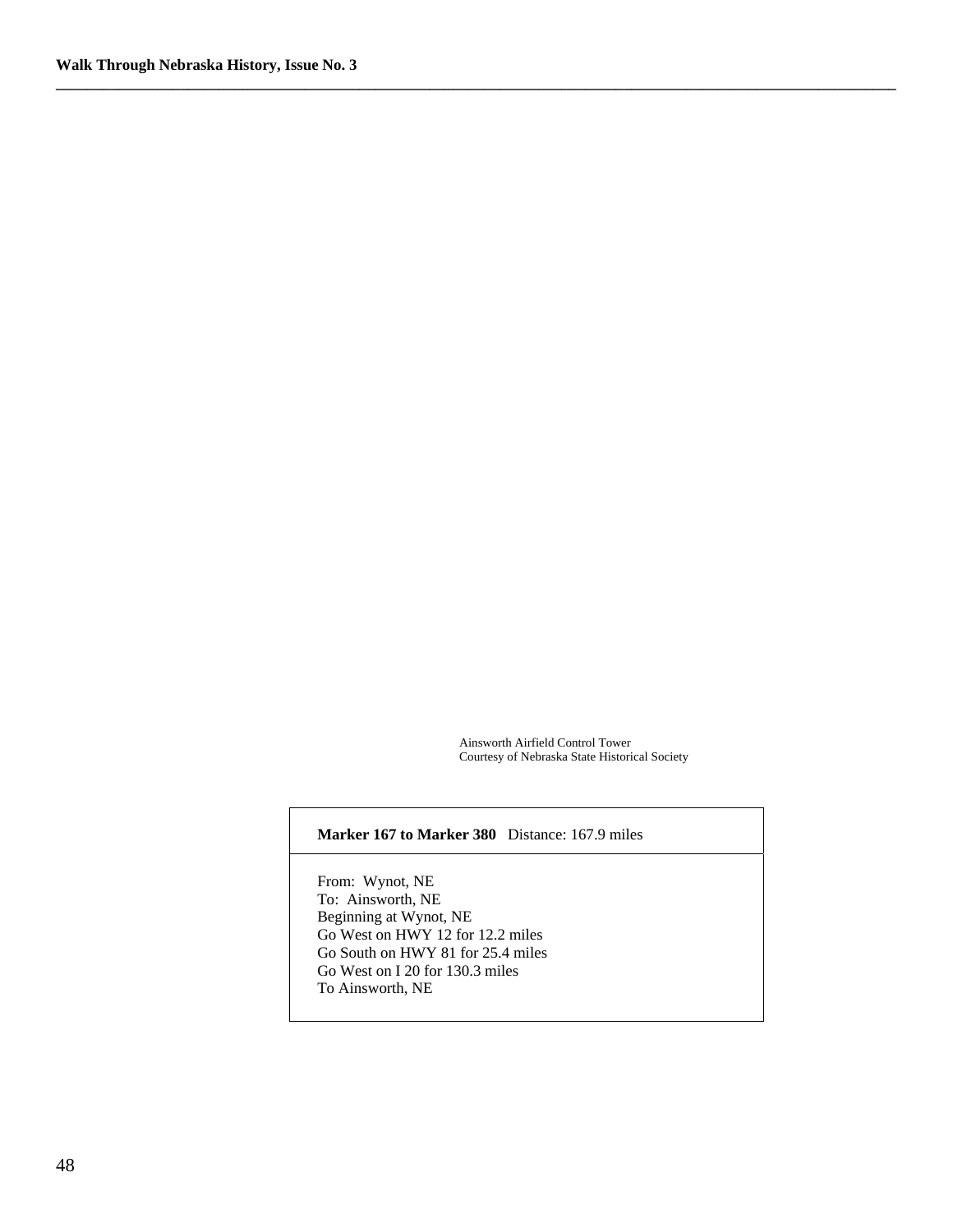Ainsworth Airfield Control Tower
Courtesy of Nebraska State Historical Society

**Marker 167 to Marker 380** Distance: 167.9 miles

From: Wynot, NE
To: Ainsworth, NE
Beginning at Wynot, NE
Go West on HWY 12 for 12.2 miles
Go South on HWY 81 for 25.4 miles
Go West on I 20 for 130.3 miles
To Ainsworth, NE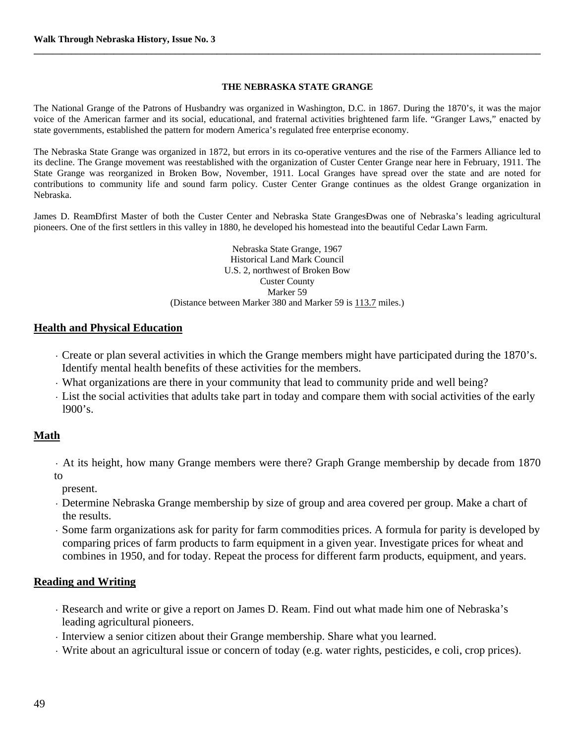### THE NEBRASKA STATE GRANGE

The National Grange of the Patrons of Husbandry was organized in Washington, D.C. in 1867. During the 1870's, it was the major voice of the American farmer and its social, educational, and fraternal activities brightened farm life. "Granger Laws," enacted by state governments, established the pattern for modern America's regulated free enterprise economy.

The Nebraska State Grange was organized in 1872, but errors in its co-operative ventures and the rise of the Farmers Alliance led to its decline. The Grange movement was reestablished with the organization of Custer Center Grange near here in February, 1911. The State Grange was reorganized in Broken Bow, November, 1911. Local Granges have spread over the state and are noted for contributions to community life and sound farm policy. Custer Center Grange continues as the oldest Grange organization in Nebraska.

James D. ReamÐfirst Master of both the Custer Center and Nebraska State GrangesÐwas one of Nebraska's leading agricultural pioneers. One of the first settlers in this valley in 1880, he developed his homestead into the beautiful Cedar Lawn Farm.

Nebraska State Grange, 1967
Historical Land Mark Council
U.S. 2, northwest of Broken Bow
Custer County
Marker 59
(Distance between Marker 380 and Marker 59 is 113.7 miles.)

## Health and Physical Education

- Create or plan several activities in which the Grange members might have participated during the 1870's. Identify mental health benefits of these activities for the members.
- What organizations are there in your community that lead to community pride and well being?
- List the social activities that adults take part in today and compare them with social activities of the early l900's.

## Math

- At its height, how many Grange members were there? Graph Grange membership by decade from 1870 to present.
- Determine Nebraska Grange membership by size of group and area covered per group. Make a chart of the results.
- Some farm organizations ask for parity for farm commodities prices. A formula for parity is developed by comparing prices of farm products to farm equipment in a given year. Investigate prices for wheat and combines in 1950, and for today. Repeat the process for different farm products, equipment, and years.

## Reading and Writing

- Research and write or give a report on James D. Ream. Find out what made him one of Nebraska's leading agricultural pioneers.
- Interview a senior citizen about their Grange membership. Share what you learned.
- Write about an agricultural issue or concern of today (e.g. water rights, pesticides, e coli, crop prices).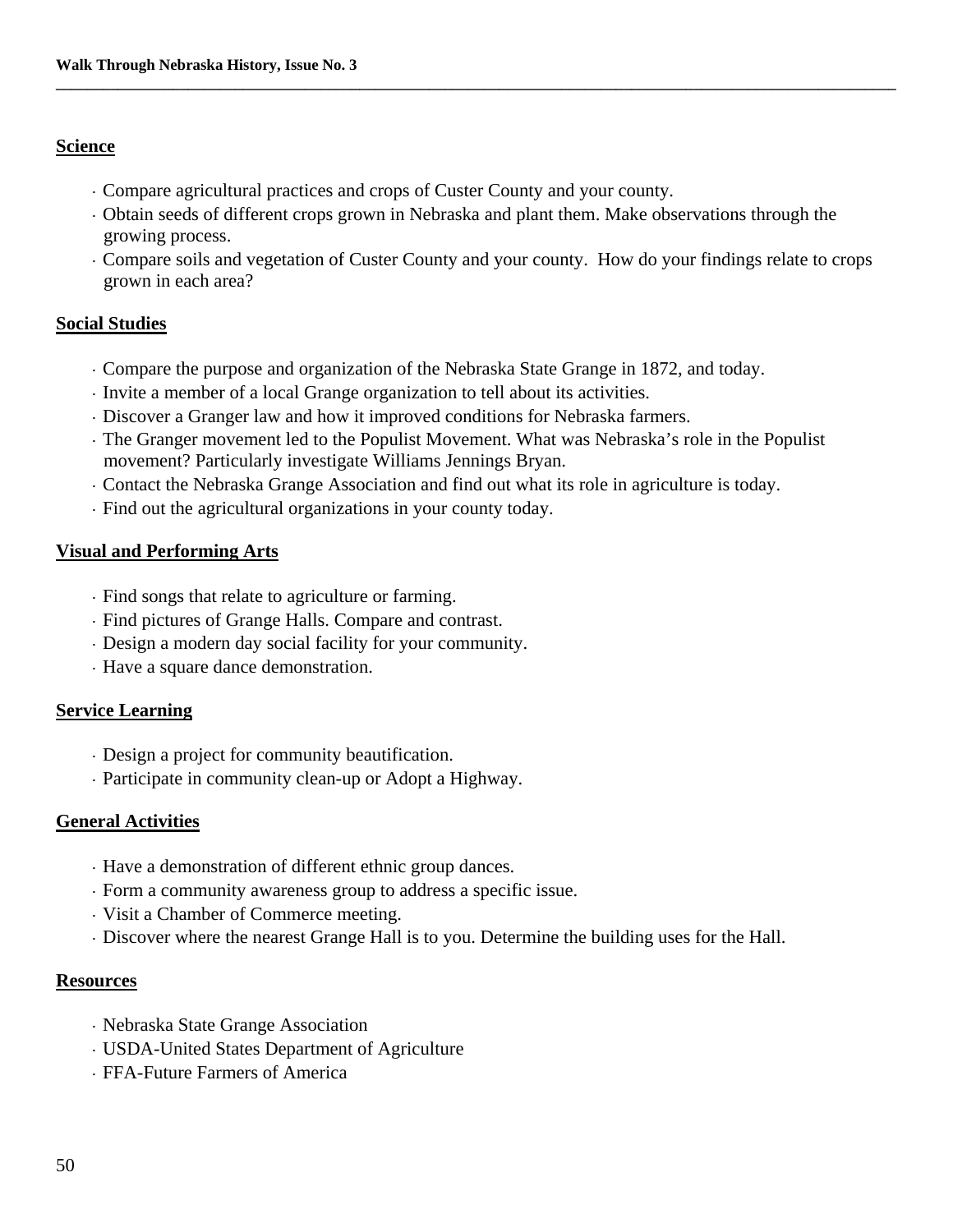## Science

- Compare agricultural practices and crops of Custer County and your county.
- Obtain seeds of different crops grown in Nebraska and plant them. Make observations through the growing process.
- Compare soils and vegetation of Custer County and your county. How do your findings relate to crops grown in each area?

## Social Studies

- Compare the purpose and organization of the Nebraska State Grange in 1872, and today.
- Invite a member of a local Grange organization to tell about its activities.
- Discover a Granger law and how it improved conditions for Nebraska farmers.
- The Granger movement led to the Populist Movement. What was Nebraska's role in the Populist movement? Particularly investigate Williams Jennings Bryan.
- Contact the Nebraska Grange Association and find out what its role in agriculture is today.
- Find out the agricultural organizations in your county today.

## Visual and Performing Arts

- Find songs that relate to agriculture or farming.
- Find pictures of Grange Halls. Compare and contrast.
- Design a modern day social facility for your community.
- Have a square dance demonstration.

## Service Learning

- Design a project for community beautification.
- Participate in community clean-up or Adopt a Highway.

## General Activities

- Have a demonstration of different ethnic group dances.
- Form a community awareness group to address a specific issue.
- Visit a Chamber of Commerce meeting.
- Discover where the nearest Grange Hall is to you. Determine the building uses for the Hall.

## Resources

- Nebraska State Grange Association
- USDA-United States Department of Agriculture
- FFA-Future Farmers of America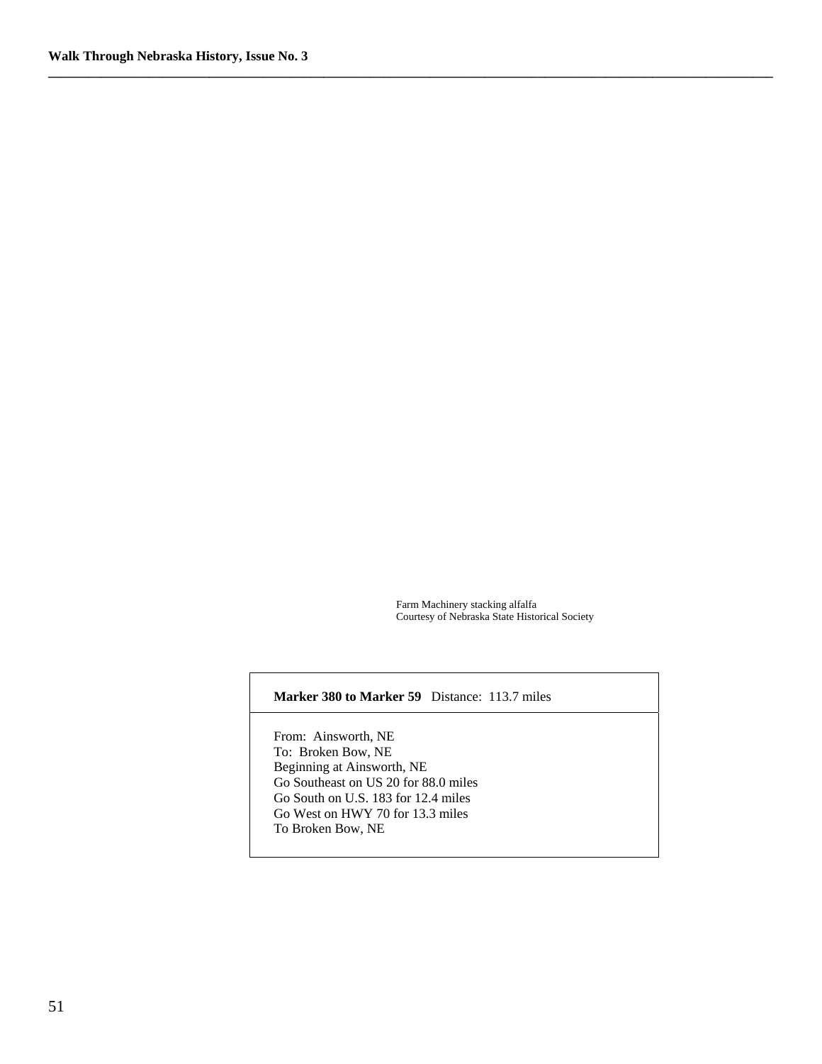Farm Machinery stacking alfalfa
Courtesy of Nebraska State Historical Society

**Marker 380 to Marker 59** Distance: 113.7 miles

From: Ainsworth, NE
To: Broken Bow, NE
Beginning at Ainsworth, NE
Go Southeast on US 20 for 88.0 miles
Go South on U.S. 183 for 12.4 miles
Go West on HWY 70 for 13.3 miles
To Broken Bow, NE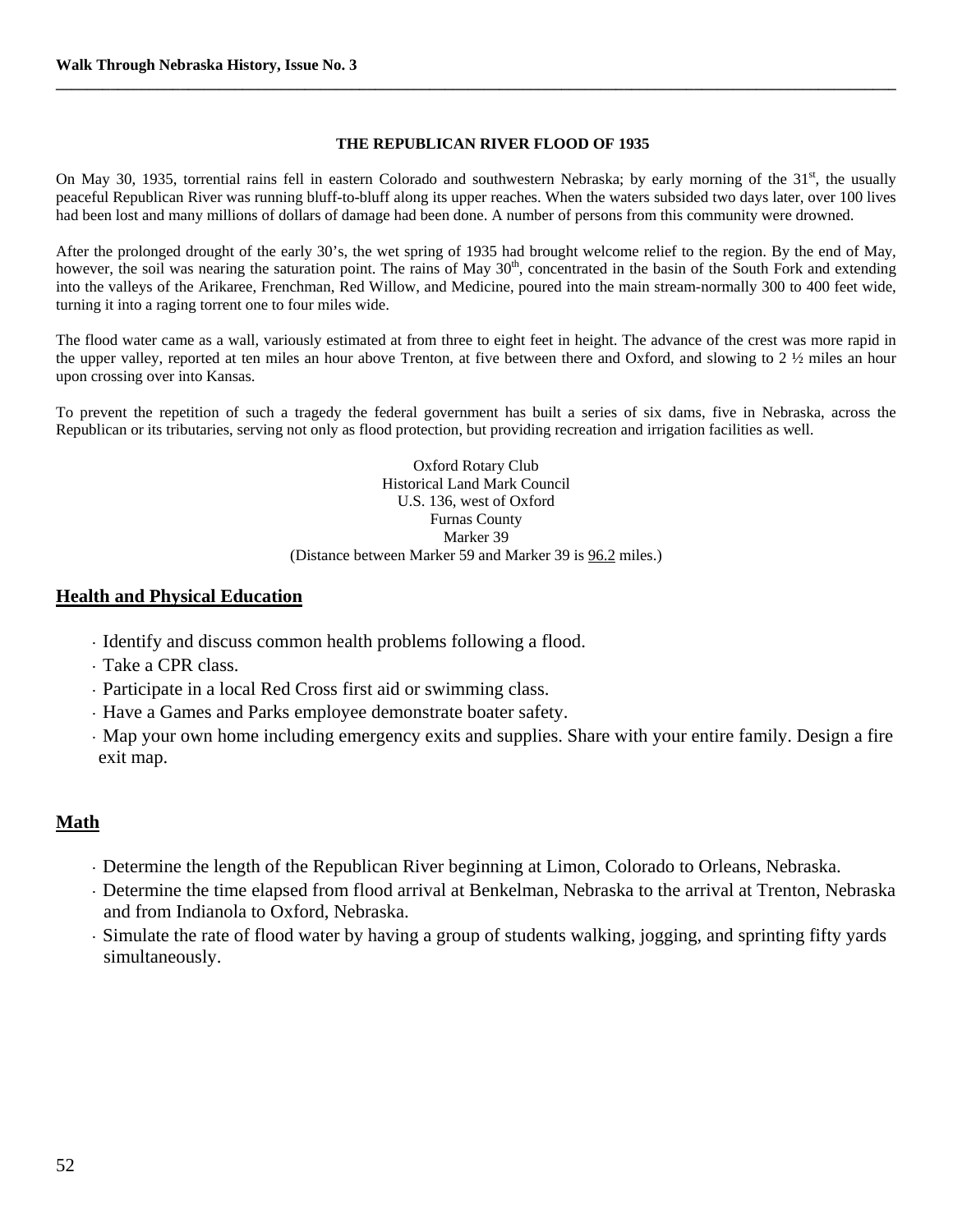### THE REPUBLICAN RIVER FLOOD OF 1935

On May 30, 1935, torrential rains fell in eastern Colorado and southwestern Nebraska; by early morning of the 31st, the usually peaceful Republican River was running bluff-to-bluff along its upper reaches. When the waters subsided two days later, over 100 lives had been lost and many millions of dollars of damage had been done. A number of persons from this community were drowned.

After the prolonged drought of the early 30's, the wet spring of 1935 had brought welcome relief to the region. By the end of May, however, the soil was nearing the saturation point. The rains of May 30th, concentrated in the basin of the South Fork and extending into the valleys of the Arikaree, Frenchman, Red Willow, and Medicine, poured into the main stream-normally 300 to 400 feet wide, turning it into a raging torrent one to four miles wide.

The flood water came as a wall, variously estimated at from three to eight feet in height. The advance of the crest was more rapid in the upper valley, reported at ten miles an hour above Trenton, at five between there and Oxford, and slowing to 2 ½ miles an hour upon crossing over into Kansas.

To prevent the repetition of such a tragedy the federal government has built a series of six dams, five in Nebraska, across the Republican or its tributaries, serving not only as flood protection, but providing recreation and irrigation facilities as well.

Oxford Rotary Club
Historical Land Mark Council
U.S. 136, west of Oxford
Furnas County
Marker 39
(Distance between Marker 59 and Marker 39 is 96.2 miles.)

## Health and Physical Education

- Identify and discuss common health problems following a flood.
- Take a CPR class.
- Participate in a local Red Cross first aid or swimming class.
- Have a Games and Parks employee demonstrate boater safety.
- Map your own home including emergency exits and supplies. Share with your entire family. Design a fire exit map.

## Math

- Determine the length of the Republican River beginning at Limon, Colorado to Orleans, Nebraska.
- Determine the time elapsed from flood arrival at Benkelman, Nebraska to the arrival at Trenton, Nebraska and from Indianola to Oxford, Nebraska.
- Simulate the rate of flood water by having a group of students walking, jogging, and sprinting fifty yards simultaneously.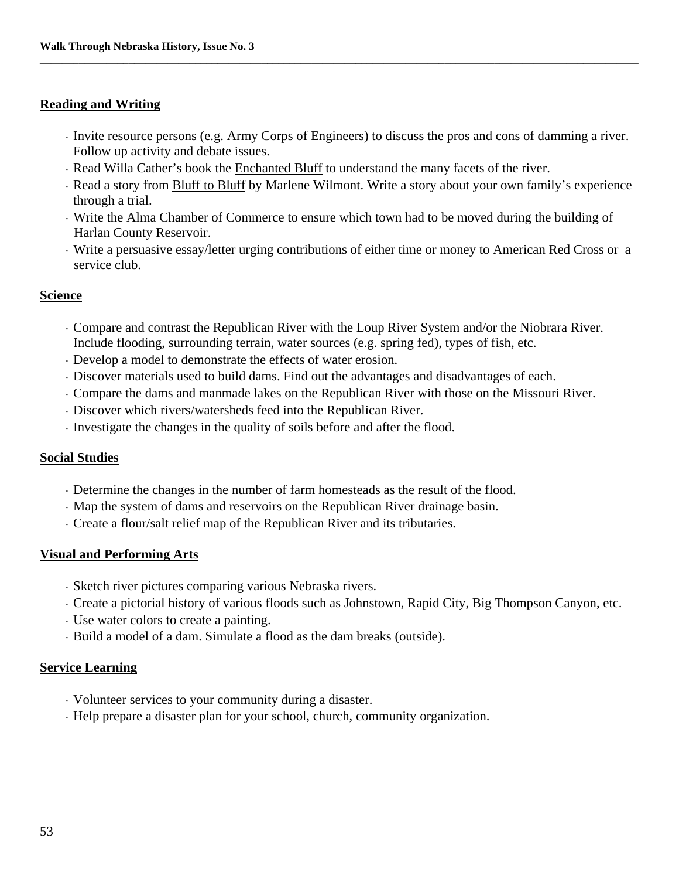## Reading and Writing

- Invite resource persons (e.g. Army Corps of Engineers) to discuss the pros and cons of damming a river. Follow up activity and debate issues.
- Read Willa Cather's book the Enchanted Bluff to understand the many facets of the river.
- Read a story from Bluff to Bluff by Marlene Wilmont. Write a story about your own family's experience through a trial.
- Write the Alma Chamber of Commerce to ensure which town had to be moved during the building of Harlan County Reservoir.
- Write a persuasive essay/letter urging contributions of either time or money to American Red Cross or a service club.

## Science

- Compare and contrast the Republican River with the Loup River System and/or the Niobrara River. Include flooding, surrounding terrain, water sources (e.g. spring fed), types of fish, etc.
- Develop a model to demonstrate the effects of water erosion.
- Discover materials used to build dams. Find out the advantages and disadvantages of each.
- Compare the dams and manmade lakes on the Republican River with those on the Missouri River.
- Discover which rivers/watersheds feed into the Republican River.
- Investigate the changes in the quality of soils before and after the flood.

## Social Studies

- Determine the changes in the number of farm homesteads as the result of the flood.
- Map the system of dams and reservoirs on the Republican River drainage basin.
- Create a flour/salt relief map of the Republican River and its tributaries.

## Visual and Performing Arts

- Sketch river pictures comparing various Nebraska rivers.
- Create a pictorial history of various floods such as Johnstown, Rapid City, Big Thompson Canyon, etc.
- Use water colors to create a painting.
- Build a model of a dam. Simulate a flood as the dam breaks (outside).

## Service Learning

- Volunteer services to your community during a disaster.
- Help prepare a disaster plan for your school, church, community organization.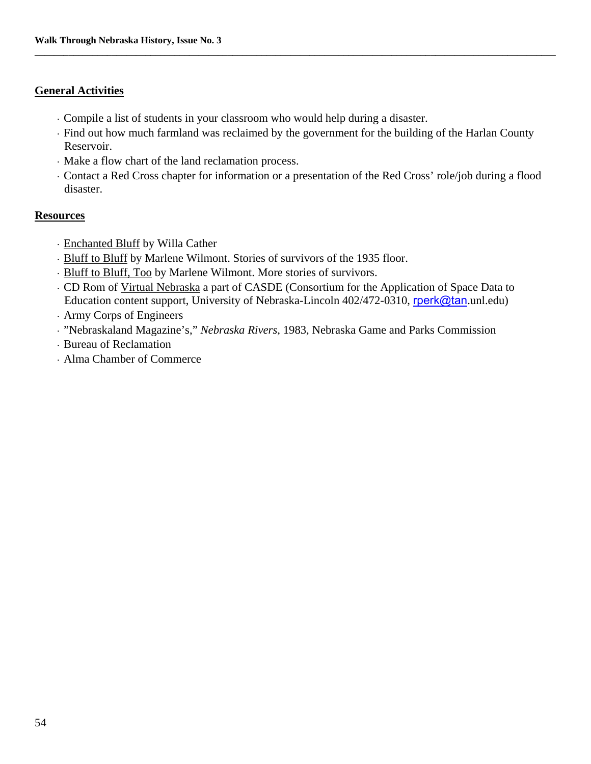## General Activities

- Compile a list of students in your classroom who would help during a disaster.
- Find out how much farmland was reclaimed by the government for the building of the Harlan County Reservoir.
- Make a flow chart of the land reclamation process.
- Contact a Red Cross chapter for information or a presentation of the Red Cross' role/job during a flood disaster.

## Resources

- Enchanted Bluff by Willa Cather
- Bluff to Bluff by Marlene Wilmont. Stories of survivors of the 1935 floor.
- Bluff to Bluff, Too by Marlene Wilmont. More stories of survivors.
- CD Rom of Virtual Nebraska a part of CASDE (Consortium for the Application of Space Data to Education content support, University of Nebraska-Lincoln 402/472-0310, rperk@tan.unl.edu)
- Army Corps of Engineers
- "Nebraskaland Magazine's," *Nebraska Rivers*, 1983, Nebraska Game and Parks Commission
- Bureau of Reclamation
- Alma Chamber of Commerce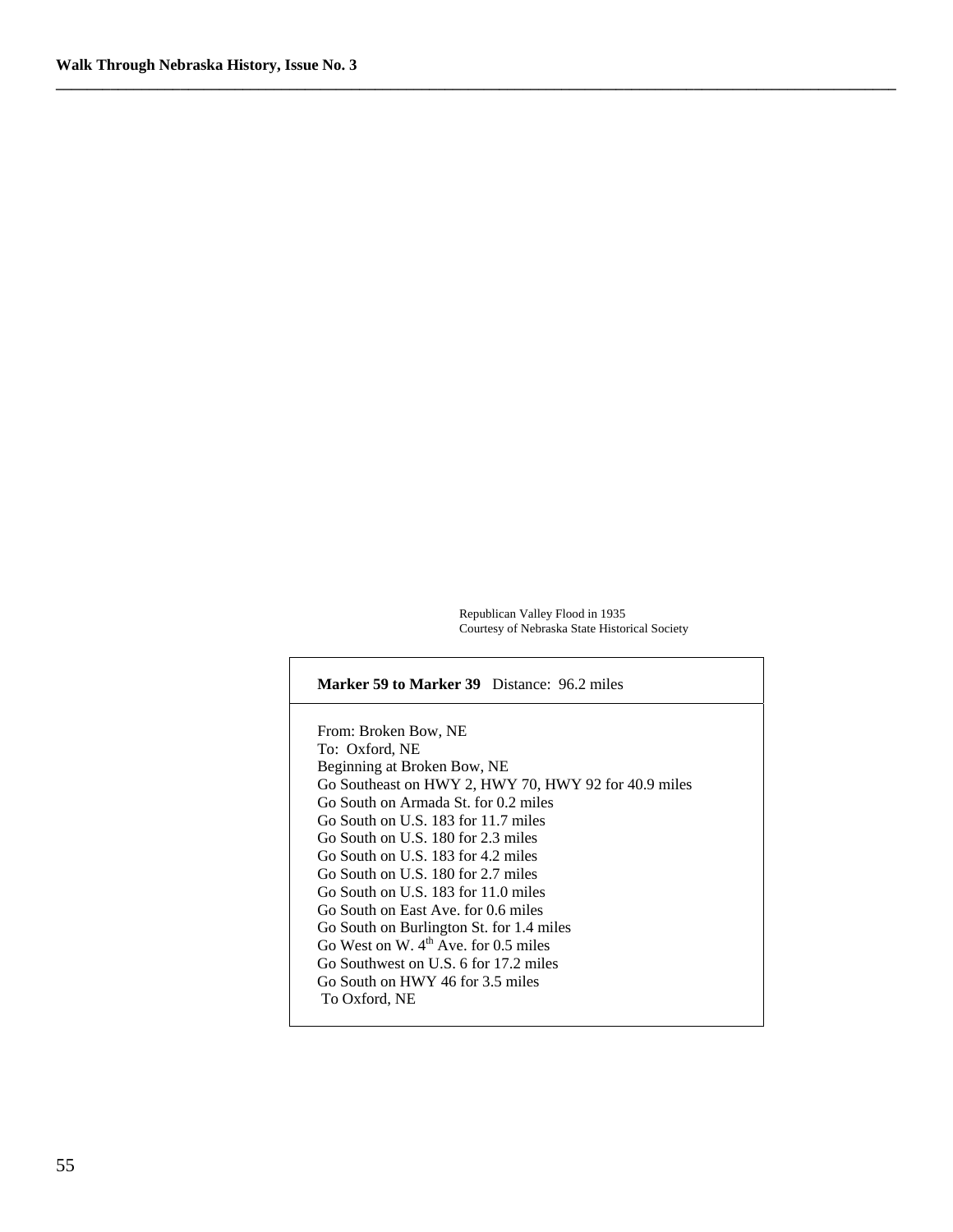Republican Valley Flood in 1935
Courtesy of Nebraska State Historical Society

**Marker 59 to Marker 39** Distance: 96.2 miles

From: Broken Bow, NE
To: Oxford, NE
Beginning at Broken Bow, NE
Go Southeast on HWY 2, HWY 70, HWY 92 for 40.9 miles
Go South on Armada St. for 0.2 miles
Go South on U.S. 183 for 11.7 miles
Go South on U.S. 180 for 2.3 miles
Go South on U.S. 183 for 4.2 miles
Go South on U.S. 180 for 2.7 miles
Go South on U.S. 183 for 11.0 miles
Go South on East Ave. for 0.6 miles
Go South on Burlington St. for 1.4 miles
Go West on W. 4th Ave. for 0.5 miles
Go Southwest on U.S. 6 for 17.2 miles
Go South on HWY 46 for 3.5 miles
To Oxford, NE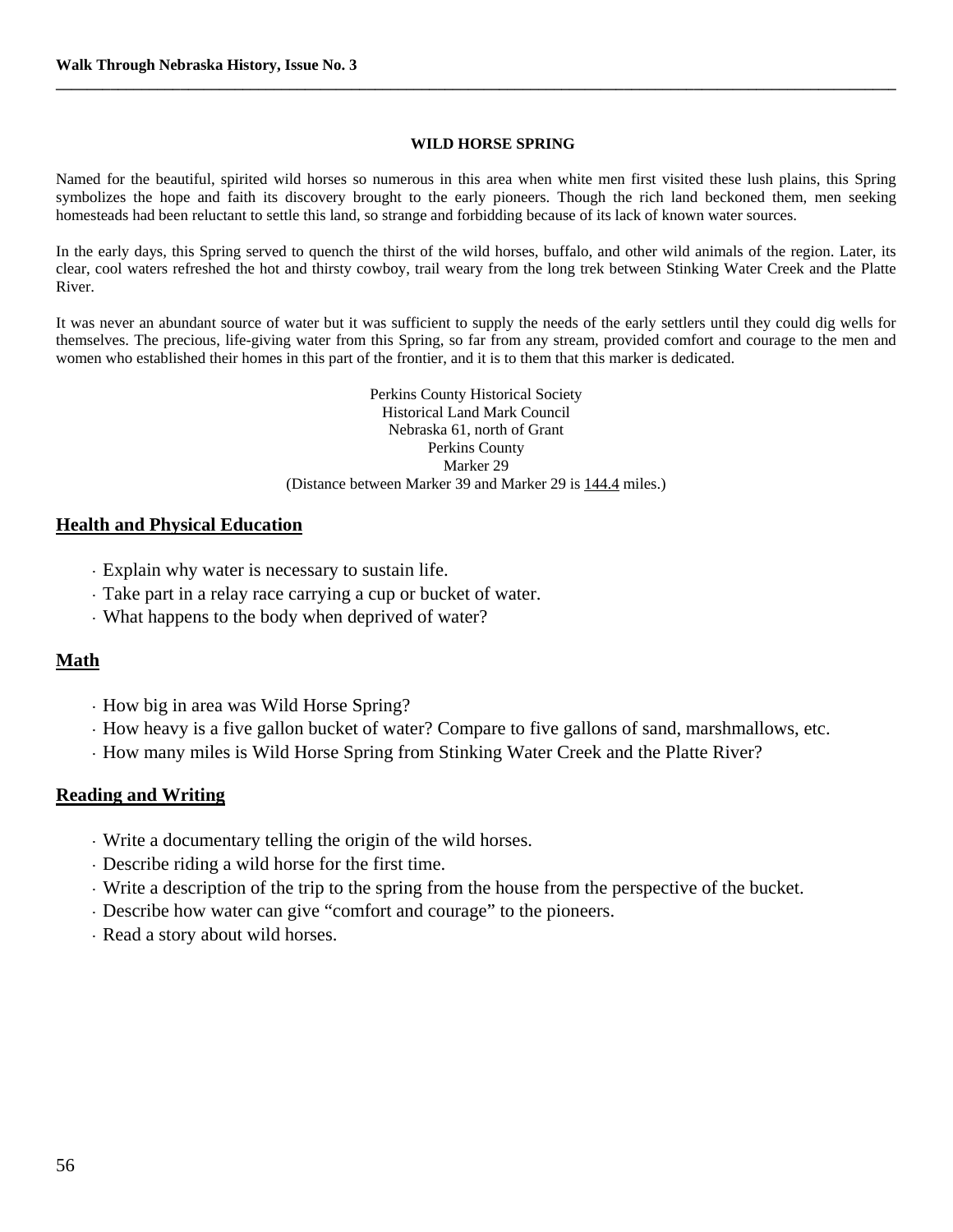### WILD HORSE SPRING

Named for the beautiful, spirited wild horses so numerous in this area when white men first visited these lush plains, this Spring symbolizes the hope and faith its discovery brought to the early pioneers. Though the rich land beckoned them, men seeking homesteads had been reluctant to settle this land, so strange and forbidding because of its lack of known water sources.

In the early days, this Spring served to quench the thirst of the wild horses, buffalo, and other wild animals of the region. Later, its clear, cool waters refreshed the hot and thirsty cowboy, trail weary from the long trek between Stinking Water Creek and the Platte River.

It was never an abundant source of water but it was sufficient to supply the needs of the early settlers until they could dig wells for themselves. The precious, life-giving water from this Spring, so far from any stream, provided comfort and courage to the men and women who established their homes in this part of the frontier, and it is to them that this marker is dedicated.

Perkins County Historical Society
Historical Land Mark Council
Nebraska 61, north of Grant
Perkins County
Marker 29
(Distance between Marker 39 and Marker 29 is 144.4 miles.)

## Health and Physical Education

- Explain why water is necessary to sustain life.
- Take part in a relay race carrying a cup or bucket of water.
- What happens to the body when deprived of water?

## Math

- How big in area was Wild Horse Spring?
- How heavy is a five gallon bucket of water? Compare to five gallons of sand, marshmallows, etc.
- How many miles is Wild Horse Spring from Stinking Water Creek and the Platte River?

## Reading and Writing

- Write a documentary telling the origin of the wild horses.
- Describe riding a wild horse for the first time.
- Write a description of the trip to the spring from the house from the perspective of the bucket.
- Describe how water can give "comfort and courage" to the pioneers.
- Read a story about wild horses.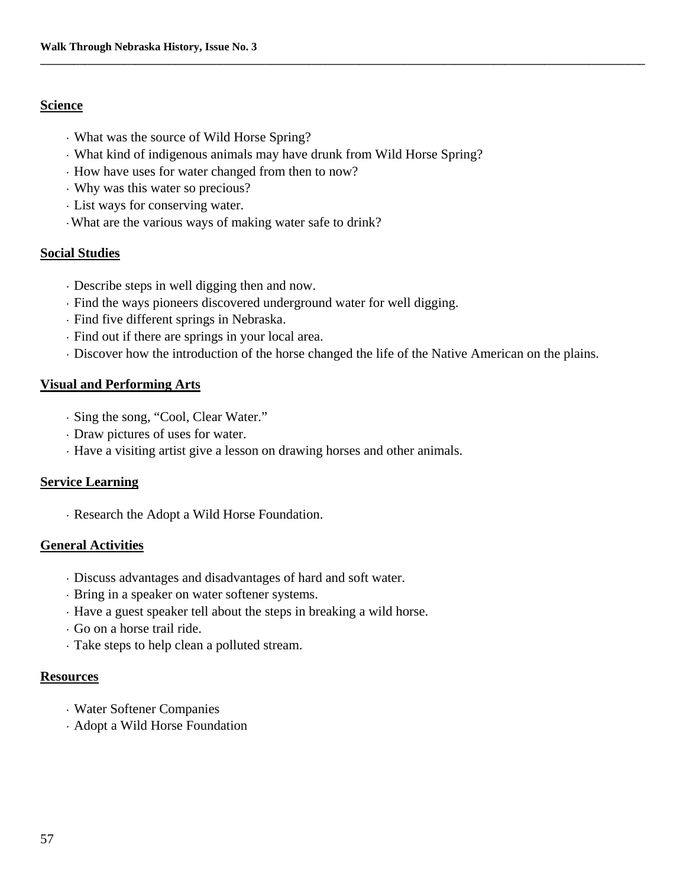## Science

- What was the source of Wild Horse Spring?
- What kind of indigenous animals may have drunk from Wild Horse Spring?
- How have uses for water changed from then to now?
- Why was this water so precious?
- List ways for conserving water.
- What are the various ways of making water safe to drink?

## Social Studies

- Describe steps in well digging then and now.
- Find the ways pioneers discovered underground water for well digging.
- Find five different springs in Nebraska.
- Find out if there are springs in your local area.
- Discover how the introduction of the horse changed the life of the Native American on the plains.

## Visual and Performing Arts

- Sing the song, "Cool, Clear Water."
- Draw pictures of uses for water.
- Have a visiting artist give a lesson on drawing horses and other animals.

## Service Learning

- Research the Adopt a Wild Horse Foundation.

## General Activities

- Discuss advantages and disadvantages of hard and soft water.
- Bring in a speaker on water softener systems.
- Have a guest speaker tell about the steps in breaking a wild horse.
- Go on a horse trail ride.
- Take steps to help clean a polluted stream.

## Resources

- Water Softener Companies
- Adopt a Wild Horse Foundation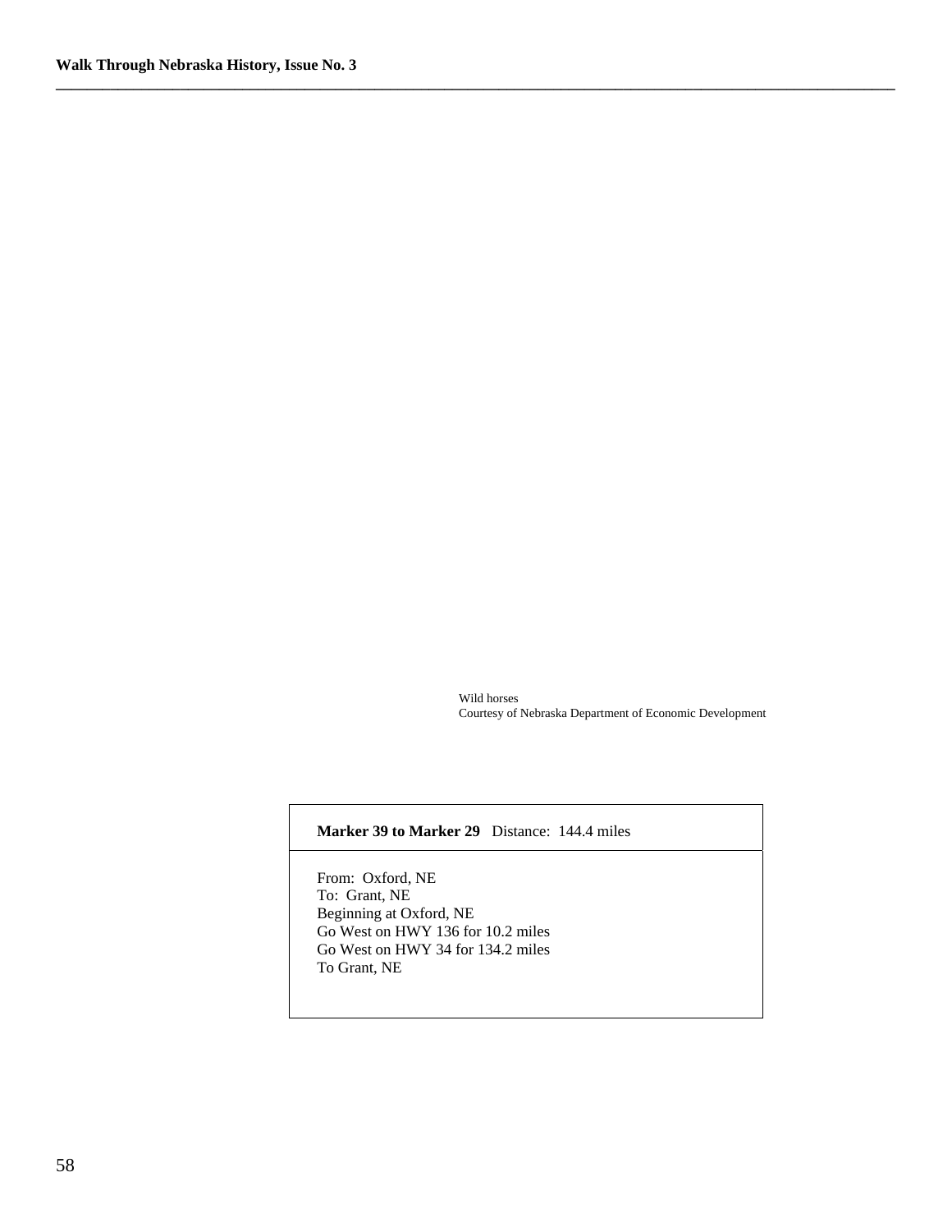Wild horses
Courtesy of Nebraska Department of Economic Development

**Marker 39 to Marker 29** Distance: 144.4 miles

From: Oxford, NE
To: Grant, NE
Beginning at Oxford, NE
Go West on HWY 136 for 10.2 miles
Go West on HWY 34 for 134.2 miles
To Grant, NE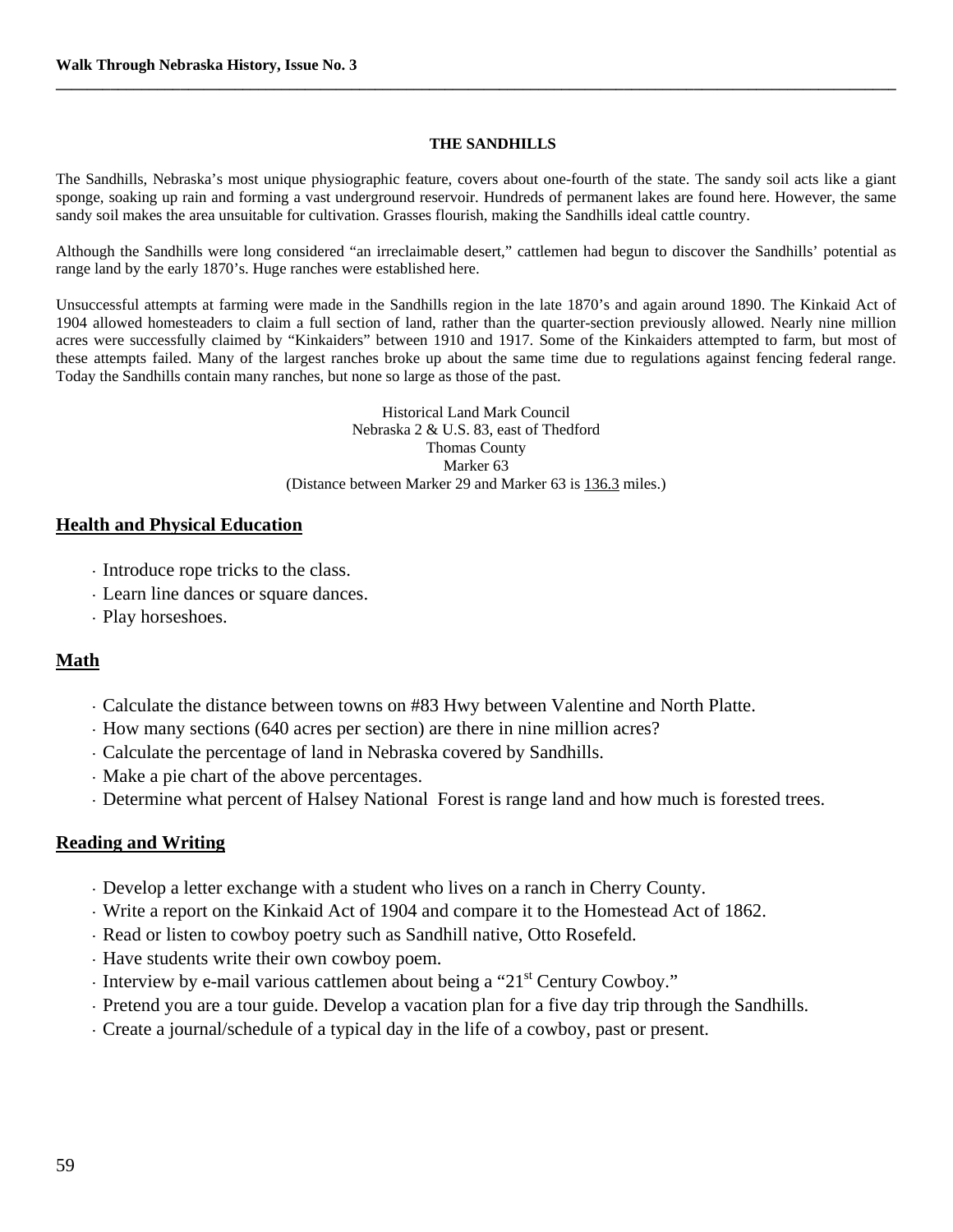## THE SANDHILLS

The Sandhills, Nebraska's most unique physiographic feature, covers about one-fourth of the state. The sandy soil acts like a giant sponge, soaking up rain and forming a vast underground reservoir. Hundreds of permanent lakes are found here. However, the same sandy soil makes the area unsuitable for cultivation. Grasses flourish, making the Sandhills ideal cattle country.

Although the Sandhills were long considered "an irreclaimable desert," cattlemen had begun to discover the Sandhills' potential as range land by the early 1870's. Huge ranches were established here.

Unsuccessful attempts at farming were made in the Sandhills region in the late 1870's and again around 1890. The Kinkaid Act of 1904 allowed homesteaders to claim a full section of land, rather than the quarter-section previously allowed. Nearly nine million acres were successfully claimed by "Kinkaiders" between 1910 and 1917. Some of the Kinkaiders attempted to farm, but most of these attempts failed. Many of the largest ranches broke up about the same time due to regulations against fencing federal range. Today the Sandhills contain many ranches, but none so large as those of the past.

Historical Land Mark Council
Nebraska 2 & U.S. 83, east of Thedford
Thomas County
Marker 63
(Distance between Marker 29 and Marker 63 is 136.3 miles.)

## Health and Physical Education

- Introduce rope tricks to the class.
- Learn line dances or square dances.
- Play horseshoes.

## Math

- Calculate the distance between towns on #83 Hwy between Valentine and North Platte.
- How many sections (640 acres per section) are there in nine million acres?
- Calculate the percentage of land in Nebraska covered by Sandhills.
- Make a pie chart of the above percentages.
- Determine what percent of Halsey National Forest is range land and how much is forested trees.

## Reading and Writing

- Develop a letter exchange with a student who lives on a ranch in Cherry County.
- Write a report on the Kinkaid Act of 1904 and compare it to the Homestead Act of 1862.
- Read or listen to cowboy poetry such as Sandhill native, Otto Rosefeld.
- Have students write their own cowboy poem.
- Interview by e-mail various cattlemen about being a "21st Century Cowboy."
- Pretend you are a tour guide. Develop a vacation plan for a five day trip through the Sandhills.
- Create a journal/schedule of a typical day in the life of a cowboy, past or present.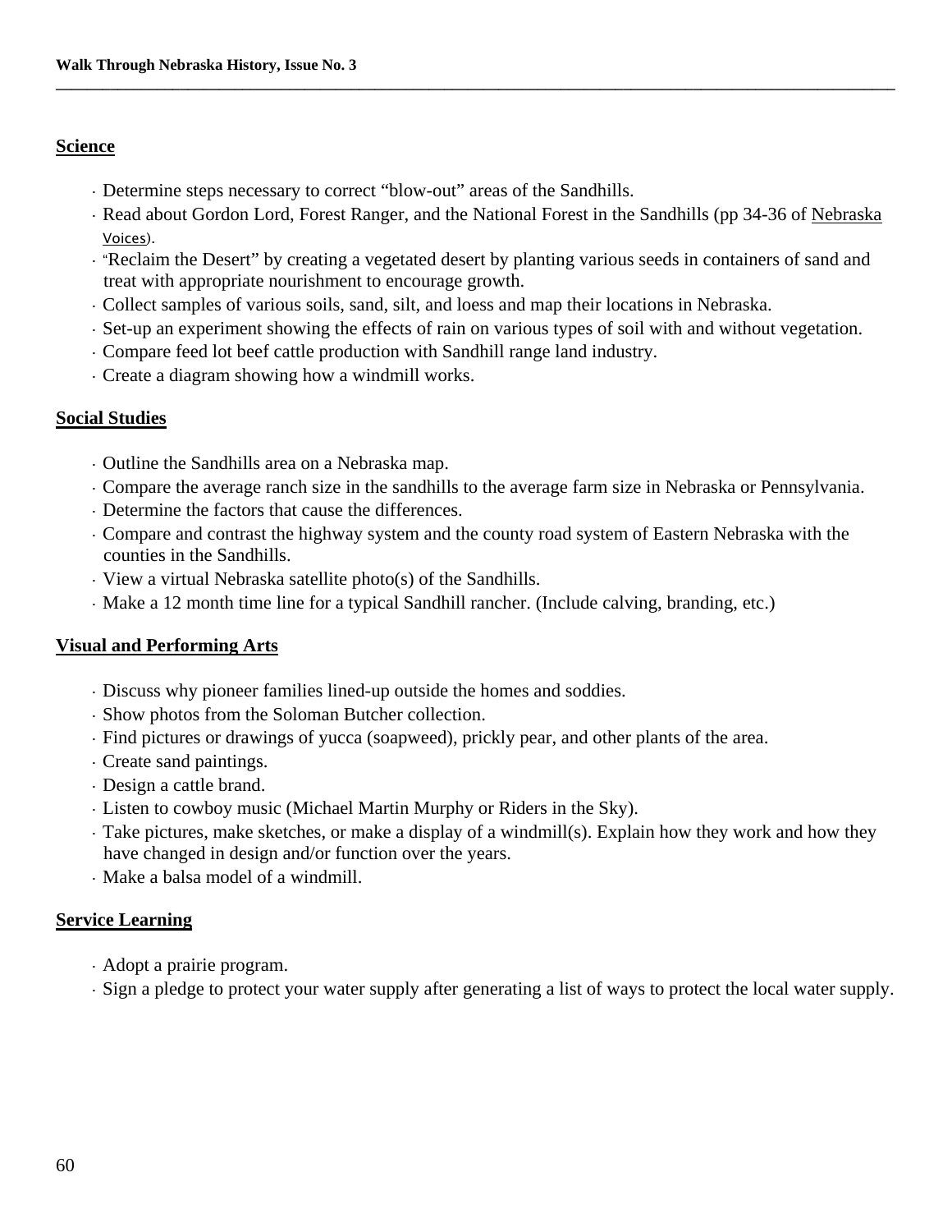## Science

- Determine steps necessary to correct "blow-out" areas of the Sandhills.
- Read about Gordon Lord, Forest Ranger, and the National Forest in the Sandhills (pp 34-36 of Nebraska Voices).
- "Reclaim the Desert" by creating a vegetated desert by planting various seeds in containers of sand and treat with appropriate nourishment to encourage growth.
- Collect samples of various soils, sand, silt, and loess and map their locations in Nebraska.
- Set-up an experiment showing the effects of rain on various types of soil with and without vegetation.
- Compare feed lot beef cattle production with Sandhill range land industry.
- Create a diagram showing how a windmill works.

## Social Studies

- Outline the Sandhills area on a Nebraska map.
- Compare the average ranch size in the sandhills to the average farm size in Nebraska or Pennsylvania.
- Determine the factors that cause the differences.
- Compare and contrast the highway system and the county road system of Eastern Nebraska with the counties in the Sandhills.
- View a virtual Nebraska satellite photo(s) of the Sandhills.
- Make a 12 month time line for a typical Sandhill rancher. (Include calving, branding, etc.)

## Visual and Performing Arts

- Discuss why pioneer families lined-up outside the homes and soddies.
- Show photos from the Soloman Butcher collection.
- Find pictures or drawings of yucca (soapweed), prickly pear, and other plants of the area.
- Create sand paintings.
- Design a cattle brand.
- Listen to cowboy music (Michael Martin Murphy or Riders in the Sky).
- Take pictures, make sketches, or make a display of a windmill(s). Explain how they work and how they have changed in design and/or function over the years.
- Make a balsa model of a windmill.

## Service Learning

- Adopt a prairie program.
- Sign a pledge to protect your water supply after generating a list of ways to protect the local water supply.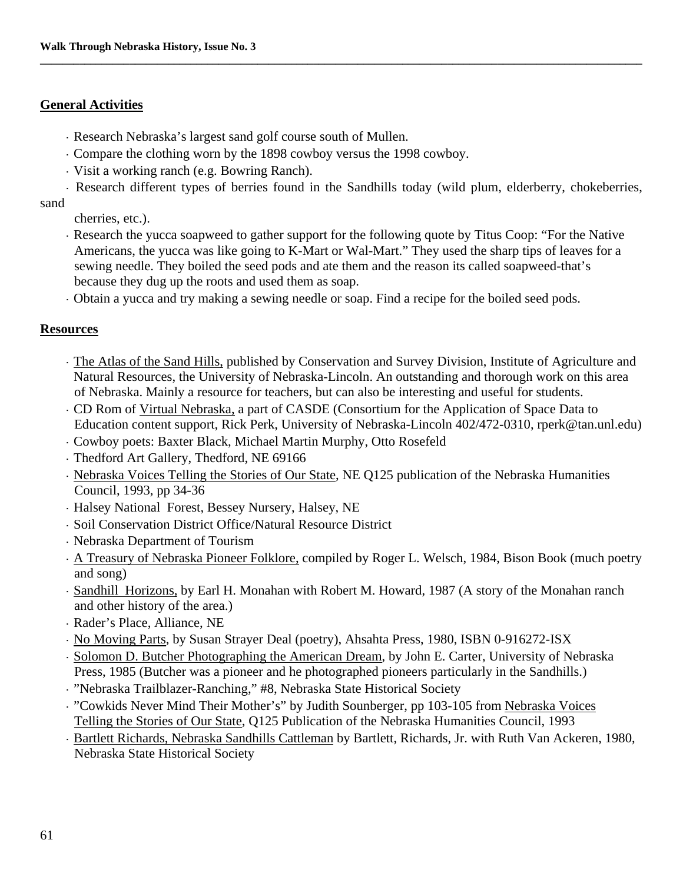## General Activities

- Research Nebraska's largest sand golf course south of Mullen.
- Compare the clothing worn by the 1898 cowboy versus the 1998 cowboy.
- Visit a working ranch (e.g. Bowring Ranch).
- Research different types of berries found in the Sandhills today (wild plum, elderberry, chokeberries, sand cherries, etc.).
- Research the yucca soapweed to gather support for the following quote by Titus Coop: "For the Native Americans, the yucca was like going to K-Mart or Wal-Mart." They used the sharp tips of leaves for a sewing needle. They boiled the seed pods and ate them and the reason its called soapweed-that's because they dug up the roots and used them as soap.
- Obtain a yucca and try making a sewing needle or soap. Find a recipe for the boiled seed pods.

## Resources

- <u>The Atlas of the Sand Hills,</u> published by Conservation and Survey Division, Institute of Agriculture and Natural Resources, the University of Nebraska-Lincoln. An outstanding and thorough work on this area of Nebraska. Mainly a resource for teachers, but can also be interesting and useful for students.
- CD Rom of <u>Virtual Nebraska,</u> a part of CASDE (Consortium for the Application of Space Data to Education content support, Rick Perk, University of Nebraska-Lincoln 402/472-0310, rperk@tan.unl.edu)
- Cowboy poets: Baxter Black, Michael Martin Murphy, Otto Rosefeld
- Thedford Art Gallery, Thedford, NE 69166
- <u>Nebraska Voices Telling the Stories of Our State</u>, NE Q125 publication of the Nebraska Humanities Council, 1993, pp 34-36
- Halsey National Forest, Bessey Nursery, Halsey, NE
- Soil Conservation District Office/Natural Resource District
- Nebraska Department of Tourism
- <u>A Treasury of Nebraska Pioneer Folklore,</u> compiled by Roger L. Welsch, 1984, Bison Book (much poetry and song)
- <u>Sandhill Horizons,</u> by Earl H. Monahan with Robert M. Howard, 1987 (A story of the Monahan ranch and other history of the area.)
- Rader's Place, Alliance, NE
- <u>No Moving Parts</u>, by Susan Strayer Deal (poetry), Ahsahta Press, 1980, ISBN 0-916272-ISX
- <u>Solomon D. Butcher Photographing the American Dream</u>, by John E. Carter, University of Nebraska Press, 1985 (Butcher was a pioneer and he photographed pioneers particularly in the Sandhills.)
- "Nebraska Trailblazer-Ranching," #8, Nebraska State Historical Society
- "Cowkids Never Mind Their Mother's" by Judith Sounberger, pp 103-105 from <u>Nebraska Voices Telling the Stories of Our State</u>, Q125 Publication of the Nebraska Humanities Council, 1993
- <u>Bartlett Richards, Nebraska Sandhills Cattleman</u> by Bartlett, Richards, Jr. with Ruth Van Ackeren, 1980, Nebraska State Historical Society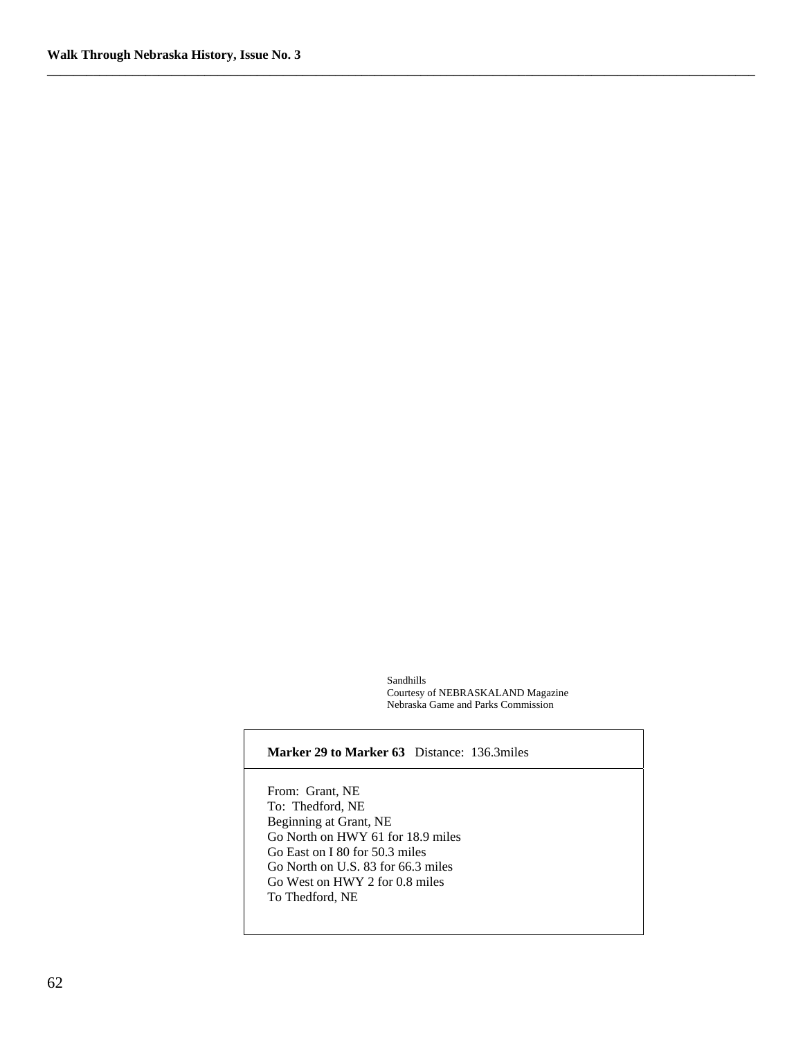Sandhills
Courtesy of NEBRASKALAND Magazine
Nebraska Game and Parks Commission

**Marker 29 to Marker 63** Distance: 136.3miles

From: Grant, NE
To: Thedford, NE
Beginning at Grant, NE
Go North on HWY 61 for 18.9 miles
Go East on I 80 for 50.3 miles
Go North on U.S. 83 for 66.3 miles
Go West on HWY 2 for 0.8 miles
To Thedford, NE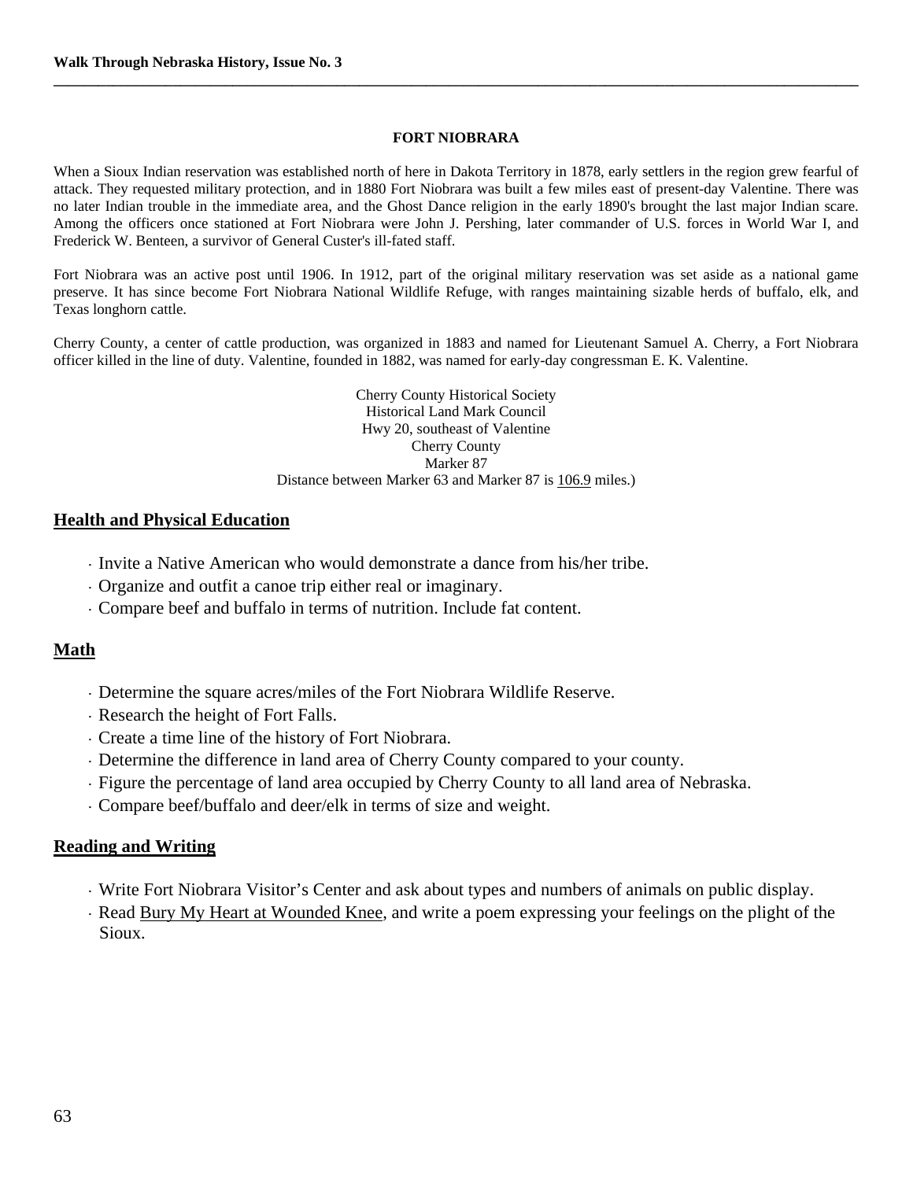## FORT NIOBRARA

When a Sioux Indian reservation was established north of here in Dakota Territory in 1878, early settlers in the region grew fearful of attack. They requested military protection, and in 1880 Fort Niobrara was built a few miles east of present-day Valentine. There was no later Indian trouble in the immediate area, and the Ghost Dance religion in the early 1890's brought the last major Indian scare. Among the officers once stationed at Fort Niobrara were John J. Pershing, later commander of U.S. forces in World War I, and Frederick W. Benteen, a survivor of General Custer's ill-fated staff.

Fort Niobrara was an active post until 1906. In 1912, part of the original military reservation was set aside as a national game preserve. It has since become Fort Niobrara National Wildlife Refuge, with ranges maintaining sizable herds of buffalo, elk, and Texas longhorn cattle.

Cherry County, a center of cattle production, was organized in 1883 and named for Lieutenant Samuel A. Cherry, a Fort Niobrara officer killed in the line of duty. Valentine, founded in 1882, was named for early-day congressman E. K. Valentine.

Cherry County Historical Society
Historical Land Mark Council
Hwy 20, southeast of Valentine
Cherry County
Marker 87
Distance between Marker 63 and Marker 87 is 106.9 miles.)

### Health and Physical Education

- Invite a Native American who would demonstrate a dance from his/her tribe.
- Organize and outfit a canoe trip either real or imaginary.
- Compare beef and buffalo in terms of nutrition. Include fat content.

### Math

- Determine the square acres/miles of the Fort Niobrara Wildlife Reserve.
- Research the height of Fort Falls.
- Create a time line of the history of Fort Niobrara.
- Determine the difference in land area of Cherry County compared to your county.
- Figure the percentage of land area occupied by Cherry County to all land area of Nebraska.
- Compare beef/buffalo and deer/elk in terms of size and weight.

### Reading and Writing

- Write Fort Niobrara Visitor's Center and ask about types and numbers of animals on public display.
- Read Bury My Heart at Wounded Knee, and write a poem expressing your feelings on the plight of the Sioux.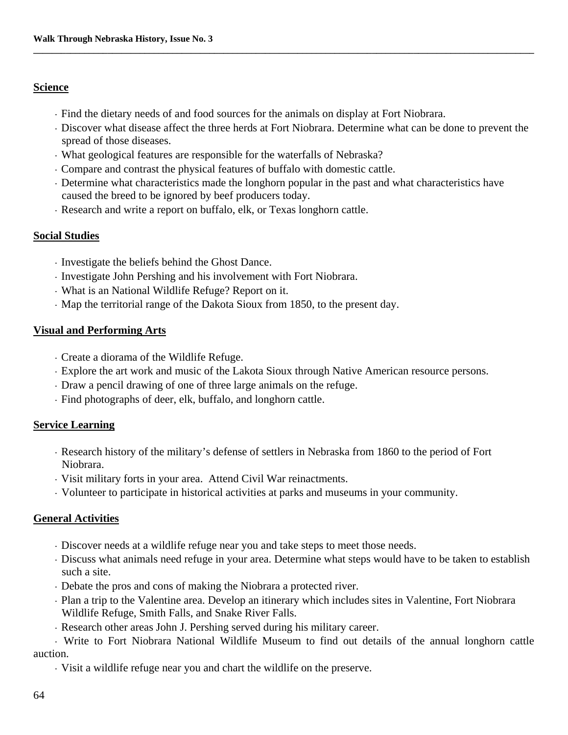## Science

- Find the dietary needs of and food sources for the animals on display at Fort Niobrara.
- Discover what disease affect the three herds at Fort Niobrara. Determine what can be done to prevent the spread of those diseases.
- What geological features are responsible for the waterfalls of Nebraska?
- Compare and contrast the physical features of buffalo with domestic cattle.
- Determine what characteristics made the longhorn popular in the past and what characteristics have caused the breed to be ignored by beef producers today.
- Research and write a report on buffalo, elk, or Texas longhorn cattle.

## Social Studies

- Investigate the beliefs behind the Ghost Dance.
- Investigate John Pershing and his involvement with Fort Niobrara.
- What is an National Wildlife Refuge? Report on it.
- Map the territorial range of the Dakota Sioux from 1850, to the present day.

## Visual and Performing Arts

- Create a diorama of the Wildlife Refuge.
- Explore the art work and music of the Lakota Sioux through Native American resource persons.
- Draw a pencil drawing of one of three large animals on the refuge.
- Find photographs of deer, elk, buffalo, and longhorn cattle.

## Service Learning

- Research history of the military's defense of settlers in Nebraska from 1860 to the period of Fort Niobrara.
- Visit military forts in your area. Attend Civil War reinactments.
- Volunteer to participate in historical activities at parks and museums in your community.

## General Activities

- Discover needs at a wildlife refuge near you and take steps to meet those needs.
- Discuss what animals need refuge in your area. Determine what steps would have to be taken to establish such a site.
- Debate the pros and cons of making the Niobrara a protected river.
- Plan a trip to the Valentine area. Develop an itinerary which includes sites in Valentine, Fort Niobrara Wildlife Refuge, Smith Falls, and Snake River Falls.
- Research other areas John J. Pershing served during his military career.
- Write to Fort Niobrara National Wildlife Museum to find out details of the annual longhorn cattle auction.
- Visit a wildlife refuge near you and chart the wildlife on the preserve.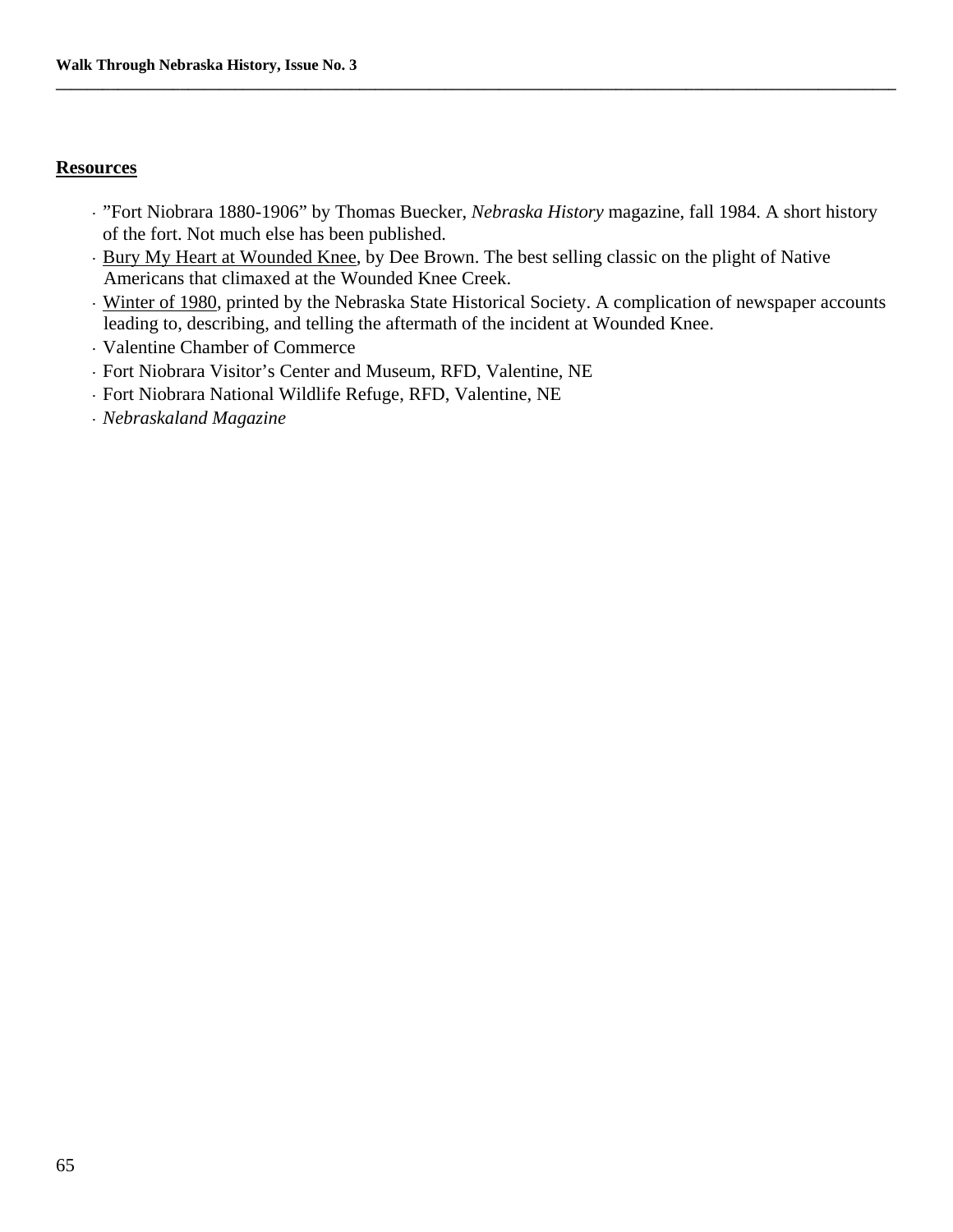## Resources

- "Fort Niobrara 1880-1906" by Thomas Buecker, *Nebraska History* magazine, fall 1984. A short history of the fort. Not much else has been published.
- Bury My Heart at Wounded Knee, by Dee Brown. The best selling classic on the plight of Native Americans that climaxed at the Wounded Knee Creek.
- Winter of 1980, printed by the Nebraska State Historical Society. A complication of newspaper accounts leading to, describing, and telling the aftermath of the incident at Wounded Knee.
- Valentine Chamber of Commerce
- Fort Niobrara Visitor's Center and Museum, RFD, Valentine, NE
- Fort Niobrara National Wildlife Refuge, RFD, Valentine, NE
- *Nebraskaland Magazine*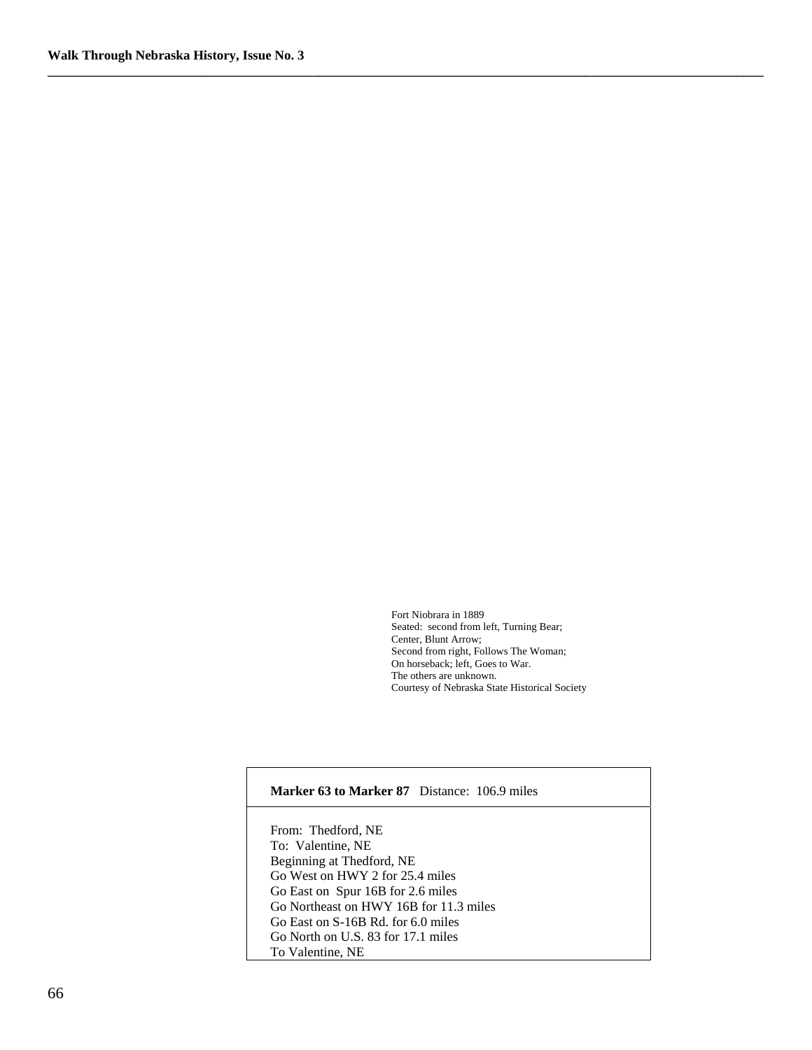Fort Niobrara in 1889
Seated: second from left, Turning Bear;
Center, Blunt Arrow;
Second from right, Follows The Woman;
On horseback; left, Goes to War.
The others are unknown.
Courtesy of Nebraska State Historical Society

**Marker 63 to Marker 87** Distance: 106.9 miles

From: Thedford, NE
To: Valentine, NE
Beginning at Thedford, NE
Go West on HWY 2 for 25.4 miles
Go East on Spur 16B for 2.6 miles
Go Northeast on HWY 16B for 11.3 miles
Go East on S-16B Rd. for 6.0 miles
Go North on U.S. 83 for 17.1 miles
To Valentine, NE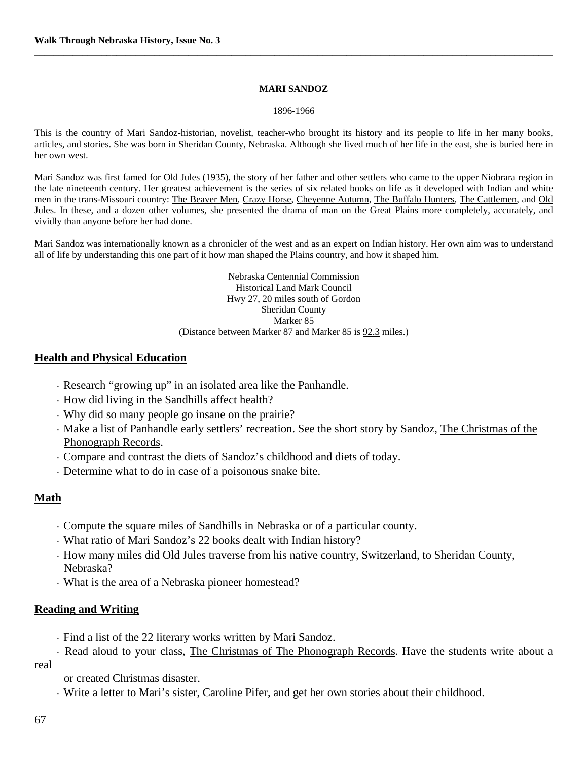## MARI SANDOZ

1896-1966

This is the country of Mari Sandoz-historian, novelist, teacher-who brought its history and its people to life in her many books, articles, and stories. She was born in Sheridan County, Nebraska. Although she lived much of her life in the east, she is buried here in her own west.

Mari Sandoz was first famed for Old Jules (1935), the story of her father and other settlers who came to the upper Niobrara region in the late nineteenth century. Her greatest achievement is the series of six related books on life as it developed with Indian and white men in the trans-Missouri country: The Beaver Men, Crazy Horse, Cheyenne Autumn, The Buffalo Hunters, The Cattlemen, and Old Jules. In these, and a dozen other volumes, she presented the drama of man on the Great Plains more completely, accurately, and vividly than anyone before her had done.

Mari Sandoz was internationally known as a chronicler of the west and as an expert on Indian history. Her own aim was to understand all of life by understanding this one part of it how man shaped the Plains country, and how it shaped him.

Nebraska Centennial Commission
Historical Land Mark Council
Hwy 27, 20 miles south of Gordon
Sheridan County
Marker 85
(Distance between Marker 87 and Marker 85 is 92.3 miles.)

### Health and Physical Education

- Research "growing up" in an isolated area like the Panhandle.
- How did living in the Sandhills affect health?
- Why did so many people go insane on the prairie?
- Make a list of Panhandle early settlers' recreation. See the short story by Sandoz, The Christmas of the Phonograph Records.
- Compare and contrast the diets of Sandoz's childhood and diets of today.
- Determine what to do in case of a poisonous snake bite.

### Math

- Compute the square miles of Sandhills in Nebraska or of a particular county.
- What ratio of Mari Sandoz's 22 books dealt with Indian history?
- How many miles did Old Jules traverse from his native country, Switzerland, to Sheridan County, Nebraska?
- What is the area of a Nebraska pioneer homestead?

### Reading and Writing

- Find a list of the 22 literary works written by Mari Sandoz.
- Read aloud to your class, The Christmas of The Phonograph Records. Have the students write about a real or created Christmas disaster.
- Write a letter to Mari's sister, Caroline Pifer, and get her own stories about their childhood.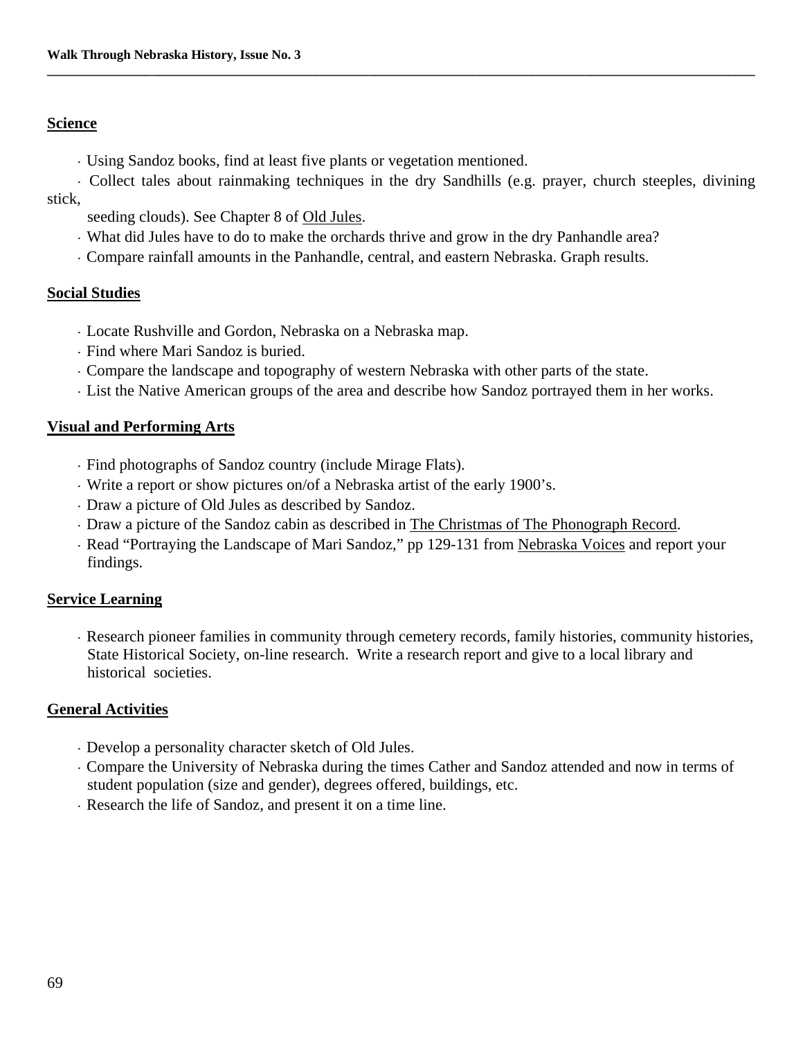## Science

- Using Sandoz books, find at least five plants or vegetation mentioned.
- Collect tales about rainmaking techniques in the dry Sandhills (e.g. prayer, church steeples, divining stick, seeding clouds). See Chapter 8 of Old Jules.
- What did Jules have to do to make the orchards thrive and grow in the dry Panhandle area?
- Compare rainfall amounts in the Panhandle, central, and eastern Nebraska. Graph results.

## Social Studies

- Locate Rushville and Gordon, Nebraska on a Nebraska map.
- Find where Mari Sandoz is buried.
- Compare the landscape and topography of western Nebraska with other parts of the state.
- List the Native American groups of the area and describe how Sandoz portrayed them in her works.

## Visual and Performing Arts

- Find photographs of Sandoz country (include Mirage Flats).
- Write a report or show pictures on/of a Nebraska artist of the early 1900's.
- Draw a picture of Old Jules as described by Sandoz.
- Draw a picture of the Sandoz cabin as described in The Christmas of The Phonograph Record.
- Read "Portraying the Landscape of Mari Sandoz," pp 129-131 from Nebraska Voices and report your findings.

## Service Learning

- Research pioneer families in community through cemetery records, family histories, community histories, State Historical Society, on-line research. Write a research report and give to a local library and historical societies.

## General Activities

- Develop a personality character sketch of Old Jules.
- Compare the University of Nebraska during the times Cather and Sandoz attended and now in terms of student population (size and gender), degrees offered, buildings, etc.
- Research the life of Sandoz, and present it on a time line.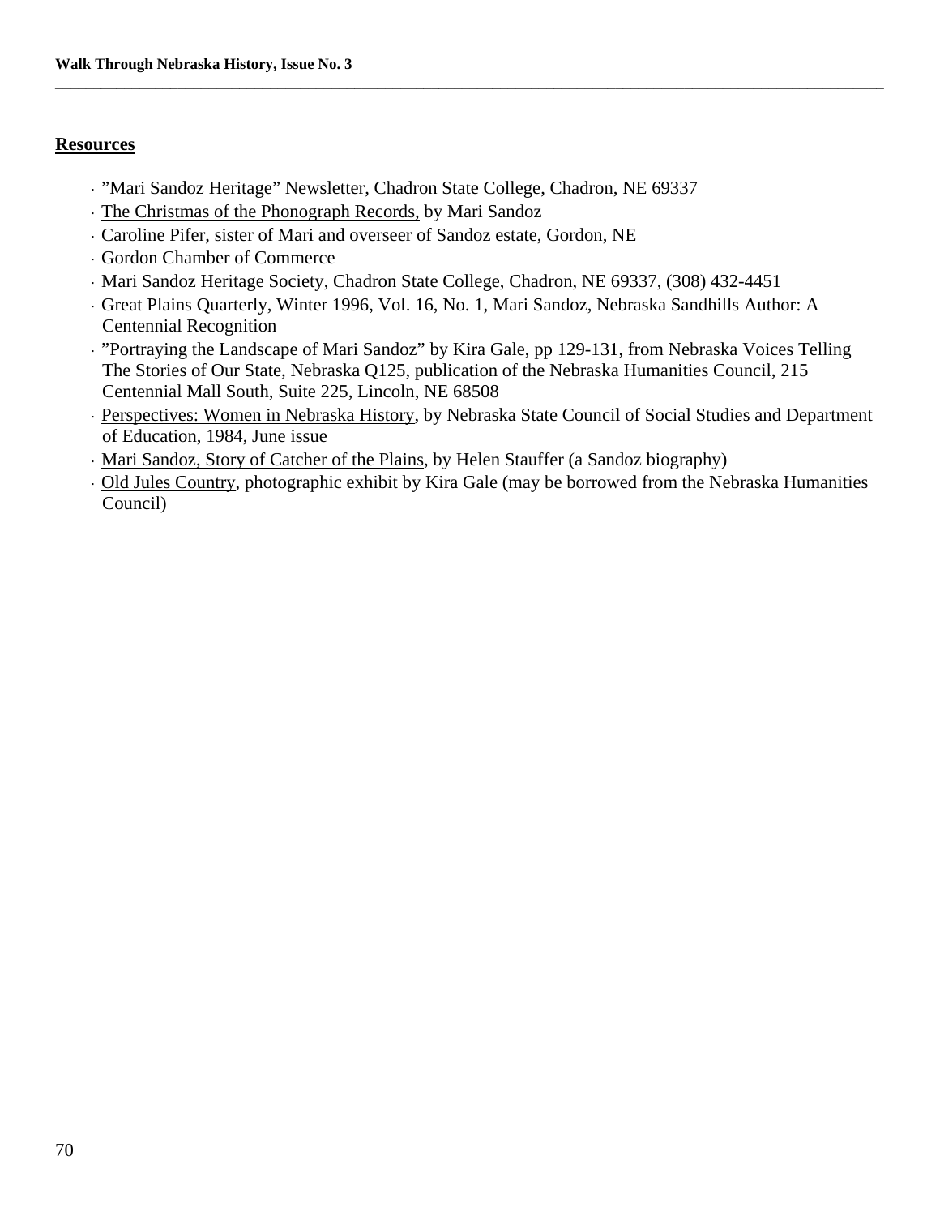## Resources

- ”Mari Sandoz Heritage” Newsletter, Chadron State College, Chadron, NE 69337
- The Christmas of the Phonograph Records, by Mari Sandoz
- Caroline Pifer, sister of Mari and overseer of Sandoz estate, Gordon, NE
- Gordon Chamber of Commerce
- Mari Sandoz Heritage Society, Chadron State College, Chadron, NE 69337, (308) 432-4451
- Great Plains Quarterly, Winter 1996, Vol. 16, No. 1, Mari Sandoz, Nebraska Sandhills Author: A Centennial Recognition
- ”Portraying the Landscape of Mari Sandoz” by Kira Gale, pp 129-131, from Nebraska Voices Telling The Stories of Our State, Nebraska Q125, publication of the Nebraska Humanities Council, 215 Centennial Mall South, Suite 225, Lincoln, NE 68508
- Perspectives: Women in Nebraska History, by Nebraska State Council of Social Studies and Department of Education, 1984, June issue
- Mari Sandoz, Story of Catcher of the Plains, by Helen Stauffer (a Sandoz biography)
- Old Jules Country, photographic exhibit by Kira Gale (may be borrowed from the Nebraska Humanities Council)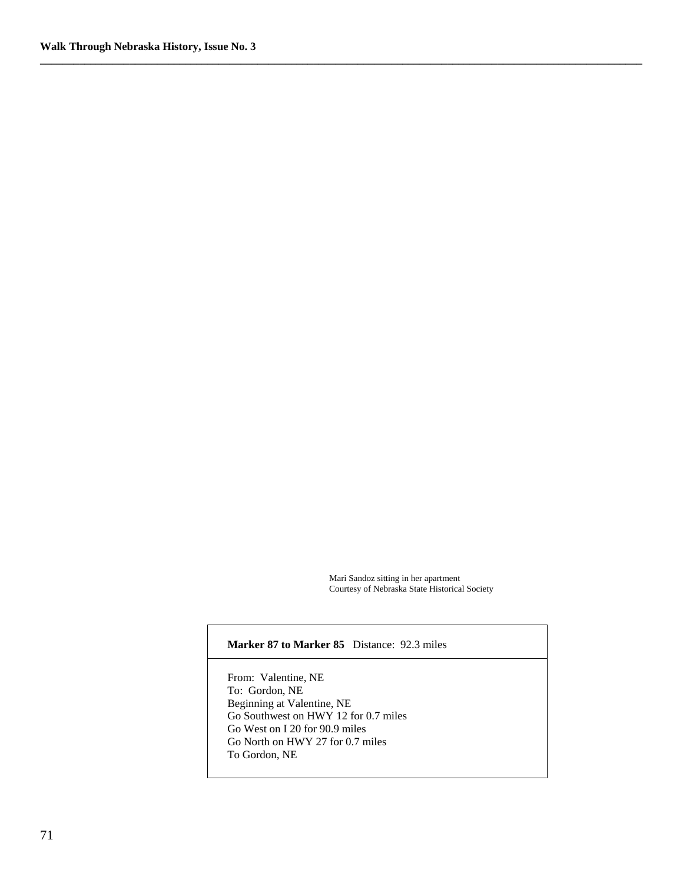Mari Sandoz sitting in her apartment
Courtesy of Nebraska State Historical Society

**Marker 87 to Marker 85** Distance: 92.3 miles

From: Valentine, NE
To: Gordon, NE
Beginning at Valentine, NE
Go Southwest on HWY 12 for 0.7 miles
Go West on I 20 for 90.9 miles
Go North on HWY 27 for 0.7 miles
To Gordon, NE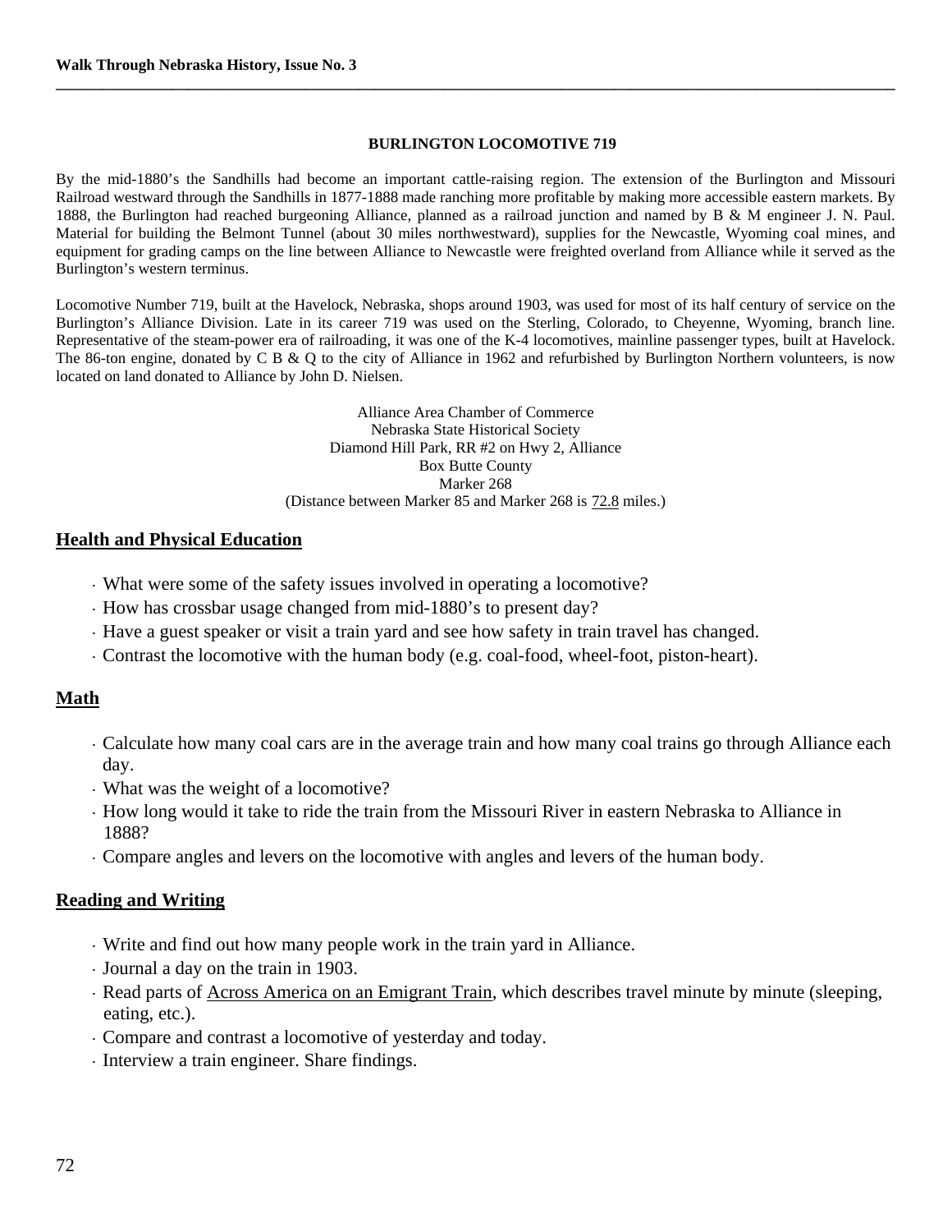## BURLINGTON LOCOMOTIVE 719

By the mid-1880's the Sandhills had become an important cattle-raising region. The extension of the Burlington and Missouri Railroad westward through the Sandhills in 1877-1888 made ranching more profitable by making more accessible eastern markets. By 1888, the Burlington had reached burgeoning Alliance, planned as a railroad junction and named by B & M engineer J. N. Paul. Material for building the Belmont Tunnel (about 30 miles northwestward), supplies for the Newcastle, Wyoming coal mines, and equipment for grading camps on the line between Alliance to Newcastle were freighted overland from Alliance while it served as the Burlington's western terminus.

Locomotive Number 719, built at the Havelock, Nebraska, shops around 1903, was used for most of its half century of service on the Burlington's Alliance Division. Late in its career 719 was used on the Sterling, Colorado, to Cheyenne, Wyoming, branch line. Representative of the steam-power era of railroading, it was one of the K-4 locomotives, mainline passenger types, built at Havelock. The 86-ton engine, donated by C B & Q to the city of Alliance in 1962 and refurbished by Burlington Northern volunteers, is now located on land donated to Alliance by John D. Nielsen.

Alliance Area Chamber of Commerce
Nebraska State Historical Society
Diamond Hill Park, RR #2 on Hwy 2, Alliance
Box Butte County
Marker 268
(Distance between Marker 85 and Marker 268 is 72.8 miles.)

## Health and Physical Education

- What were some of the safety issues involved in operating a locomotive?
- How has crossbar usage changed from mid-1880's to present day?
- Have a guest speaker or visit a train yard and see how safety in train travel has changed.
- Contrast the locomotive with the human body (e.g. coal-food, wheel-foot, piston-heart).

## Math

- Calculate how many coal cars are in the average train and how many coal trains go through Alliance each day.
- What was the weight of a locomotive?
- How long would it take to ride the train from the Missouri River in eastern Nebraska to Alliance in 1888?
- Compare angles and levers on the locomotive with angles and levers of the human body.

## Reading and Writing

- Write and find out how many people work in the train yard in Alliance.
- Journal a day on the train in 1903.
- Read parts of Across America on an Emigrant Train, which describes travel minute by minute (sleeping, eating, etc.).
- Compare and contrast a locomotive of yesterday and today.
- Interview a train engineer. Share findings.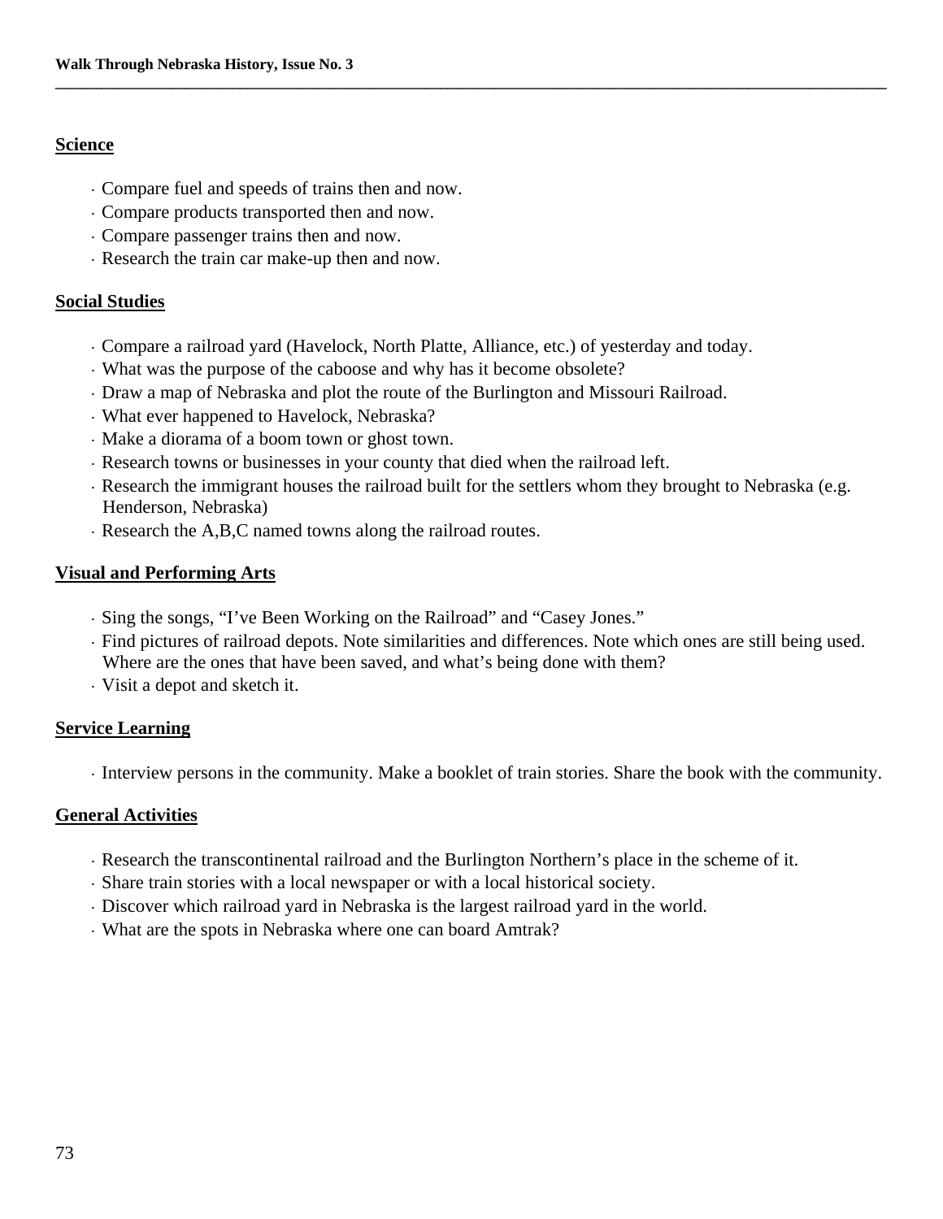## Science

- Compare fuel and speeds of trains then and now.
- Compare products transported then and now.
- Compare passenger trains then and now.
- Research the train car make-up then and now.

## Social Studies

- Compare a railroad yard (Havelock, North Platte, Alliance, etc.) of yesterday and today.
- What was the purpose of the caboose and why has it become obsolete?
- Draw a map of Nebraska and plot the route of the Burlington and Missouri Railroad.
- What ever happened to Havelock, Nebraska?
- Make a diorama of a boom town or ghost town.
- Research towns or businesses in your county that died when the railroad left.
- Research the immigrant houses the railroad built for the settlers whom they brought to Nebraska (e.g. Henderson, Nebraska)
- Research the A,B,C named towns along the railroad routes.

## Visual and Performing Arts

- Sing the songs, "I've Been Working on the Railroad" and "Casey Jones."
- Find pictures of railroad depots. Note similarities and differences. Note which ones are still being used. Where are the ones that have been saved, and what's being done with them?
- Visit a depot and sketch it.

## Service Learning

- Interview persons in the community. Make a booklet of train stories. Share the book with the community.

## General Activities

- Research the transcontinental railroad and the Burlington Northern's place in the scheme of it.
- Share train stories with a local newspaper or with a local historical society.
- Discover which railroad yard in Nebraska is the largest railroad yard in the world.
- What are the spots in Nebraska where one can board Amtrak?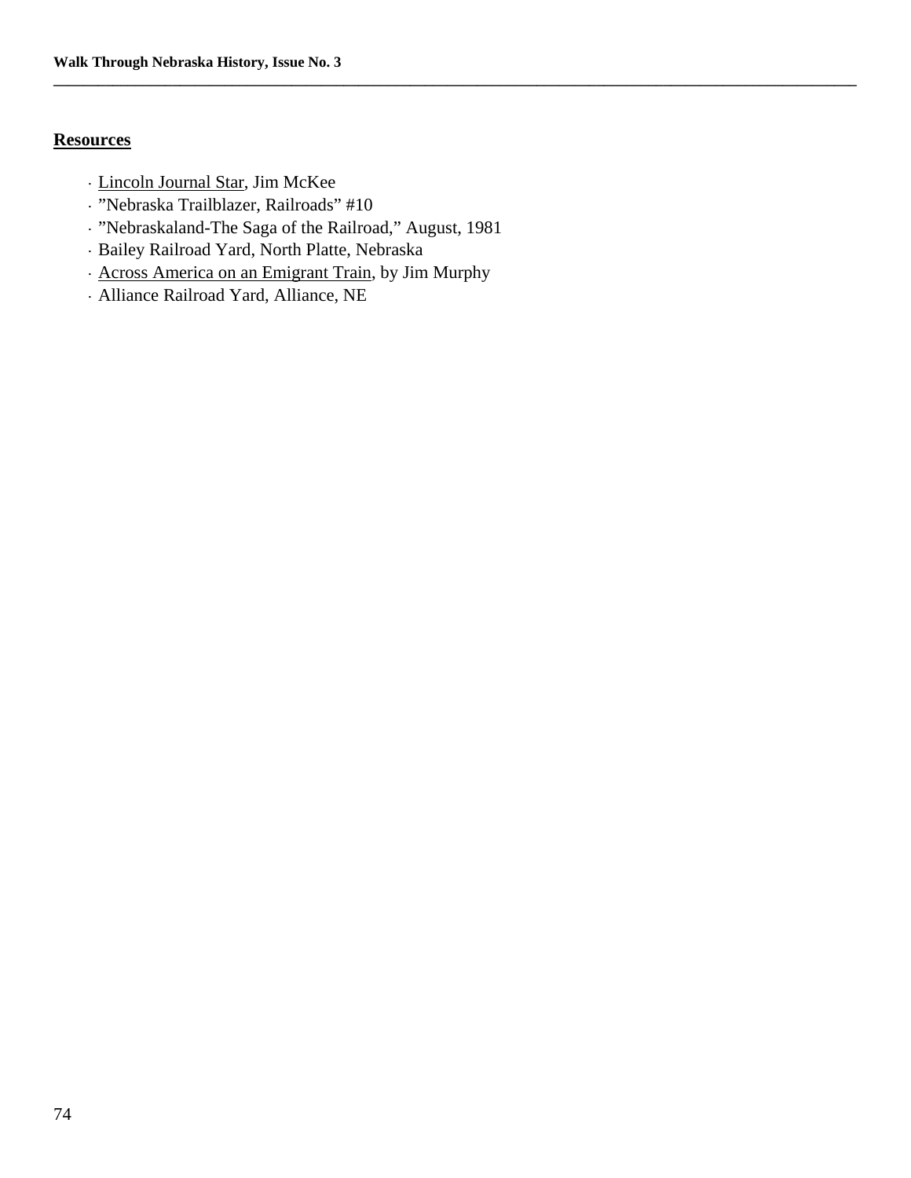## Resources

- Lincoln Journal Star, Jim McKee
- "Nebraska Trailblazer, Railroads" #10
- "Nebraskaland-The Saga of the Railroad," August, 1981
- Bailey Railroad Yard, North Platte, Nebraska
- Across America on an Emigrant Train, by Jim Murphy
- Alliance Railroad Yard, Alliance, NE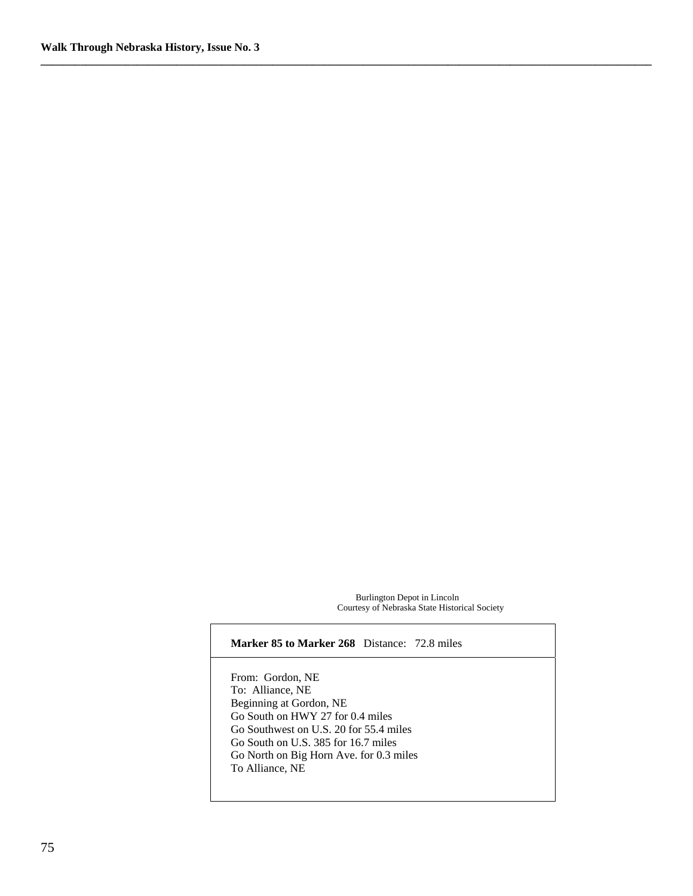Burlington Depot in Lincoln
Courtesy of Nebraska State Historical Society

**Marker 85 to Marker 268** Distance: 72.8 miles

From: Gordon, NE
To: Alliance, NE
Beginning at Gordon, NE
Go South on HWY 27 for 0.4 miles
Go Southwest on U.S. 20 for 55.4 miles
Go South on U.S. 385 for 16.7 miles
Go North on Big Horn Ave. for 0.3 miles
To Alliance, NE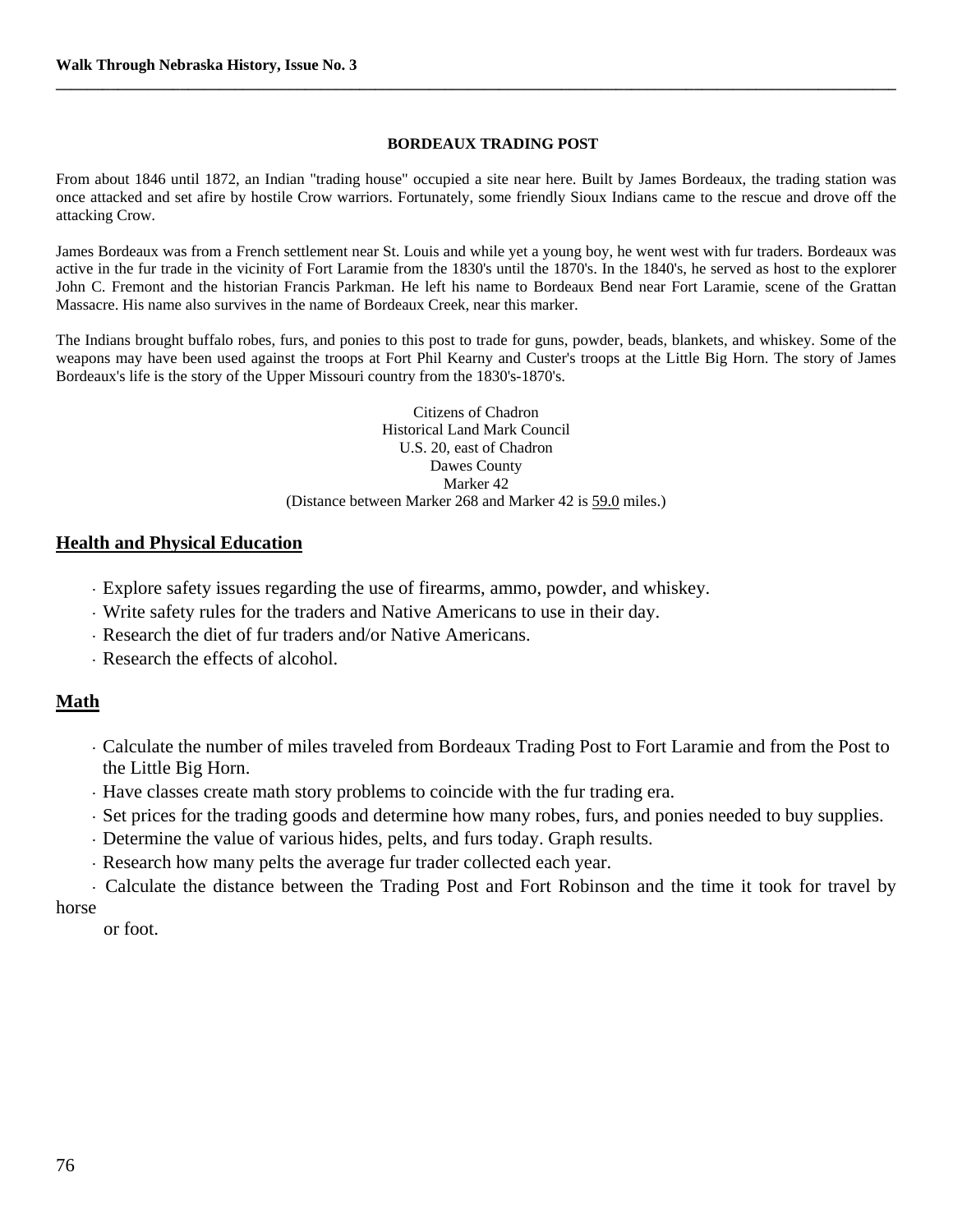### BORDEAUX TRADING POST

From about 1846 until 1872, an Indian "trading house" occupied a site near here. Built by James Bordeaux, the trading station was once attacked and set afire by hostile Crow warriors. Fortunately, some friendly Sioux Indians came to the rescue and drove off the attacking Crow.

James Bordeaux was from a French settlement near St. Louis and while yet a young boy, he went west with fur traders. Bordeaux was active in the fur trade in the vicinity of Fort Laramie from the 1830's until the 1870's. In the 1840's, he served as host to the explorer John C. Fremont and the historian Francis Parkman. He left his name to Bordeaux Bend near Fort Laramie, scene of the Grattan Massacre. His name also survives in the name of Bordeaux Creek, near this marker.

The Indians brought buffalo robes, furs, and ponies to this post to trade for guns, powder, beads, blankets, and whiskey. Some of the weapons may have been used against the troops at Fort Phil Kearny and Custer's troops at the Little Big Horn. The story of James Bordeaux's life is the story of the Upper Missouri country from the 1830's-1870's.

Citizens of Chadron
Historical Land Mark Council
U.S. 20, east of Chadron
Dawes County
Marker 42
(Distance between Marker 268 and Marker 42 is 59.0 miles.)

## Health and Physical Education

- Explore safety issues regarding the use of firearms, ammo, powder, and whiskey.
- Write safety rules for the traders and Native Americans to use in their day.
- Research the diet of fur traders and/or Native Americans.
- Research the effects of alcohol.

## Math

- Calculate the number of miles traveled from Bordeaux Trading Post to Fort Laramie and from the Post to the Little Big Horn.
- Have classes create math story problems to coincide with the fur trading era.
- Set prices for the trading goods and determine how many robes, furs, and ponies needed to buy supplies.
- Determine the value of various hides, pelts, and furs today. Graph results.
- Research how many pelts the average fur trader collected each year.
- Calculate the distance between the Trading Post and Fort Robinson and the time it took for travel by horse or foot.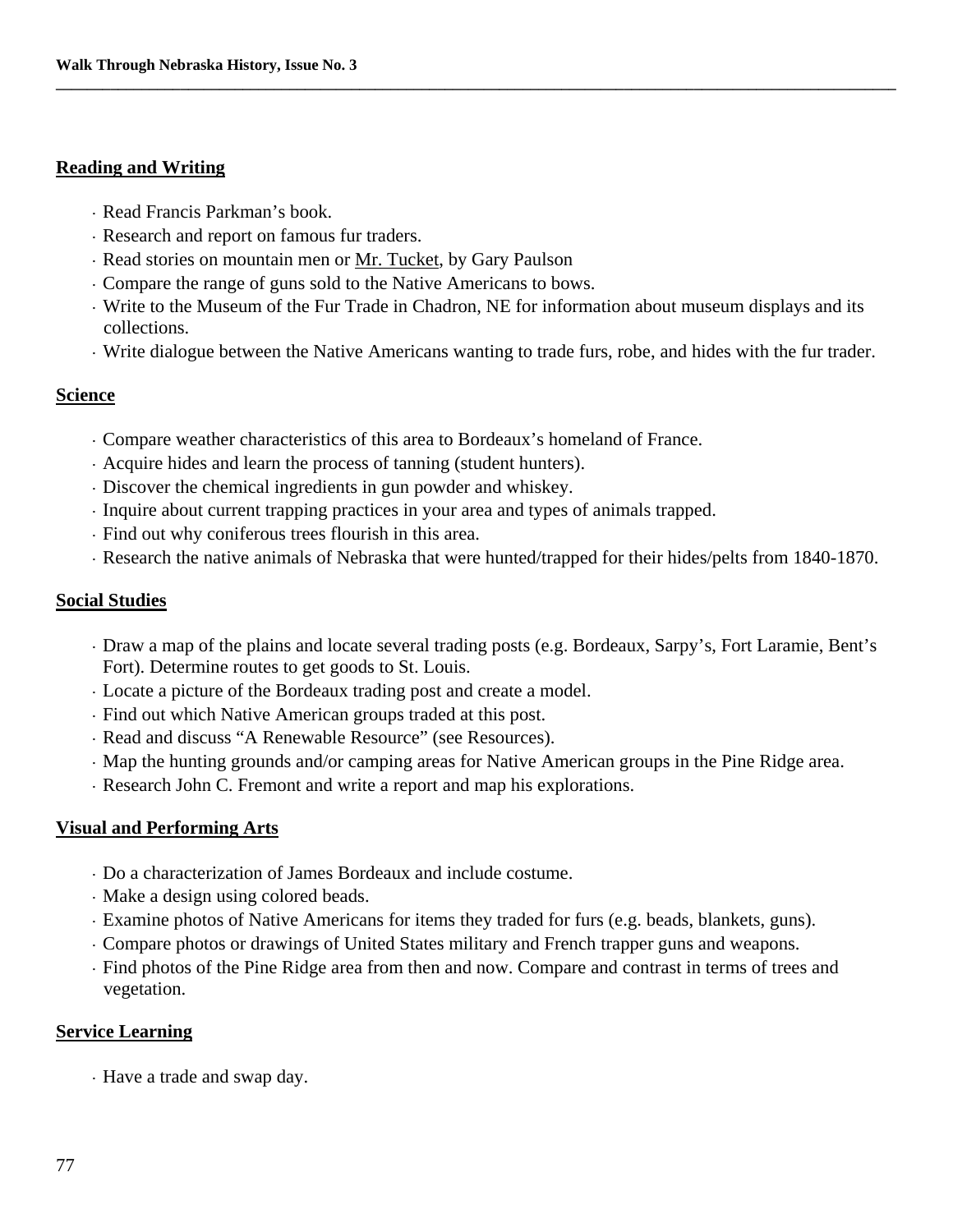## Reading and Writing

- Read Francis Parkman's book.
- Research and report on famous fur traders.
- Read stories on mountain men or Mr. Tucket, by Gary Paulson
- Compare the range of guns sold to the Native Americans to bows.
- Write to the Museum of the Fur Trade in Chadron, NE for information about museum displays and its collections.
- Write dialogue between the Native Americans wanting to trade furs, robe, and hides with the fur trader.

## Science

- Compare weather characteristics of this area to Bordeaux's homeland of France.
- Acquire hides and learn the process of tanning (student hunters).
- Discover the chemical ingredients in gun powder and whiskey.
- Inquire about current trapping practices in your area and types of animals trapped.
- Find out why coniferous trees flourish in this area.
- Research the native animals of Nebraska that were hunted/trapped for their hides/pelts from 1840-1870.

## Social Studies

- Draw a map of the plains and locate several trading posts (e.g. Bordeaux, Sarpy's, Fort Laramie, Bent's Fort). Determine routes to get goods to St. Louis.
- Locate a picture of the Bordeaux trading post and create a model.
- Find out which Native American groups traded at this post.
- Read and discuss "A Renewable Resource" (see Resources).
- Map the hunting grounds and/or camping areas for Native American groups in the Pine Ridge area.
- Research John C. Fremont and write a report and map his explorations.

## Visual and Performing Arts

- Do a characterization of James Bordeaux and include costume.
- Make a design using colored beads.
- Examine photos of Native Americans for items they traded for furs (e.g. beads, blankets, guns).
- Compare photos or drawings of United States military and French trapper guns and weapons.
- Find photos of the Pine Ridge area from then and now. Compare and contrast in terms of trees and vegetation.

## Service Learning

- Have a trade and swap day.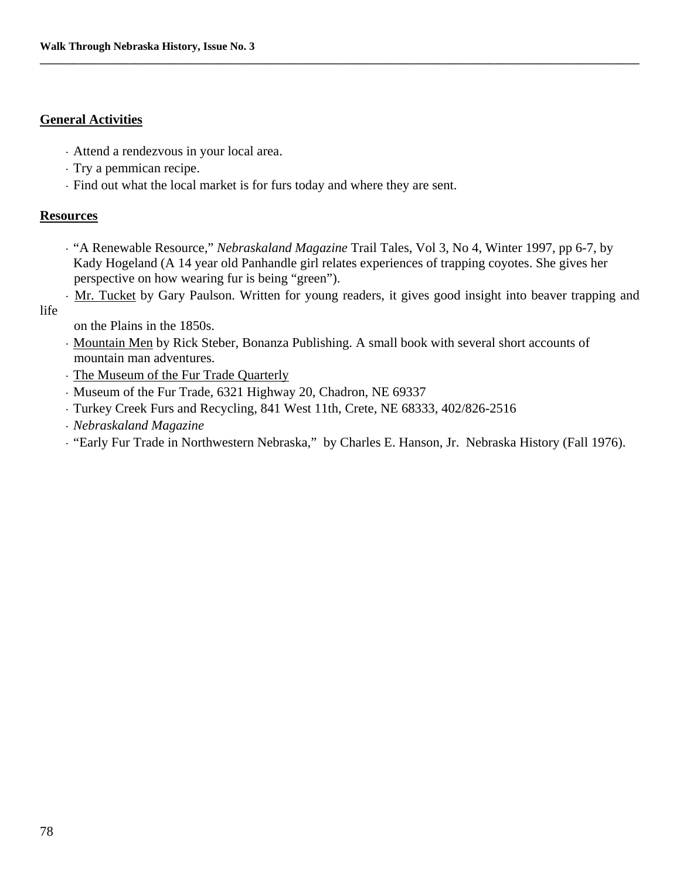## General Activities

- Attend a rendezvous in your local area.
- Try a pemmican recipe.
- Find out what the local market is for furs today and where they are sent.

## Resources

- "A Renewable Resource," *Nebraskaland Magazine* Trail Tales, Vol 3, No 4, Winter 1997, pp 6-7, by Kady Hogeland (A 14 year old Panhandle girl relates experiences of trapping coyotes. She gives her perspective on how wearing fur is being "green").
- Mr. Tucket by Gary Paulson. Written for young readers, it gives good insight into beaver trapping and life on the Plains in the 1850s.
- Mountain Men by Rick Steber, Bonanza Publishing. A small book with several short accounts of mountain man adventures.
- The Museum of the Fur Trade Quarterly
- Museum of the Fur Trade, 6321 Highway 20, Chadron, NE 69337
- Turkey Creek Furs and Recycling, 841 West 11th, Crete, NE 68333, 402/826-2516
- *Nebraskaland Magazine*
- "Early Fur Trade in Northwestern Nebraska," by Charles E. Hanson, Jr. Nebraska History (Fall 1976).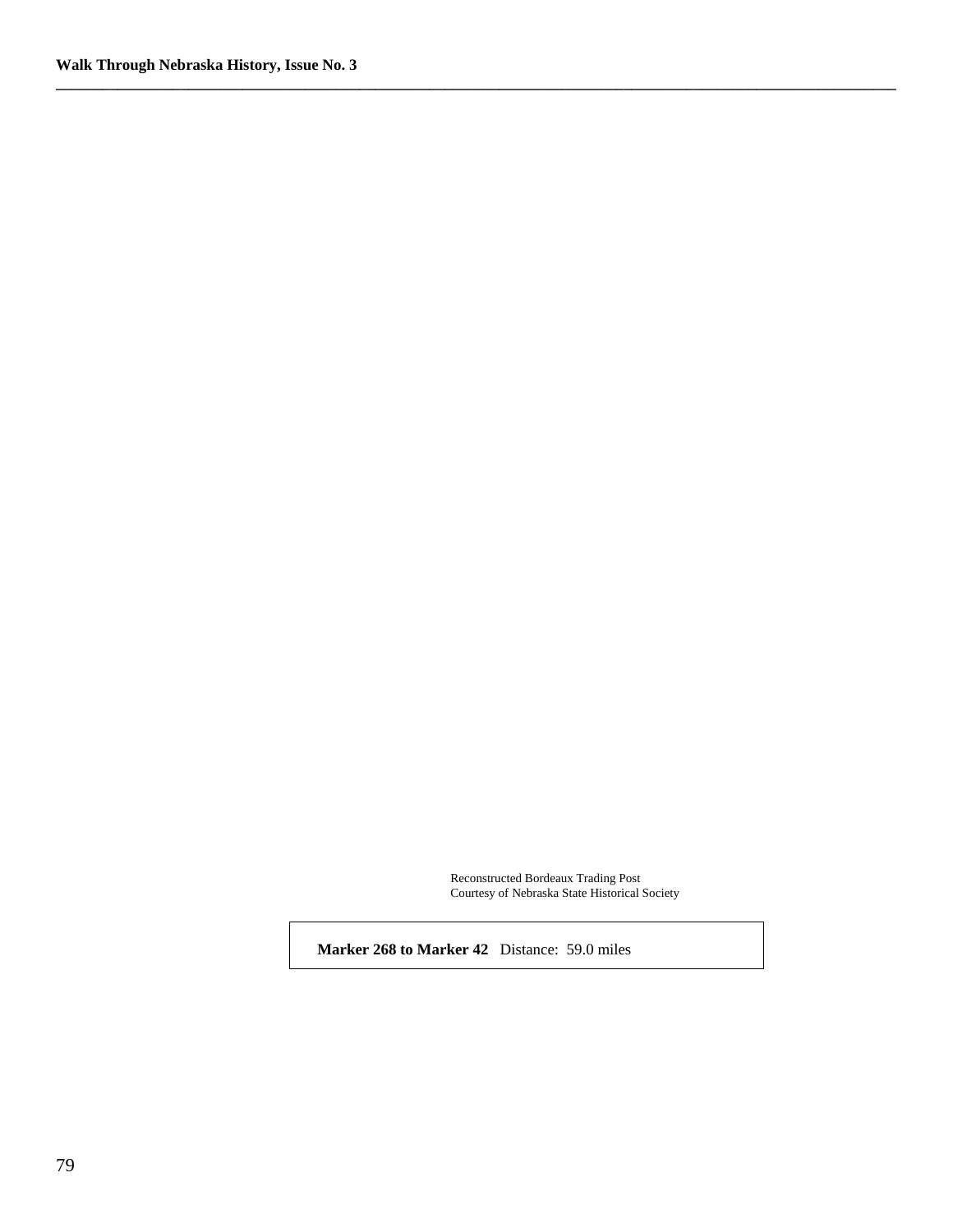Reconstructed Bordeaux Trading Post
Courtesy of Nebraska State Historical Society

**Marker 268 to Marker 42** Distance: 59.0 miles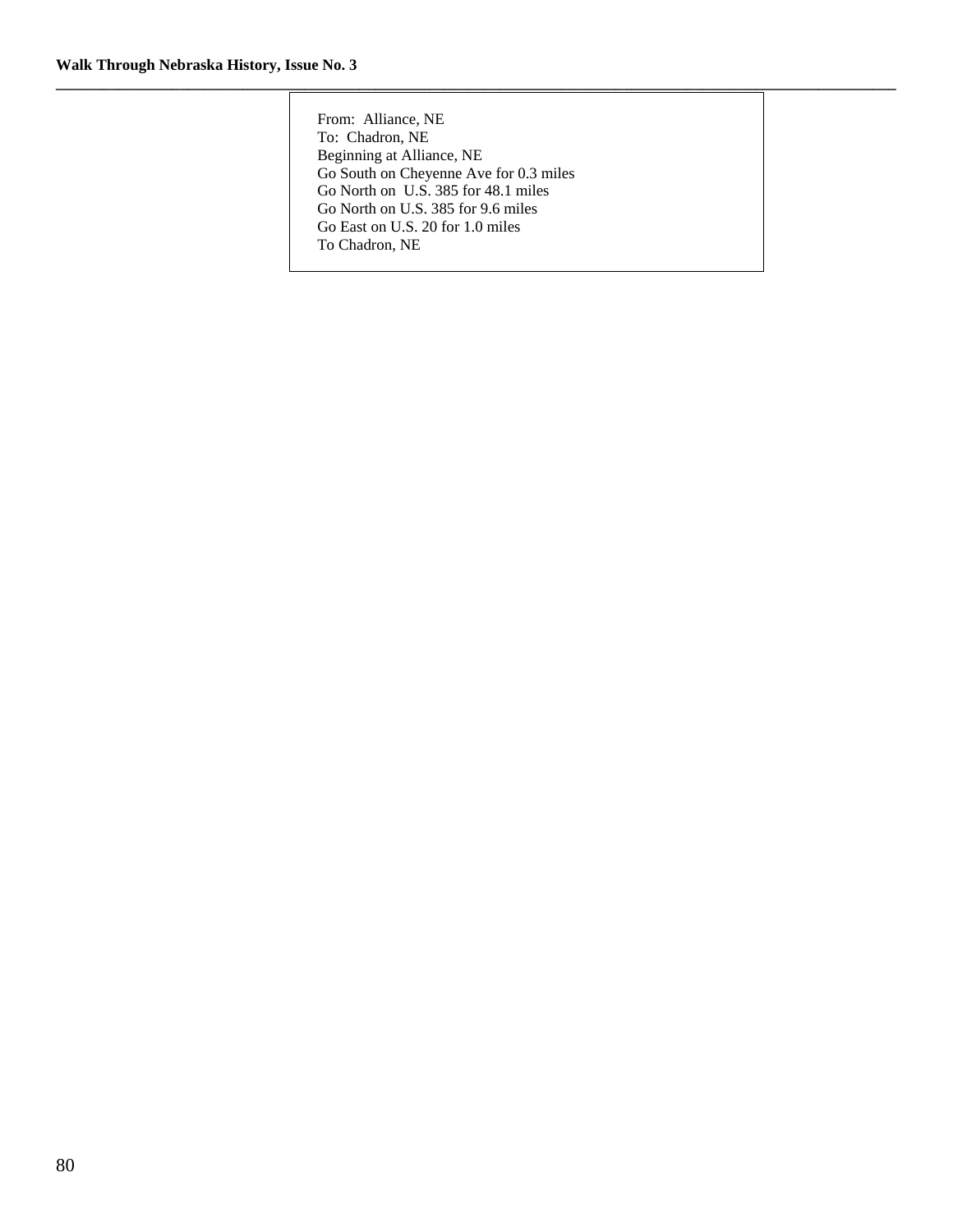From: Alliance, NE
To: Chadron, NE
Beginning at Alliance, NE
Go South on Cheyenne Ave for 0.3 miles
Go North on U.S. 385 for 48.1 miles
Go North on U.S. 385 for 9.6 miles
Go East on U.S. 20 for 1.0 miles
To Chadron, NE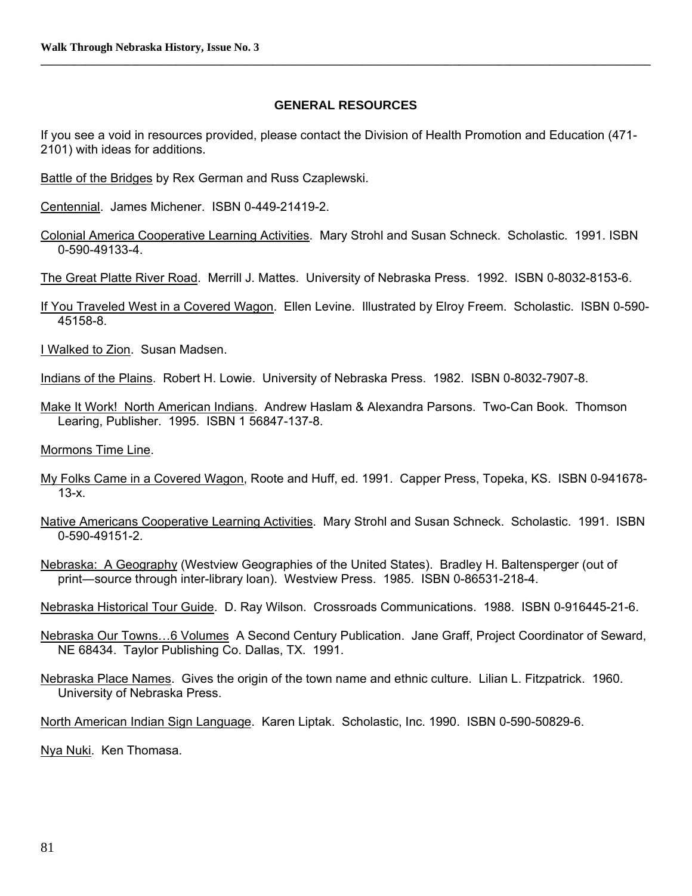## GENERAL RESOURCES

If you see a void in resources provided, please contact the Division of Health Promotion and Education (471-2101) with ideas for additions.

<u>Battle of the Bridges</u> by Rex German and Russ Czaplewski.

<u>Centennial</u>. James Michener. ISBN 0-449-21419-2.

<u>Colonial America Cooperative Learning Activities</u>. Mary Strohl and Susan Schneck. Scholastic. 1991. ISBN 0-590-49133-4.

<u>The Great Platte River Road</u>. Merrill J. Mattes. University of Nebraska Press. 1992. ISBN 0-8032-8153-6.

<u>If You Traveled West in a Covered Wagon</u>. Ellen Levine. Illustrated by Elroy Freem. Scholastic. ISBN 0-590-45158-8.

<u>I Walked to Zion</u>. Susan Madsen.

<u>Indians of the Plains</u>. Robert H. Lowie. University of Nebraska Press. 1982. ISBN 0-8032-7907-8.

<u>Make It Work! North American Indians</u>. Andrew Haslam & Alexandra Parsons. Two-Can Book. Thomson Learing, Publisher. 1995. ISBN 1 56847-137-8.

<u>Mormons Time Line</u>.

<u>My Folks Came in a Covered Wagon</u>, Roote and Huff, ed. 1991. Capper Press, Topeka, KS. ISBN 0-941678-13-x.

<u>Native Americans Cooperative Learning Activities</u>. Mary Strohl and Susan Schneck. Scholastic. 1991. ISBN 0-590-49151-2.

<u>Nebraska: A Geography</u> (Westview Geographies of the United States). Bradley H. Baltensperger (out of print—source through inter-library loan). Westview Press. 1985. ISBN 0-86531-218-4.

<u>Nebraska Historical Tour Guide</u>. D. Ray Wilson. Crossroads Communications. 1988. ISBN 0-916445-21-6.

<u>Nebraska Our Towns…6 Volumes</u> A Second Century Publication. Jane Graff, Project Coordinator of Seward, NE 68434. Taylor Publishing Co. Dallas, TX. 1991.

<u>Nebraska Place Names</u>. Gives the origin of the town name and ethnic culture. Lilian L. Fitzpatrick. 1960. University of Nebraska Press.

<u>North American Indian Sign Language</u>. Karen Liptak. Scholastic, Inc. 1990. ISBN 0-590-50829-6.

<u>Nya Nuki</u>. Ken Thomasa.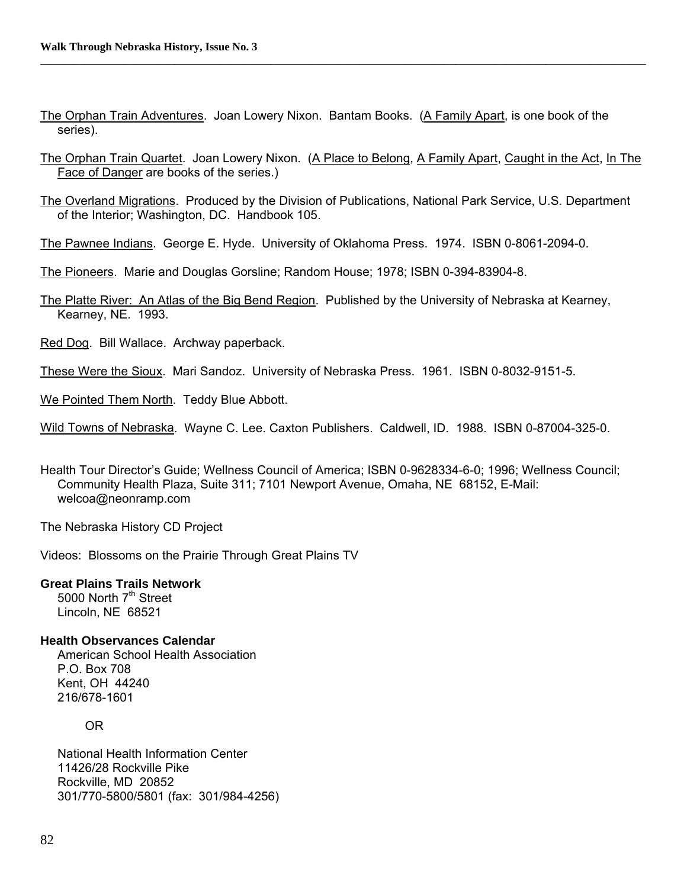The Orphan Train Adventures. Joan Lowery Nixon. Bantam Books. (A Family Apart, is one book of the series).

The Orphan Train Quartet. Joan Lowery Nixon. (A Place to Belong, A Family Apart, Caught in the Act, In The Face of Danger are books of the series.)

The Overland Migrations. Produced by the Division of Publications, National Park Service, U.S. Department of the Interior; Washington, DC. Handbook 105.

The Pawnee Indians. George E. Hyde. University of Oklahoma Press. 1974. ISBN 0-8061-2094-0.

The Pioneers. Marie and Douglas Gorsline; Random House; 1978; ISBN 0-394-83904-8.

The Platte River: An Atlas of the Big Bend Region. Published by the University of Nebraska at Kearney, Kearney, NE. 1993.

Red Dog. Bill Wallace. Archway paperback.

These Were the Sioux. Mari Sandoz. University of Nebraska Press. 1961. ISBN 0-8032-9151-5.

We Pointed Them North. Teddy Blue Abbott.

Wild Towns of Nebraska. Wayne C. Lee. Caxton Publishers. Caldwell, ID. 1988. ISBN 0-87004-325-0.

Health Tour Director's Guide; Wellness Council of America; ISBN 0-9628334-6-0; 1996; Wellness Council; Community Health Plaza, Suite 311; 7101 Newport Avenue, Omaha, NE 68152, E-Mail: welcoa@neonramp.com

The Nebraska History CD Project

Videos: Blossoms on the Prairie Through Great Plains TV

**Great Plains Trails Network**
5000 North 7th Street
Lincoln, NE 68521

**Health Observances Calendar**
American School Health Association
P.O. Box 708
Kent, OH 44240
216/678-1601

OR

National Health Information Center
11426/28 Rockville Pike
Rockville, MD 20852
301/770-5800/5801 (fax: 301/984-4256)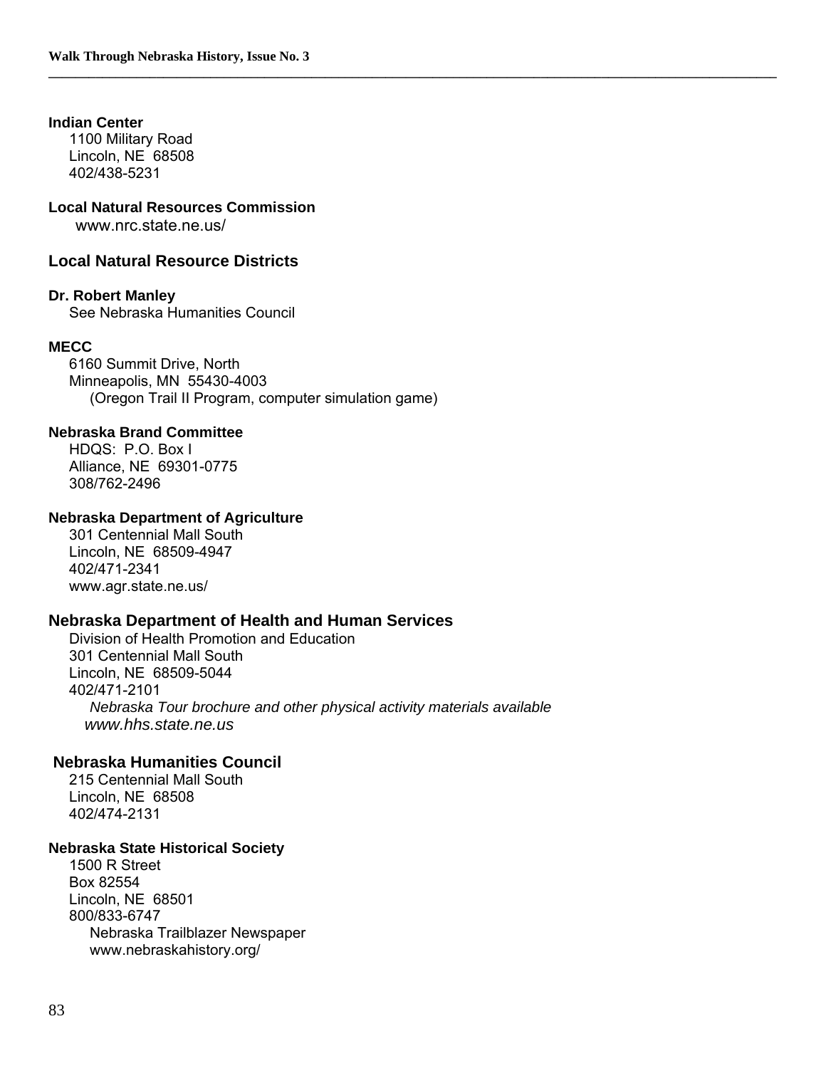**Indian Center**
1100 Military Road
Lincoln, NE 68508
402/438-5231

**Local Natural Resources Commission**
www.nrc.state.ne.us/

### Local Natural Resource Districts

**Dr. Robert Manley**
See Nebraska Humanities Council

**MECC**
6160 Summit Drive, North
Minneapolis, MN 55430-4003
(Oregon Trail II Program, computer simulation game)

**Nebraska Brand Committee**
HDQS: P.O. Box I
Alliance, NE 69301-0775
308/762-2496

**Nebraska Department of Agriculture**
301 Centennial Mall South
Lincoln, NE 68509-4947
402/471-2341
www.agr.state.ne.us/

### Nebraska Department of Health and Human Services

Division of Health Promotion and Education
301 Centennial Mall South
Lincoln, NE 68509-5044
402/471-2101
*Nebraska Tour brochure and other physical activity materials available*
*www.hhs.state.ne.us*

### Nebraska Humanities Council

215 Centennial Mall South
Lincoln, NE 68508
402/474-2131

**Nebraska State Historical Society**
1500 R Street
Box 82554
Lincoln, NE 68501
800/833-6747
Nebraska Trailblazer Newspaper
www.nebraskahistory.org/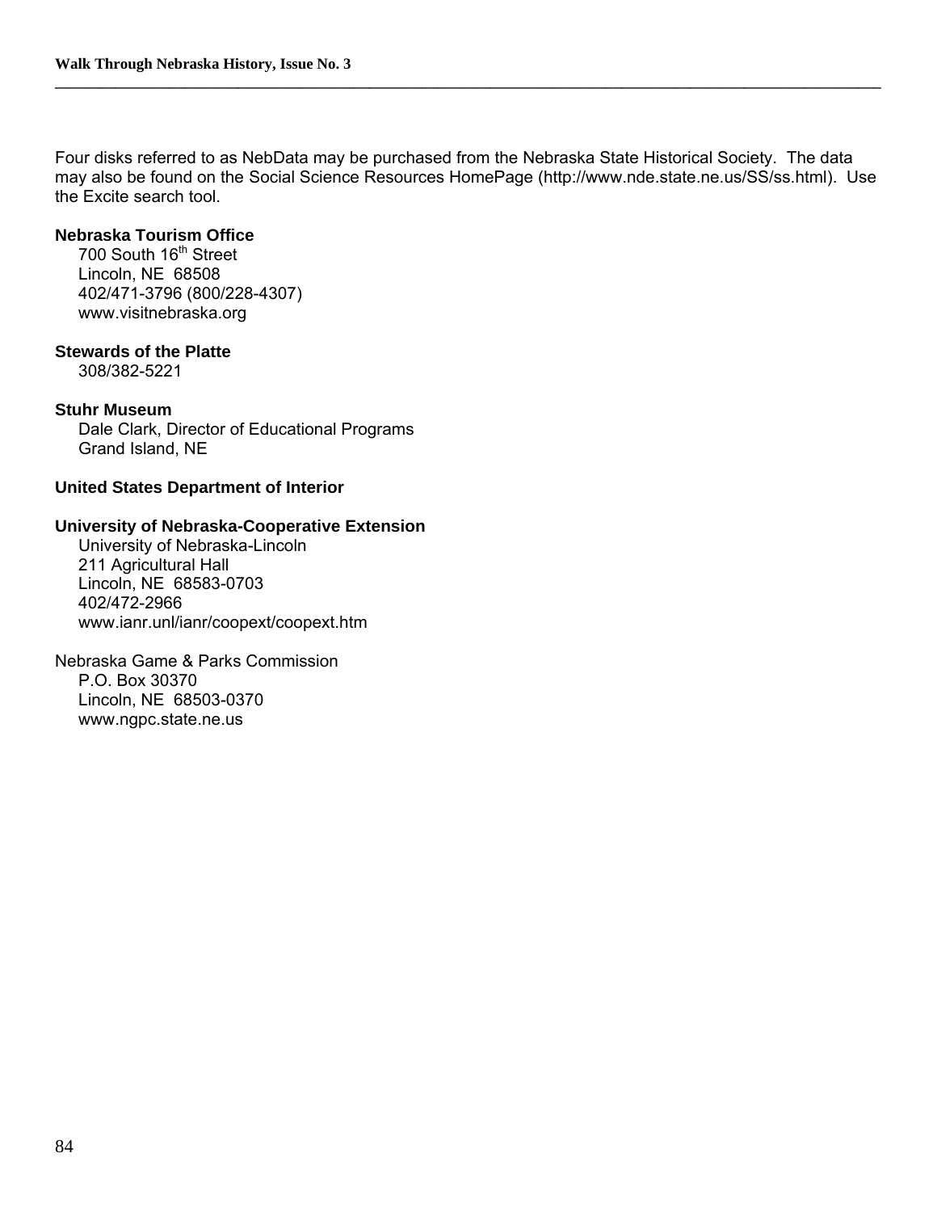Four disks referred to as NebData may be purchased from the Nebraska State Historical Society. The data may also be found on the Social Science Resources HomePage (http://www.nde.state.ne.us/SS/ss.html). Use the Excite search tool.

**Nebraska Tourism Office**
700 South 16th Street
Lincoln, NE 68508
402/471-3796 (800/228-4307)
www.visitnebraska.org

**Stewards of the Platte**
308/382-5221

**Stuhr Museum**
Dale Clark, Director of Educational Programs
Grand Island, NE

**United States Department of Interior**

**University of Nebraska-Cooperative Extension**
University of Nebraska-Lincoln
211 Agricultural Hall
Lincoln, NE 68583-0703
402/472-2966
www.ianr.unl/ianr/coopext/coopext.htm

Nebraska Game & Parks Commission
P.O. Box 30370
Lincoln, NE 68503-0370
www.ngpc.state.ne.us